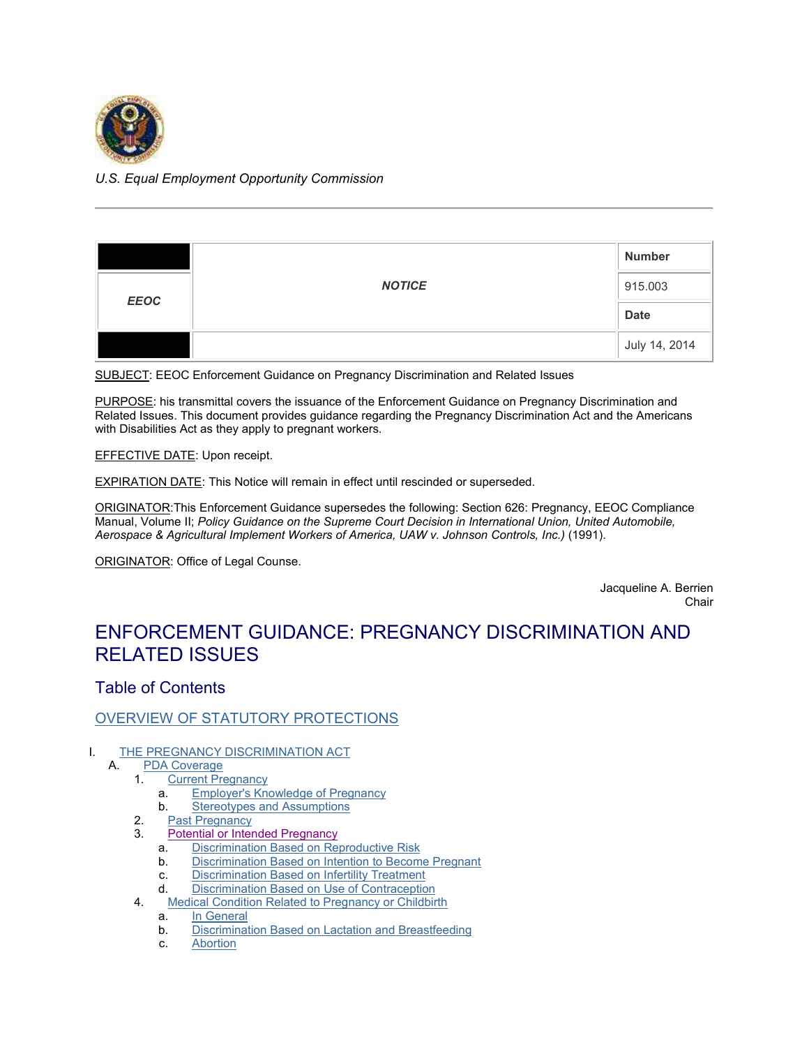*U.S. Equal Employment Opportunity Commission*

| | | Number |
|---|---|---|
| *EEOC* | ***NOTICE*** | 915.003 |
| | | **Date** |
| | | July 14, 2014 |

SUBJECT: EEOC Enforcement Guidance on Pregnancy Discrimination and Related Issues

PURPOSE: his transmittal covers the issuance of the Enforcement Guidance on Pregnancy Discrimination and Related Issues. This document provides guidance regarding the Pregnancy Discrimination Act and the Americans with Disabilities Act as they apply to pregnant workers.

EFFECTIVE DATE: Upon receipt.

EXPIRATION DATE: This Notice will remain in effect until rescinded or superseded.

ORIGINATOR:This Enforcement Guidance supersedes the following: Section 626: Pregnancy, EEOC Compliance Manual, Volume II; *Policy Guidance on the Supreme Court Decision in International Union, United Automobile, Aerospace & Agricultural Implement Workers of America, UAW v. Johnson Controls, Inc.)* (1991).

ORIGINATOR: Office of Legal Counse.

Jacqueline A. Berrien
Chair

# ENFORCEMENT GUIDANCE: PREGNANCY DISCRIMINATION AND RELATED ISSUES

## Table of Contents

### OVERVIEW OF STATUTORY PROTECTIONS

I. THE PREGNANCY DISCRIMINATION ACT
   A. PDA Coverage
      1. Current Pregnancy
         a. Employer's Knowledge of Pregnancy
         b. Stereotypes and Assumptions
      2. Past Pregnancy
      3. Potential or Intended Pregnancy
         a. Discrimination Based on Reproductive Risk
         b. Discrimination Based on Intention to Become Pregnant
         c. Discrimination Based on Infertility Treatment
         d. Discrimination Based on Use of Contraception
      4. Medical Condition Related to Pregnancy or Childbirth
         a. In General
         b. Discrimination Based on Lactation and Breastfeeding
         c. Abortion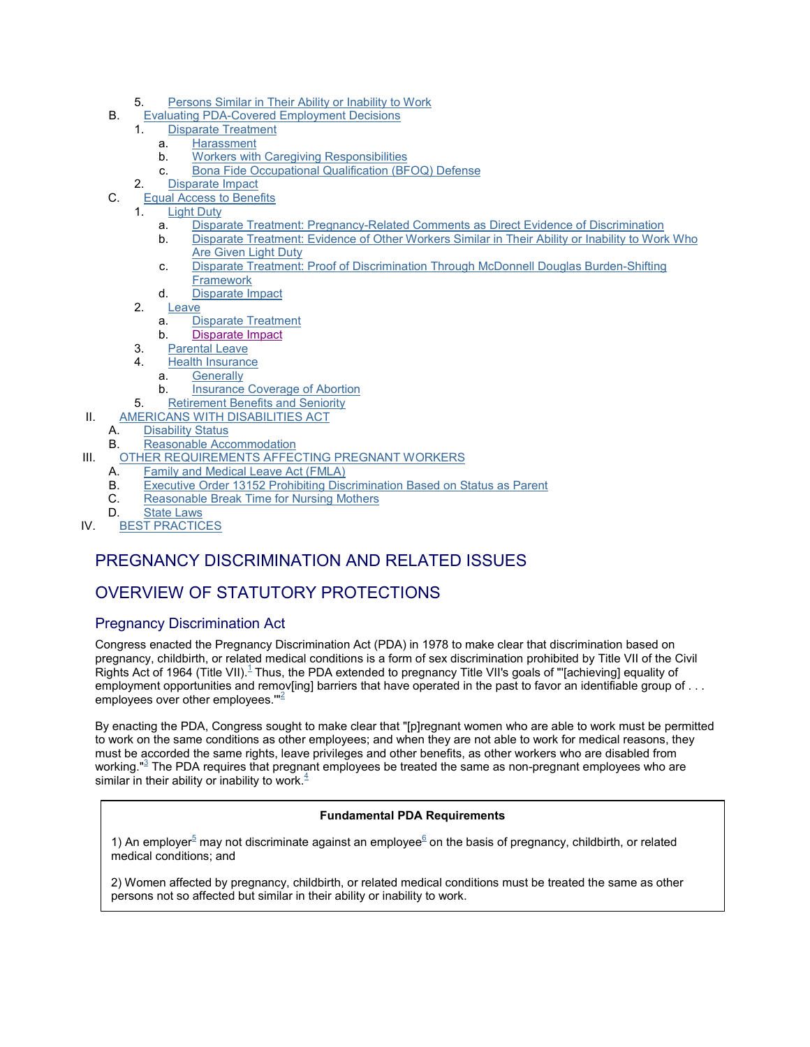5. Persons Similar in Their Ability or Inability to Work

B. Evaluating PDA-Covered Employment Decisions
   1. Disparate Treatment
      a. Harassment
      b. Workers with Caregiving Responsibilities
      c. Bona Fide Occupational Qualification (BFOQ) Defense
   2. Disparate Impact

C. Equal Access to Benefits
   1. Light Duty
      a. Disparate Treatment: Pregnancy-Related Comments as Direct Evidence of Discrimination
      b. Disparate Treatment: Evidence of Other Workers Similar in Their Ability or Inability to Work Who Are Given Light Duty
      c. Disparate Treatment: Proof of Discrimination Through McDonnell Douglas Burden-Shifting Framework
      d. Disparate Impact
   2. Leave
      a. Disparate Treatment
      b. Disparate Impact
   3. Parental Leave
   4. Health Insurance
      a. Generally
      b. Insurance Coverage of Abortion
   5. Retirement Benefits and Seniority

II. AMERICANS WITH DISABILITIES ACT
   A. Disability Status
   B. Reasonable Accommodation

III. OTHER REQUIREMENTS AFFECTING PREGNANT WORKERS
   A. Family and Medical Leave Act (FMLA)
   B. Executive Order 13152 Prohibiting Discrimination Based on Status as Parent
   C. Reasonable Break Time for Nursing Mothers
   D. State Laws

IV. BEST PRACTICES

# PREGNANCY DISCRIMINATION AND RELATED ISSUES

## OVERVIEW OF STATUTORY PROTECTIONS

### Pregnancy Discrimination Act

Congress enacted the Pregnancy Discrimination Act (PDA) in 1978 to make clear that discrimination based on pregnancy, childbirth, or related medical conditions is a form of sex discrimination prohibited by Title VII of the Civil Rights Act of 1964 (Title VII).[1] Thus, the PDA extended to pregnancy Title VII's goals of "'[achieving] equality of employment opportunities and remov[ing] barriers that have operated in the past to favor an identifiable group of . . . employees over other employees.'"[2]

By enacting the PDA, Congress sought to make clear that "[p]regnant women who are able to work must be permitted to work on the same conditions as other employees; and when they are not able to work for medical reasons, they must be accorded the same rights, leave privileges and other benefits, as other workers who are disabled from working."[3] The PDA requires that pregnant employees be treated the same as non-pregnant employees who are similar in their ability or inability to work.[4]

**Fundamental PDA Requirements**

1) An employer[5] may not discriminate against an employee[6] on the basis of pregnancy, childbirth, or related medical conditions; and

2) Women affected by pregnancy, childbirth, or related medical conditions must be treated the same as other persons not so affected but similar in their ability or inability to work.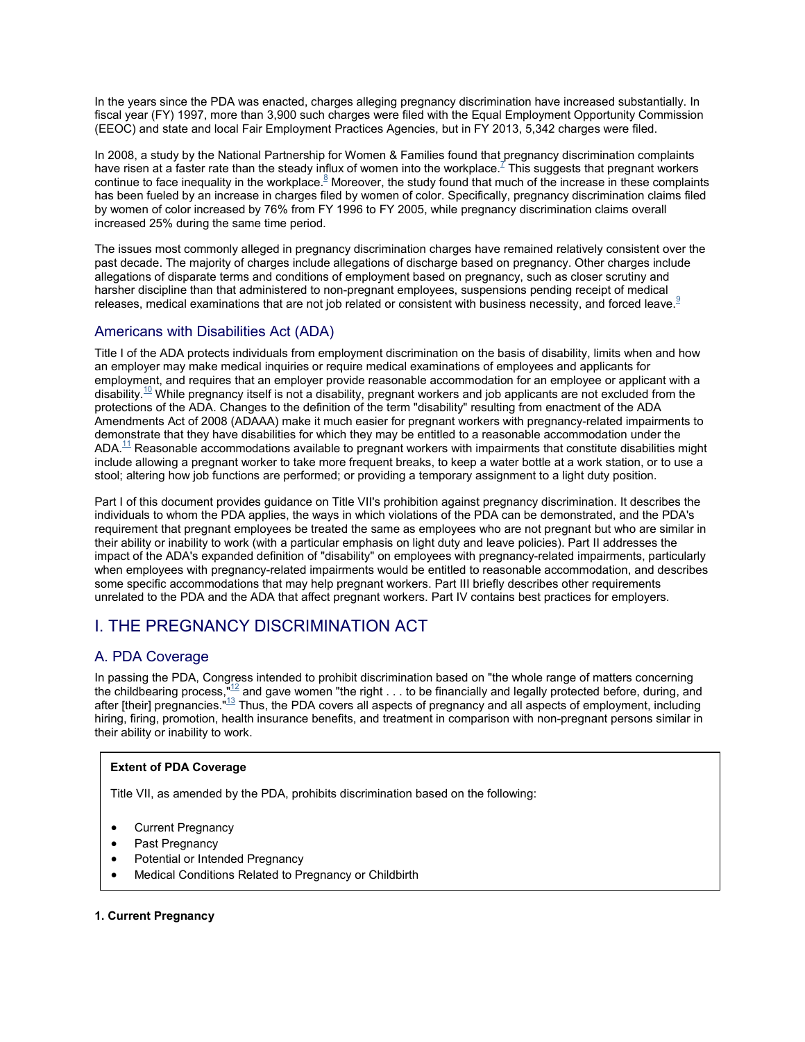In the years since the PDA was enacted, charges alleging pregnancy discrimination have increased substantially. In fiscal year (FY) 1997, more than 3,900 such charges were filed with the Equal Employment Opportunity Commission (EEOC) and state and local Fair Employment Practices Agencies, but in FY 2013, 5,342 charges were filed.

In 2008, a study by the National Partnership for Women & Families found that pregnancy discrimination complaints have risen at a faster rate than the steady influx of women into the workplace.[7] This suggests that pregnant workers continue to face inequality in the workplace.[8] Moreover, the study found that much of the increase in these complaints has been fueled by an increase in charges filed by women of color. Specifically, pregnancy discrimination claims filed by women of color increased by 76% from FY 1996 to FY 2005, while pregnancy discrimination claims overall increased 25% during the same time period.

The issues most commonly alleged in pregnancy discrimination charges have remained relatively consistent over the past decade. The majority of charges include allegations of discharge based on pregnancy. Other charges include allegations of disparate terms and conditions of employment based on pregnancy, such as closer scrutiny and harsher discipline than that administered to non-pregnant employees, suspensions pending receipt of medical releases, medical examinations that are not job related or consistent with business necessity, and forced leave.[9]

## Americans with Disabilities Act (ADA)

Title I of the ADA protects individuals from employment discrimination on the basis of disability, limits when and how an employer may make medical inquiries or require medical examinations of employees and applicants for employment, and requires that an employer provide reasonable accommodation for an employee or applicant with a disability.[10] While pregnancy itself is not a disability, pregnant workers and job applicants are not excluded from the protections of the ADA. Changes to the definition of the term "disability" resulting from enactment of the ADA Amendments Act of 2008 (ADAAA) make it much easier for pregnant workers with pregnancy-related impairments to demonstrate that they have disabilities for which they may be entitled to a reasonable accommodation under the ADA.[11] Reasonable accommodations available to pregnant workers with impairments that constitute disabilities might include allowing a pregnant worker to take more frequent breaks, to keep a water bottle at a work station, or to use a stool; altering how job functions are performed; or providing a temporary assignment to a light duty position.

Part I of this document provides guidance on Title VII's prohibition against pregnancy discrimination. It describes the individuals to whom the PDA applies, the ways in which violations of the PDA can be demonstrated, and the PDA's requirement that pregnant employees be treated the same as employees who are not pregnant but who are similar in their ability or inability to work (with a particular emphasis on light duty and leave policies). Part II addresses the impact of the ADA's expanded definition of "disability" on employees with pregnancy-related impairments, particularly when employees with pregnancy-related impairments would be entitled to reasonable accommodation, and describes some specific accommodations that may help pregnant workers. Part III briefly describes other requirements unrelated to the PDA and the ADA that affect pregnant workers. Part IV contains best practices for employers.

# I. THE PREGNANCY DISCRIMINATION ACT

## A. PDA Coverage

In passing the PDA, Congress intended to prohibit discrimination based on "the whole range of matters concerning the childbearing process,"[12] and gave women "the right . . . to be financially and legally protected before, during, and after [their] pregnancies."[13] Thus, the PDA covers all aspects of pregnancy and all aspects of employment, including hiring, firing, promotion, health insurance benefits, and treatment in comparison with non-pregnant persons similar in their ability or inability to work.

**Extent of PDA Coverage**

Title VII, as amended by the PDA, prohibits discrimination based on the following:

- Current Pregnancy
- Past Pregnancy
- Potential or Intended Pregnancy
- Medical Conditions Related to Pregnancy or Childbirth

**1. Current Pregnancy**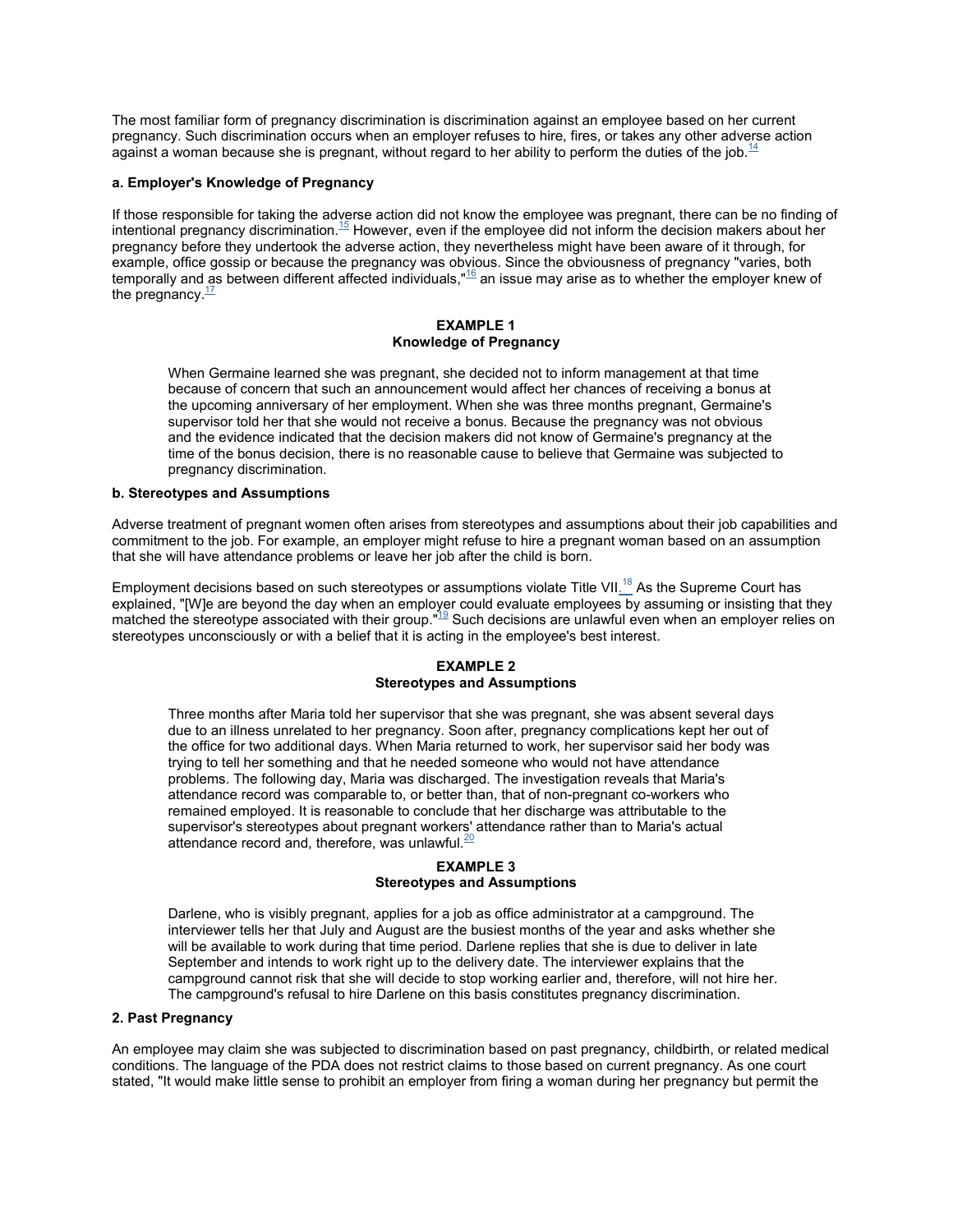The most familiar form of pregnancy discrimination is discrimination against an employee based on her current pregnancy. Such discrimination occurs when an employer refuses to hire, fires, or takes any other adverse action against a woman because she is pregnant, without regard to her ability to perform the duties of the job.[14]

#### a. Employer's Knowledge of Pregnancy

If those responsible for taking the adverse action did not know the employee was pregnant, there can be no finding of intentional pregnancy discrimination.[15] However, even if the employee did not inform the decision makers about her pregnancy before they undertook the adverse action, they nevertheless might have been aware of it through, for example, office gossip or because the pregnancy was obvious. Since the obviousness of pregnancy "varies, both temporally and as between different affected individuals,"[16] an issue may arise as to whether the employer knew of the pregnancy.[17]

**EXAMPLE 1**
**Knowledge of Pregnancy**

> When Germaine learned she was pregnant, she decided not to inform management at that time because of concern that such an announcement would affect her chances of receiving a bonus at the upcoming anniversary of her employment. When she was three months pregnant, Germaine's supervisor told her that she would not receive a bonus. Because the pregnancy was not obvious and the evidence indicated that the decision makers did not know of Germaine's pregnancy at the time of the bonus decision, there is no reasonable cause to believe that Germaine was subjected to pregnancy discrimination.

#### b. Stereotypes and Assumptions

Adverse treatment of pregnant women often arises from stereotypes and assumptions about their job capabilities and commitment to the job. For example, an employer might refuse to hire a pregnant woman based on an assumption that she will have attendance problems or leave her job after the child is born.

Employment decisions based on such stereotypes or assumptions violate Title VII.[18] As the Supreme Court has explained, "[W]e are beyond the day when an employer could evaluate employees by assuming or insisting that they matched the stereotype associated with their group."[19] Such decisions are unlawful even when an employer relies on stereotypes unconsciously or with a belief that it is acting in the employee's best interest.

**EXAMPLE 2**
**Stereotypes and Assumptions**

> Three months after Maria told her supervisor that she was pregnant, she was absent several days due to an illness unrelated to her pregnancy. Soon after, pregnancy complications kept her out of the office for two additional days. When Maria returned to work, her supervisor said her body was trying to tell her something and that he needed someone who would not have attendance problems. The following day, Maria was discharged. The investigation reveals that Maria's attendance record was comparable to, or better than, that of non-pregnant co-workers who remained employed. It is reasonable to conclude that her discharge was attributable to the supervisor's stereotypes about pregnant workers' attendance rather than to Maria's actual attendance record and, therefore, was unlawful.[20]

**EXAMPLE 3**
**Stereotypes and Assumptions**

> Darlene, who is visibly pregnant, applies for a job as office administrator at a campground. The interviewer tells her that July and August are the busiest months of the year and asks whether she will be available to work during that time period. Darlene replies that she is due to deliver in late September and intends to work right up to the delivery date. The interviewer explains that the campground cannot risk that she will decide to stop working earlier and, therefore, will not hire her. The campground's refusal to hire Darlene on this basis constitutes pregnancy discrimination.

### 2. Past Pregnancy

An employee may claim she was subjected to discrimination based on past pregnancy, childbirth, or related medical conditions. The language of the PDA does not restrict claims to those based on current pregnancy. As one court stated, "It would make little sense to prohibit an employer from firing a woman during her pregnancy but permit the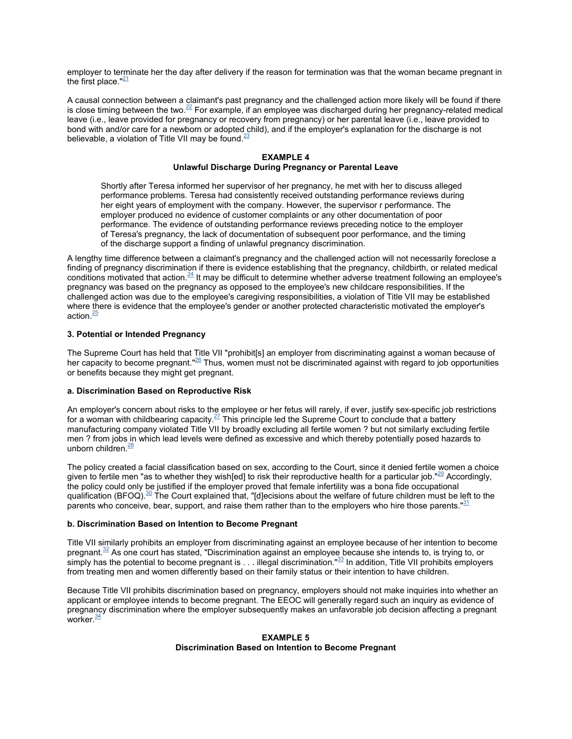employer to terminate her the day after delivery if the reason for termination was that the woman became pregnant in the first place."[21]

A causal connection between a claimant's past pregnancy and the challenged action more likely will be found if there is close timing between the two.[22] For example, if an employee was discharged during her pregnancy-related medical leave (i.e., leave provided for pregnancy or recovery from pregnancy) or her parental leave (i.e., leave provided to bond with and/or care for a newborn or adopted child), and if the employer's explanation for the discharge is not believable, a violation of Title VII may be found.[23]

**EXAMPLE 4**
**Unlawful Discharge During Pregnancy or Parental Leave**

> Shortly after Teresa informed her supervisor of her pregnancy, he met with her to discuss alleged performance problems. Teresa had consistently received outstanding performance reviews during her eight years of employment with the company. However, the supervisor r performance. The employer produced no evidence of customer complaints or any other documentation of poor performance. The evidence of outstanding performance reviews preceding notice to the employer of Teresa's pregnancy, the lack of documentation of subsequent poor performance, and the timing of the discharge support a finding of unlawful pregnancy discrimination.

A lengthy time difference between a claimant's pregnancy and the challenged action will not necessarily foreclose a finding of pregnancy discrimination if there is evidence establishing that the pregnancy, childbirth, or related medical conditions motivated that action.[24] It may be difficult to determine whether adverse treatment following an employee's pregnancy was based on the pregnancy as opposed to the employee's new childcare responsibilities. If the challenged action was due to the employee's caregiving responsibilities, a violation of Title VII may be established where there is evidence that the employee's gender or another protected characteristic motivated the employer's action.[25]

### 3. Potential or Intended Pregnancy

The Supreme Court has held that Title VII "prohibit[s] an employer from discriminating against a woman because of her capacity to become pregnant."[26] Thus, women must not be discriminated against with regard to job opportunities or benefits because they might get pregnant.

#### a. Discrimination Based on Reproductive Risk

An employer's concern about risks to the employee or her fetus will rarely, if ever, justify sex-specific job restrictions for a woman with childbearing capacity.[27] This principle led the Supreme Court to conclude that a battery manufacturing company violated Title VII by broadly excluding all fertile women ? but not similarly excluding fertile men ? from jobs in which lead levels were defined as excessive and which thereby potentially posed hazards to unborn children.[28]

The policy created a facial classification based on sex, according to the Court, since it denied fertile women a choice given to fertile men "as to whether they wish[ed] to risk their reproductive health for a particular job."[29] Accordingly, the policy could only be justified if the employer proved that female infertility was a bona fide occupational qualification (BFOQ).[30] The Court explained that, "[d]ecisions about the welfare of future children must be left to the parents who conceive, bear, support, and raise them rather than to the employers who hire those parents."[31]

#### b. Discrimination Based on Intention to Become Pregnant

Title VII similarly prohibits an employer from discriminating against an employee because of her intention to become pregnant.[32] As one court has stated, "Discrimination against an employee because she intends to, is trying to, or simply has the potential to become pregnant is . . . illegal discrimination."[33] In addition, Title VII prohibits employers from treating men and women differently based on their family status or their intention to have children.

Because Title VII prohibits discrimination based on pregnancy, employers should not make inquiries into whether an applicant or employee intends to become pregnant. The EEOC will generally regard such an inquiry as evidence of pregnancy discrimination where the employer subsequently makes an unfavorable job decision affecting a pregnant worker.[34]

**EXAMPLE 5**
**Discrimination Based on Intention to Become Pregnant**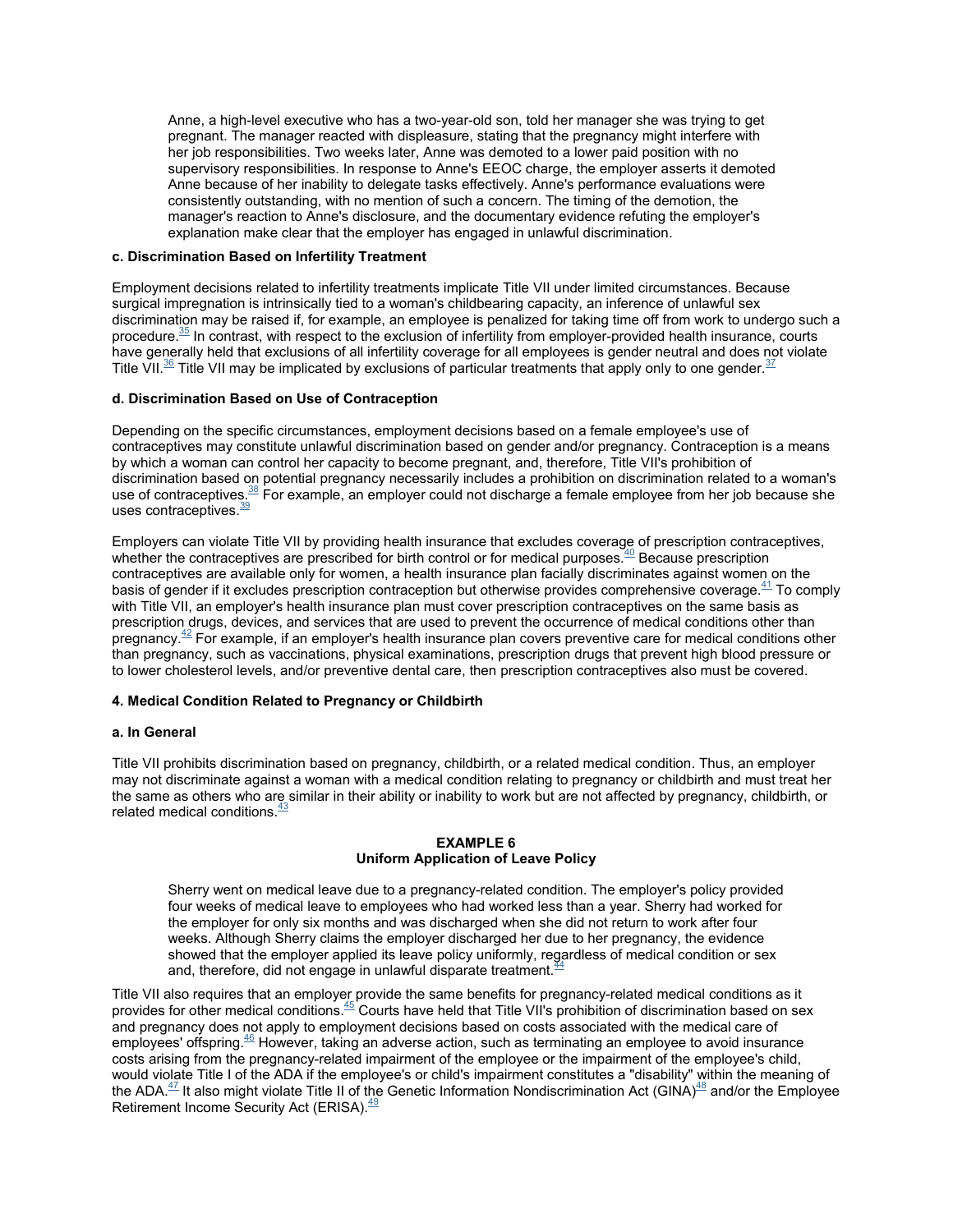Anne, a high-level executive who has a two-year-old son, told her manager she was trying to get pregnant. The manager reacted with displeasure, stating that the pregnancy might interfere with her job responsibilities. Two weeks later, Anne was demoted to a lower paid position with no supervisory responsibilities. In response to Anne's EEOC charge, the employer asserts it demoted Anne because of her inability to delegate tasks effectively. Anne's performance evaluations were consistently outstanding, with no mention of such a concern. The timing of the demotion, the manager's reaction to Anne's disclosure, and the documentary evidence refuting the employer's explanation make clear that the employer has engaged in unlawful discrimination.

**c. Discrimination Based on Infertility Treatment**

Employment decisions related to infertility treatments implicate Title VII under limited circumstances. Because surgical impregnation is intrinsically tied to a woman's childbearing capacity, an inference of unlawful sex discrimination may be raised if, for example, an employee is penalized for taking time off from work to undergo such a procedure.[35] In contrast, with respect to the exclusion of infertility from employer-provided health insurance, courts have generally held that exclusions of all infertility coverage for all employees is gender neutral and does not violate Title VII.[36] Title VII may be implicated by exclusions of particular treatments that apply only to one gender.[37]

**d. Discrimination Based on Use of Contraception**

Depending on the specific circumstances, employment decisions based on a female employee's use of contraceptives may constitute unlawful discrimination based on gender and/or pregnancy. Contraception is a means by which a woman can control her capacity to become pregnant, and, therefore, Title VII's prohibition of discrimination based on potential pregnancy necessarily includes a prohibition on discrimination related to a woman's use of contraceptives.[38] For example, an employer could not discharge a female employee from her job because she uses contraceptives.[39]

Employers can violate Title VII by providing health insurance that excludes coverage of prescription contraceptives, whether the contraceptives are prescribed for birth control or for medical purposes.[40] Because prescription contraceptives are available only for women, a health insurance plan facially discriminates against women on the basis of gender if it excludes prescription contraception but otherwise provides comprehensive coverage.[41] To comply with Title VII, an employer's health insurance plan must cover prescription contraceptives on the same basis as prescription drugs, devices, and services that are used to prevent the occurrence of medical conditions other than pregnancy.[42] For example, if an employer's health insurance plan covers preventive care for medical conditions other than pregnancy, such as vaccinations, physical examinations, prescription drugs that prevent high blood pressure or to lower cholesterol levels, and/or preventive dental care, then prescription contraceptives also must be covered.

**4. Medical Condition Related to Pregnancy or Childbirth**

**a. In General**

Title VII prohibits discrimination based on pregnancy, childbirth, or a related medical condition. Thus, an employer may not discriminate against a woman with a medical condition relating to pregnancy or childbirth and must treat her the same as others who are similar in their ability or inability to work but are not affected by pregnancy, childbirth, or related medical conditions.[43]

**EXAMPLE 6**
**Uniform Application of Leave Policy**

Sherry went on medical leave due to a pregnancy-related condition. The employer's policy provided four weeks of medical leave to employees who had worked less than a year. Sherry had worked for the employer for only six months and was discharged when she did not return to work after four weeks. Although Sherry claims the employer discharged her due to her pregnancy, the evidence showed that the employer applied its leave policy uniformly, regardless of medical condition or sex and, therefore, did not engage in unlawful disparate treatment.[44]

Title VII also requires that an employer provide the same benefits for pregnancy-related medical conditions as it provides for other medical conditions.[45] Courts have held that Title VII's prohibition of discrimination based on sex and pregnancy does not apply to employment decisions based on costs associated with the medical care of employees' offspring.[46] However, taking an adverse action, such as terminating an employee to avoid insurance costs arising from the pregnancy-related impairment of the employee or the impairment of the employee's child, would violate Title I of the ADA if the employee's or child's impairment constitutes a "disability" within the meaning of the ADA.[47] It also might violate Title II of the Genetic Information Nondiscrimination Act (GINA)[48] and/or the Employee Retirement Income Security Act (ERISA).[49]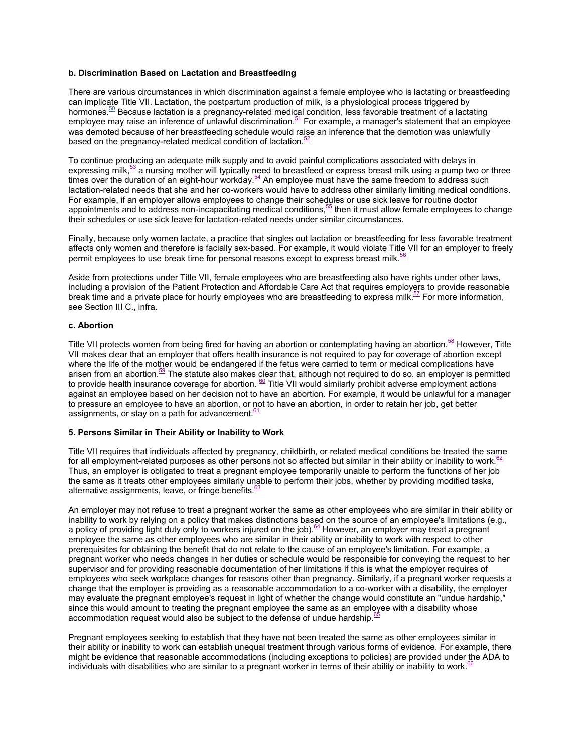**b. Discrimination Based on Lactation and Breastfeeding**

There are various circumstances in which discrimination against a female employee who is lactating or breastfeeding can implicate Title VII. Lactation, the postpartum production of milk, is a physiological process triggered by hormones.[50] Because lactation is a pregnancy-related medical condition, less favorable treatment of a lactating employee may raise an inference of unlawful discrimination.[51] For example, a manager's statement that an employee was demoted because of her breastfeeding schedule would raise an inference that the demotion was unlawfully based on the pregnancy-related medical condition of lactation.[52]

To continue producing an adequate milk supply and to avoid painful complications associated with delays in expressing milk,[53] a nursing mother will typically need to breastfeed or express breast milk using a pump two or three times over the duration of an eight-hour workday.[54] An employee must have the same freedom to address such lactation-related needs that she and her co-workers would have to address other similarly limiting medical conditions. For example, if an employer allows employees to change their schedules or use sick leave for routine doctor appointments and to address non-incapacitating medical conditions,[55] then it must allow female employees to change their schedules or use sick leave for lactation-related needs under similar circumstances.

Finally, because only women lactate, a practice that singles out lactation or breastfeeding for less favorable treatment affects only women and therefore is facially sex-based. For example, it would violate Title VII for an employer to freely permit employees to use break time for personal reasons except to express breast milk.[56]

Aside from protections under Title VII, female employees who are breastfeeding also have rights under other laws, including a provision of the Patient Protection and Affordable Care Act that requires employers to provide reasonable break time and a private place for hourly employees who are breastfeeding to express milk.[57] For more information, see Section III C., infra.

**c. Abortion**

Title VII protects women from being fired for having an abortion or contemplating having an abortion.[58] However, Title VII makes clear that an employer that offers health insurance is not required to pay for coverage of abortion except where the life of the mother would be endangered if the fetus were carried to term or medical complications have arisen from an abortion.[59] The statute also makes clear that, although not required to do so, an employer is permitted to provide health insurance coverage for abortion. [60] Title VII would similarly prohibit adverse employment actions against an employee based on her decision not to have an abortion. For example, it would be unlawful for a manager to pressure an employee to have an abortion, or not to have an abortion, in order to retain her job, get better assignments, or stay on a path for advancement.[61]

**5. Persons Similar in Their Ability or Inability to Work**

Title VII requires that individuals affected by pregnancy, childbirth, or related medical conditions be treated the same for all employment-related purposes as other persons not so affected but similar in their ability or inability to work.[62] Thus, an employer is obligated to treat a pregnant employee temporarily unable to perform the functions of her job the same as it treats other employees similarly unable to perform their jobs, whether by providing modified tasks, alternative assignments, leave, or fringe benefits.[63]

An employer may not refuse to treat a pregnant worker the same as other employees who are similar in their ability or inability to work by relying on a policy that makes distinctions based on the source of an employee's limitations (e.g., a policy of providing light duty only to workers injured on the job).[64] However, an employer may treat a pregnant employee the same as other employees who are similar in their ability or inability to work with respect to other prerequisites for obtaining the benefit that do not relate to the cause of an employee's limitation. For example, a pregnant worker who needs changes in her duties or schedule would be responsible for conveying the request to her supervisor and for providing reasonable documentation of her limitations if this is what the employer requires of employees who seek workplace changes for reasons other than pregnancy. Similarly, if a pregnant worker requests a change that the employer is providing as a reasonable accommodation to a co-worker with a disability, the employer may evaluate the pregnant employee's request in light of whether the change would constitute an "undue hardship," since this would amount to treating the pregnant employee the same as an employee with a disability whose accommodation request would also be subject to the defense of undue hardship.[65]

Pregnant employees seeking to establish that they have not been treated the same as other employees similar in their ability or inability to work can establish unequal treatment through various forms of evidence. For example, there might be evidence that reasonable accommodations (including exceptions to policies) are provided under the ADA to individuals with disabilities who are similar to a pregnant worker in terms of their ability or inability to work.[66]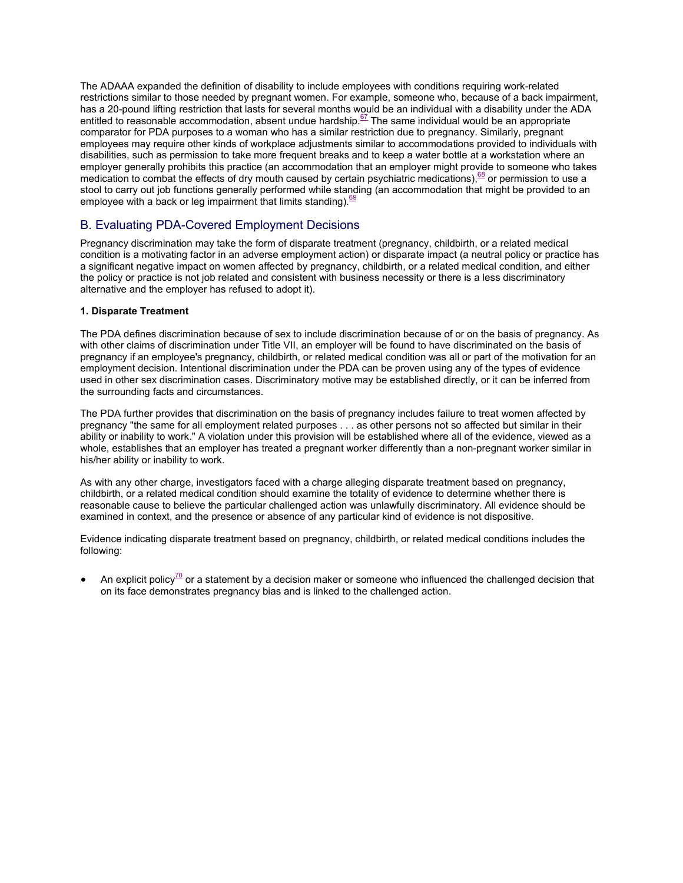The ADAAA expanded the definition of disability to include employees with conditions requiring work-related restrictions similar to those needed by pregnant women. For example, someone who, because of a back impairment, has a 20-pound lifting restriction that lasts for several months would be an individual with a disability under the ADA entitled to reasonable accommodation, absent undue hardship.[67] The same individual would be an appropriate comparator for PDA purposes to a woman who has a similar restriction due to pregnancy. Similarly, pregnant employees may require other kinds of workplace adjustments similar to accommodations provided to individuals with disabilities, such as permission to take more frequent breaks and to keep a water bottle at a workstation where an employer generally prohibits this practice (an accommodation that an employer might provide to someone who takes medication to combat the effects of dry mouth caused by certain psychiatric medications),[68] or permission to use a stool to carry out job functions generally performed while standing (an accommodation that might be provided to an employee with a back or leg impairment that limits standing).[69]

## B. Evaluating PDA-Covered Employment Decisions

Pregnancy discrimination may take the form of disparate treatment (pregnancy, childbirth, or a related medical condition is a motivating factor in an adverse employment action) or disparate impact (a neutral policy or practice has a significant negative impact on women affected by pregnancy, childbirth, or a related medical condition, and either the policy or practice is not job related and consistent with business necessity or there is a less discriminatory alternative and the employer has refused to adopt it).

### 1. Disparate Treatment

The PDA defines discrimination because of sex to include discrimination because of or on the basis of pregnancy. As with other claims of discrimination under Title VII, an employer will be found to have discriminated on the basis of pregnancy if an employee's pregnancy, childbirth, or related medical condition was all or part of the motivation for an employment decision. Intentional discrimination under the PDA can be proven using any of the types of evidence used in other sex discrimination cases. Discriminatory motive may be established directly, or it can be inferred from the surrounding facts and circumstances.

The PDA further provides that discrimination on the basis of pregnancy includes failure to treat women affected by pregnancy "the same for all employment related purposes . . . as other persons not so affected but similar in their ability or inability to work." A violation under this provision will be established where all of the evidence, viewed as a whole, establishes that an employer has treated a pregnant worker differently than a non-pregnant worker similar in his/her ability or inability to work.

As with any other charge, investigators faced with a charge alleging disparate treatment based on pregnancy, childbirth, or a related medical condition should examine the totality of evidence to determine whether there is reasonable cause to believe the particular challenged action was unlawfully discriminatory. All evidence should be examined in context, and the presence or absence of any particular kind of evidence is not dispositive.

Evidence indicating disparate treatment based on pregnancy, childbirth, or related medical conditions includes the following:

- An explicit policy[70] or a statement by a decision maker or someone who influenced the challenged decision that on its face demonstrates pregnancy bias and is linked to the challenged action.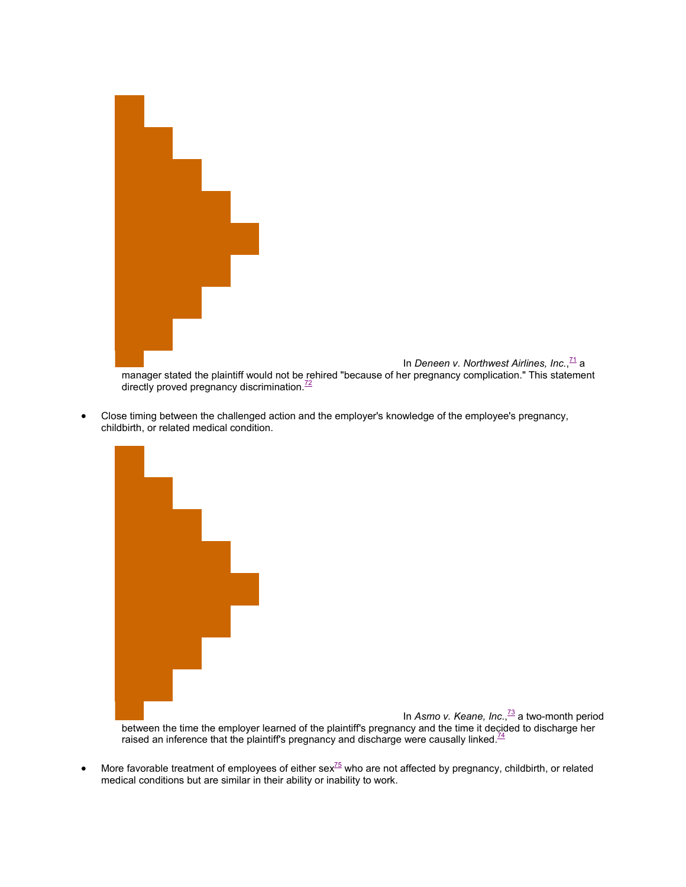In *Deneen v. Northwest Airlines, Inc.*,[71] a manager stated the plaintiff would not be rehired "because of her pregnancy complication." This statement directly proved pregnancy discrimination.[72]

- Close timing between the challenged action and the employer's knowledge of the employee's pregnancy, childbirth, or related medical condition.

In *Asmo v. Keane, Inc.*,[73] a two-month period between the time the employer learned of the plaintiff's pregnancy and the time it decided to discharge her raised an inference that the plaintiff's pregnancy and discharge were causally linked.[74]

- More favorable treatment of employees of either sex[75] who are not affected by pregnancy, childbirth, or related medical conditions but are similar in their ability or inability to work.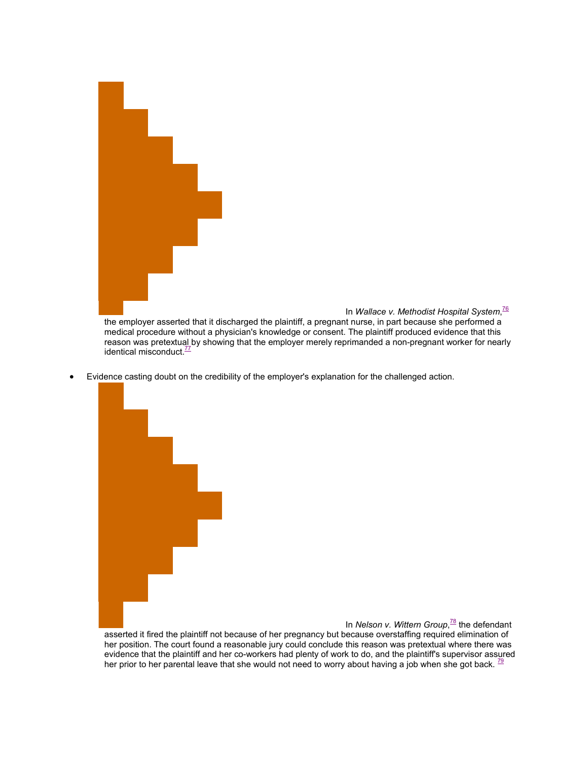In *Wallace v. Methodist Hospital System*,[76] the employer asserted that it discharged the plaintiff, a pregnant nurse, in part because she performed a medical procedure without a physician's knowledge or consent. The plaintiff produced evidence that this reason was pretextual by showing that the employer merely reprimanded a non-pregnant worker for nearly identical misconduct.[77]

- Evidence casting doubt on the credibility of the employer's explanation for the challenged action.

In *Nelson v. Wittern Group*,[78] the defendant asserted it fired the plaintiff not because of her pregnancy but because overstaffing required elimination of her position. The court found a reasonable jury could conclude this reason was pretextual where there was evidence that the plaintiff and her co-workers had plenty of work to do, and the plaintiff's supervisor assured her prior to her parental leave that she would not need to worry about having a job when she got back. [79]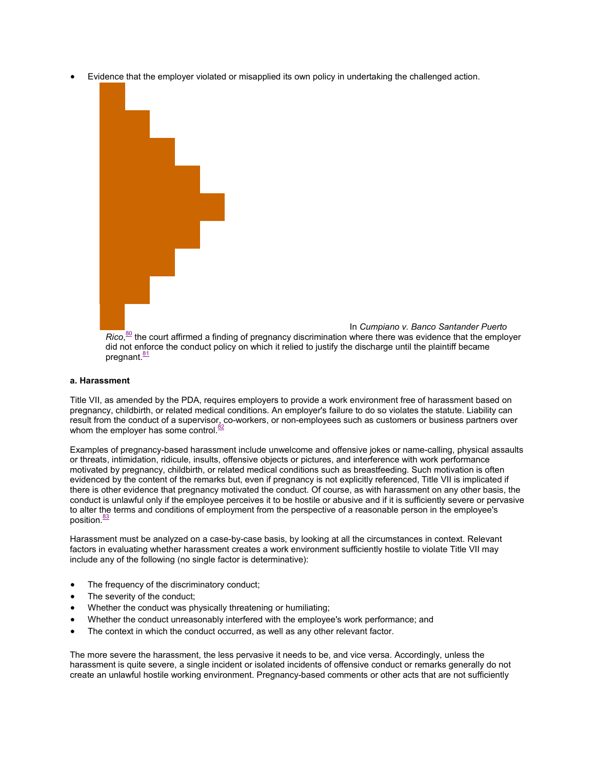- Evidence that the employer violated or misapplied its own policy in undertaking the challenged action.

In *Cumpiano v. Banco Santander Puerto Rico*,[80] the court affirmed a finding of pregnancy discrimination where there was evidence that the employer did not enforce the conduct policy on which it relied to justify the discharge until the plaintiff became pregnant.[81]

**a. Harassment**

Title VII, as amended by the PDA, requires employers to provide a work environment free of harassment based on pregnancy, childbirth, or related medical conditions. An employer's failure to do so violates the statute. Liability can result from the conduct of a supervisor, co-workers, or non-employees such as customers or business partners over whom the employer has some control.[82]

Examples of pregnancy-based harassment include unwelcome and offensive jokes or name-calling, physical assaults or threats, intimidation, ridicule, insults, offensive objects or pictures, and interference with work performance motivated by pregnancy, childbirth, or related medical conditions such as breastfeeding. Such motivation is often evidenced by the content of the remarks but, even if pregnancy is not explicitly referenced, Title VII is implicated if there is other evidence that pregnancy motivated the conduct. Of course, as with harassment on any other basis, the conduct is unlawful only if the employee perceives it to be hostile or abusive and if it is sufficiently severe or pervasive to alter the terms and conditions of employment from the perspective of a reasonable person in the employee's position.[83]

Harassment must be analyzed on a case-by-case basis, by looking at all the circumstances in context. Relevant factors in evaluating whether harassment creates a work environment sufficiently hostile to violate Title VII may include any of the following (no single factor is determinative):

- The frequency of the discriminatory conduct;
- The severity of the conduct;
- Whether the conduct was physically threatening or humiliating;
- Whether the conduct unreasonably interfered with the employee's work performance; and
- The context in which the conduct occurred, as well as any other relevant factor.

The more severe the harassment, the less pervasive it needs to be, and vice versa. Accordingly, unless the harassment is quite severe, a single incident or isolated incidents of offensive conduct or remarks generally do not create an unlawful hostile working environment. Pregnancy-based comments or other acts that are not sufficiently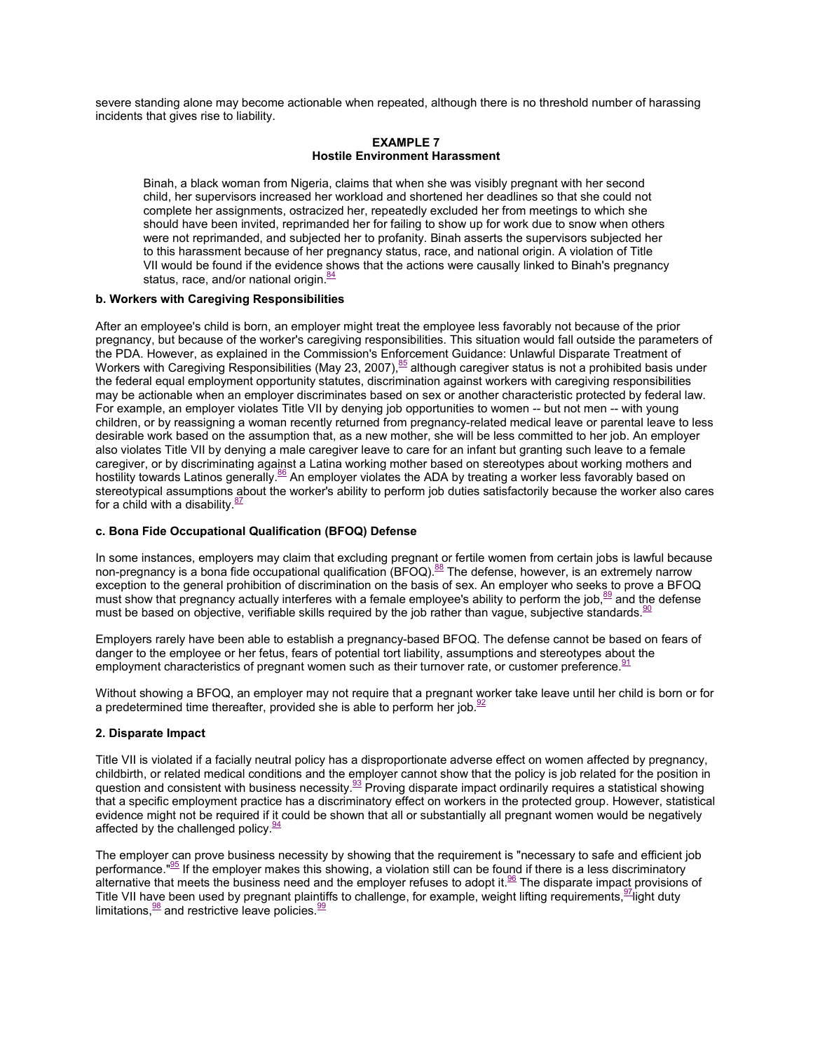severe standing alone may become actionable when repeated, although there is no threshold number of harassing incidents that gives rise to liability.

**EXAMPLE 7**
**Hostile Environment Harassment**

> Binah, a black woman from Nigeria, claims that when she was visibly pregnant with her second child, her supervisors increased her workload and shortened her deadlines so that she could not complete her assignments, ostracized her, repeatedly excluded her from meetings to which she should have been invited, reprimanded her for failing to show up for work due to snow when others were not reprimanded, and subjected her to profanity. Binah asserts the supervisors subjected her to this harassment because of her pregnancy status, race, and national origin. A violation of Title VII would be found if the evidence shows that the actions were causally linked to Binah's pregnancy status, race, and/or national origin.[84]

**b. Workers with Caregiving Responsibilities**

After an employee's child is born, an employer might treat the employee less favorably not because of the prior pregnancy, but because of the worker's caregiving responsibilities. This situation would fall outside the parameters of the PDA. However, as explained in the Commission's Enforcement Guidance: Unlawful Disparate Treatment of Workers with Caregiving Responsibilities (May 23, 2007),[85] although caregiver status is not a prohibited basis under the federal equal employment opportunity statutes, discrimination against workers with caregiving responsibilities may be actionable when an employer discriminates based on sex or another characteristic protected by federal law. For example, an employer violates Title VII by denying job opportunities to women -- but not men -- with young children, or by reassigning a woman recently returned from pregnancy-related medical leave or parental leave to less desirable work based on the assumption that, as a new mother, she will be less committed to her job. An employer also violates Title VII by denying a male caregiver leave to care for an infant but granting such leave to a female caregiver, or by discriminating against a Latina working mother based on stereotypes about working mothers and hostility towards Latinos generally.[86] An employer violates the ADA by treating a worker less favorably based on stereotypical assumptions about the worker's ability to perform job duties satisfactorily because the worker also cares for a child with a disability.[87]

**c. Bona Fide Occupational Qualification (BFOQ) Defense**

In some instances, employers may claim that excluding pregnant or fertile women from certain jobs is lawful because non-pregnancy is a bona fide occupational qualification (BFOQ).[88] The defense, however, is an extremely narrow exception to the general prohibition of discrimination on the basis of sex. An employer who seeks to prove a BFOQ must show that pregnancy actually interferes with a female employee's ability to perform the job,[89] and the defense must be based on objective, verifiable skills required by the job rather than vague, subjective standards.[90]

Employers rarely have been able to establish a pregnancy-based BFOQ. The defense cannot be based on fears of danger to the employee or her fetus, fears of potential tort liability, assumptions and stereotypes about the employment characteristics of pregnant women such as their turnover rate, or customer preference.[91]

Without showing a BFOQ, an employer may not require that a pregnant worker take leave until her child is born or for a predetermined time thereafter, provided she is able to perform her job.[92]

**2. Disparate Impact**

Title VII is violated if a facially neutral policy has a disproportionate adverse effect on women affected by pregnancy, childbirth, or related medical conditions and the employer cannot show that the policy is job related for the position in question and consistent with business necessity.[93] Proving disparate impact ordinarily requires a statistical showing that a specific employment practice has a discriminatory effect on workers in the protected group. However, statistical evidence might not be required if it could be shown that all or substantially all pregnant women would be negatively affected by the challenged policy.[94]

The employer can prove business necessity by showing that the requirement is "necessary to safe and efficient job performance."[95] If the employer makes this showing, a violation still can be found if there is a less discriminatory alternative that meets the business need and the employer refuses to adopt it.[96] The disparate impact provisions of Title VII have been used by pregnant plaintiffs to challenge, for example, weight lifting requirements,[97] light duty limitations,[98] and restrictive leave policies.[99]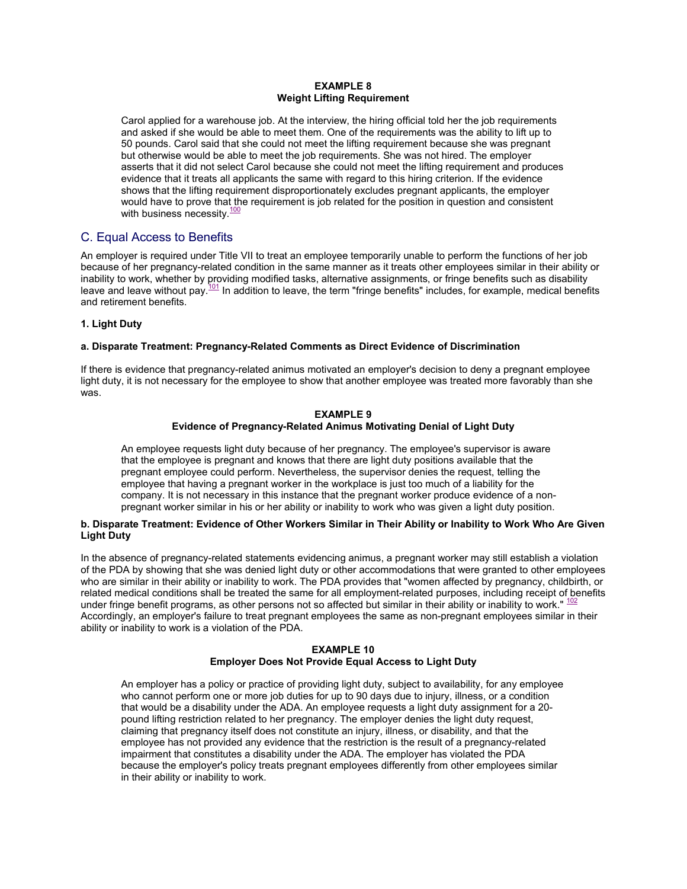**EXAMPLE 8**
**Weight Lifting Requirement**

Carol applied for a warehouse job. At the interview, the hiring official told her the job requirements and asked if she would be able to meet them. One of the requirements was the ability to lift up to 50 pounds. Carol said that she could not meet the lifting requirement because she was pregnant but otherwise would be able to meet the job requirements. She was not hired. The employer asserts that it did not select Carol because she could not meet the lifting requirement and produces evidence that it treats all applicants the same with regard to this hiring criterion. If the evidence shows that the lifting requirement disproportionately excludes pregnant applicants, the employer would have to prove that the requirement is job related for the position in question and consistent with business necessity.[100]

## C. Equal Access to Benefits

An employer is required under Title VII to treat an employee temporarily unable to perform the functions of her job because of her pregnancy-related condition in the same manner as it treats other employees similar in their ability or inability to work, whether by providing modified tasks, alternative assignments, or fringe benefits such as disability leave and leave without pay.[101] In addition to leave, the term "fringe benefits" includes, for example, medical benefits and retirement benefits.

### 1. Light Duty

#### a. Disparate Treatment: Pregnancy-Related Comments as Direct Evidence of Discrimination

If there is evidence that pregnancy-related animus motivated an employer's decision to deny a pregnant employee light duty, it is not necessary for the employee to show that another employee was treated more favorably than she was.

**EXAMPLE 9**
**Evidence of Pregnancy-Related Animus Motivating Denial of Light Duty**

An employee requests light duty because of her pregnancy. The employee's supervisor is aware that the employee is pregnant and knows that there are light duty positions available that the pregnant employee could perform. Nevertheless, the supervisor denies the request, telling the employee that having a pregnant worker in the workplace is just too much of a liability for the company. It is not necessary in this instance that the pregnant worker produce evidence of a non-pregnant worker similar in his or her ability or inability to work who was given a light duty position.

#### b. Disparate Treatment: Evidence of Other Workers Similar in Their Ability or Inability to Work Who Are Given Light Duty

In the absence of pregnancy-related statements evidencing animus, a pregnant worker may still establish a violation of the PDA by showing that she was denied light duty or other accommodations that were granted to other employees who are similar in their ability or inability to work. The PDA provides that "women affected by pregnancy, childbirth, or related medical conditions shall be treated the same for all employment-related purposes, including receipt of benefits under fringe benefit programs, as other persons not so affected but similar in their ability or inability to work." [102] Accordingly, an employer's failure to treat pregnant employees the same as non-pregnant employees similar in their ability or inability to work is a violation of the PDA.

**EXAMPLE 10**
**Employer Does Not Provide Equal Access to Light Duty**

An employer has a policy or practice of providing light duty, subject to availability, for any employee who cannot perform one or more job duties for up to 90 days due to injury, illness, or a condition that would be a disability under the ADA. An employee requests a light duty assignment for a 20-pound lifting restriction related to her pregnancy. The employer denies the light duty request, claiming that pregnancy itself does not constitute an injury, illness, or disability, and that the employee has not provided any evidence that the restriction is the result of a pregnancy-related impairment that constitutes a disability under the ADA. The employer has violated the PDA because the employer's policy treats pregnant employees differently from other employees similar in their ability or inability to work.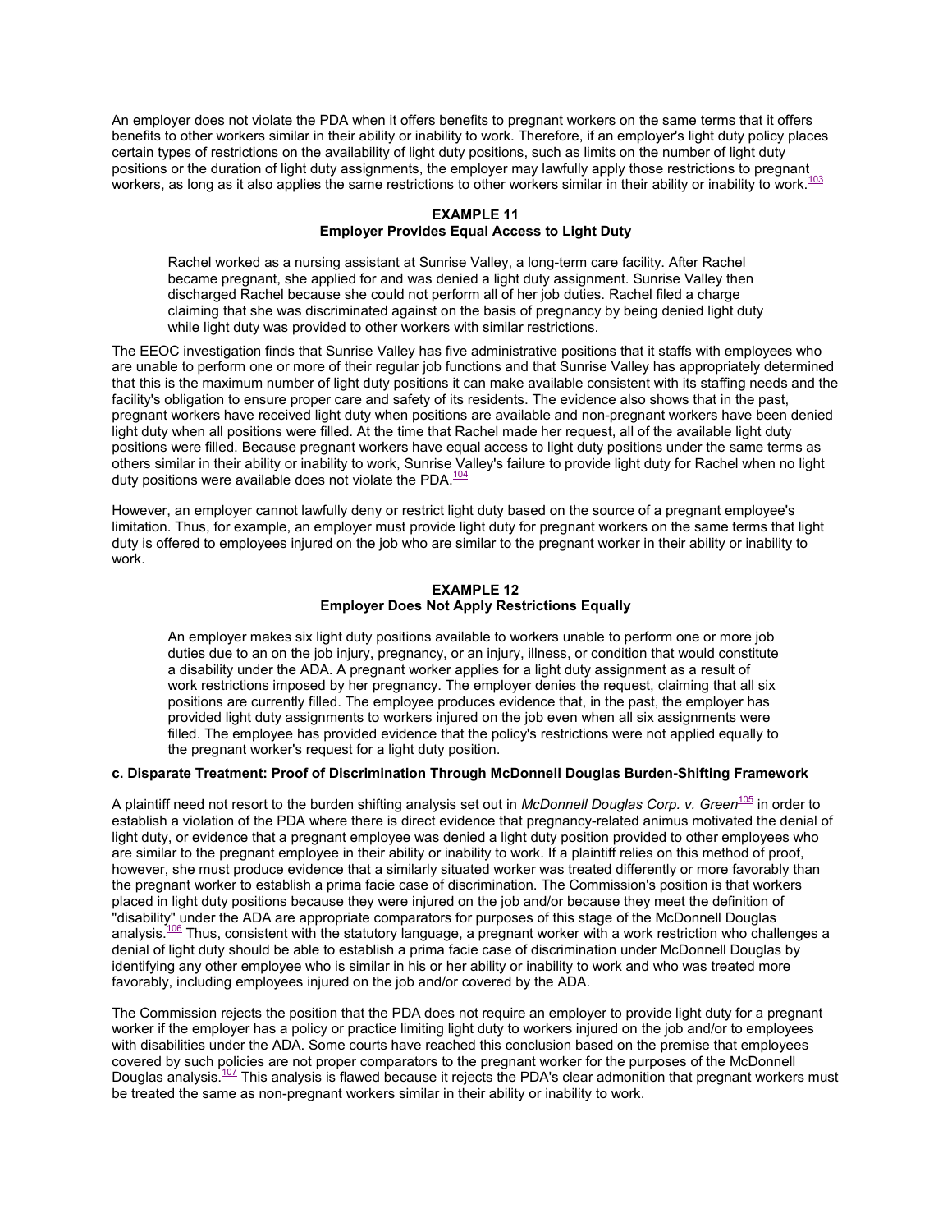An employer does not violate the PDA when it offers benefits to pregnant workers on the same terms that it offers benefits to other workers similar in their ability or inability to work. Therefore, if an employer's light duty policy places certain types of restrictions on the availability of light duty positions, such as limits on the number of light duty positions or the duration of light duty assignments, the employer may lawfully apply those restrictions to pregnant workers, as long as it also applies the same restrictions to other workers similar in their ability or inability to work.[103]

**EXAMPLE 11**
**Employer Provides Equal Access to Light Duty**

> Rachel worked as a nursing assistant at Sunrise Valley, a long-term care facility. After Rachel became pregnant, she applied for and was denied a light duty assignment. Sunrise Valley then discharged Rachel because she could not perform all of her job duties. Rachel filed a charge claiming that she was discriminated against on the basis of pregnancy by being denied light duty while light duty was provided to other workers with similar restrictions.

The EEOC investigation finds that Sunrise Valley has five administrative positions that it staffs with employees who are unable to perform one or more of their regular job functions and that Sunrise Valley has appropriately determined that this is the maximum number of light duty positions it can make available consistent with its staffing needs and the facility's obligation to ensure proper care and safety of its residents. The evidence also shows that in the past, pregnant workers have received light duty when positions are available and non-pregnant workers have been denied light duty when all positions were filled. At the time that Rachel made her request, all of the available light duty positions were filled. Because pregnant workers have equal access to light duty positions under the same terms as others similar in their ability or inability to work, Sunrise Valley's failure to provide light duty for Rachel when no light duty positions were available does not violate the PDA.[104]

However, an employer cannot lawfully deny or restrict light duty based on the source of a pregnant employee's limitation. Thus, for example, an employer must provide light duty for pregnant workers on the same terms that light duty is offered to employees injured on the job who are similar to the pregnant worker in their ability or inability to work.

**EXAMPLE 12**
**Employer Does Not Apply Restrictions Equally**

> An employer makes six light duty positions available to workers unable to perform one or more job duties due to an on the job injury, pregnancy, or an injury, illness, or condition that would constitute a disability under the ADA. A pregnant worker applies for a light duty assignment as a result of work restrictions imposed by her pregnancy. The employer denies the request, claiming that all six positions are currently filled. The employee produces evidence that, in the past, the employer has provided light duty assignments to workers injured on the job even when all six assignments were filled. The employee has provided evidence that the policy's restrictions were not applied equally to the pregnant worker's request for a light duty position.

**c. Disparate Treatment: Proof of Discrimination Through McDonnell Douglas Burden-Shifting Framework**

A plaintiff need not resort to the burden shifting analysis set out in *McDonnell Douglas Corp. v. Green*[105] in order to establish a violation of the PDA where there is direct evidence that pregnancy-related animus motivated the denial of light duty, or evidence that a pregnant employee was denied a light duty position provided to other employees who are similar to the pregnant employee in their ability or inability to work. If a plaintiff relies on this method of proof, however, she must produce evidence that a similarly situated worker was treated differently or more favorably than the pregnant worker to establish a prima facie case of discrimination. The Commission's position is that workers placed in light duty positions because they were injured on the job and/or because they meet the definition of "disability" under the ADA are appropriate comparators for purposes of this stage of the McDonnell Douglas analysis.[106] Thus, consistent with the statutory language, a pregnant worker with a work restriction who challenges a denial of light duty should be able to establish a prima facie case of discrimination under McDonnell Douglas by identifying any other employee who is similar in his or her ability or inability to work and who was treated more favorably, including employees injured on the job and/or covered by the ADA.

The Commission rejects the position that the PDA does not require an employer to provide light duty for a pregnant worker if the employer has a policy or practice limiting light duty to workers injured on the job and/or to employees with disabilities under the ADA. Some courts have reached this conclusion based on the premise that employees covered by such policies are not proper comparators to the pregnant worker for the purposes of the McDonnell Douglas analysis.[107] This analysis is flawed because it rejects the PDA's clear admonition that pregnant workers must be treated the same as non-pregnant workers similar in their ability or inability to work.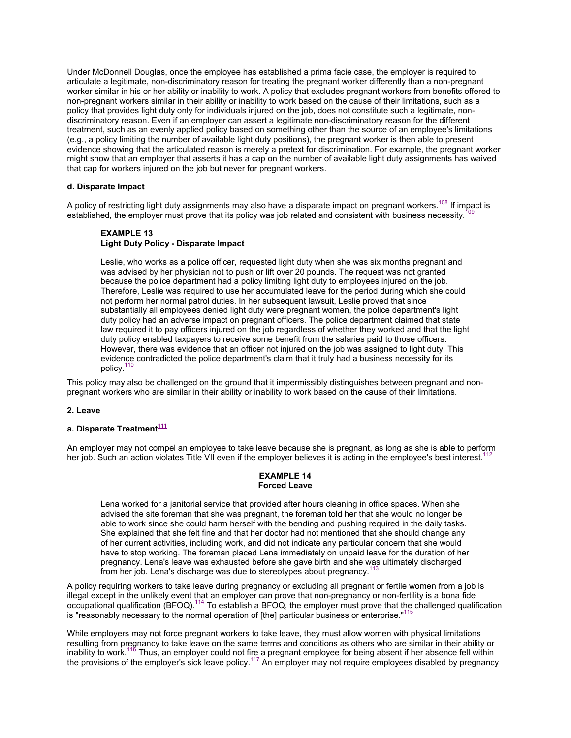Under McDonnell Douglas, once the employee has established a prima facie case, the employer is required to articulate a legitimate, non-discriminatory reason for treating the pregnant worker differently than a non-pregnant worker similar in his or her ability or inability to work. A policy that excludes pregnant workers from benefits offered to non-pregnant workers similar in their ability or inability to work based on the cause of their limitations, such as a policy that provides light duty only for individuals injured on the job, does not constitute such a legitimate, non-discriminatory reason. Even if an employer can assert a legitimate non-discriminatory reason for the different treatment, such as an evenly applied policy based on something other than the source of an employee's limitations (e.g., a policy limiting the number of available light duty positions), the pregnant worker is then able to present evidence showing that the articulated reason is merely a pretext for discrimination. For example, the pregnant worker might show that an employer that asserts it has a cap on the number of available light duty assignments has waived that cap for workers injured on the job but never for pregnant workers.

**d. Disparate Impact**

A policy of restricting light duty assignments may also have a disparate impact on pregnant workers.[108] If impact is established, the employer must prove that its policy was job related and consistent with business necessity.[109]

> **EXAMPLE 13**
> **Light Duty Policy - Disparate Impact**
>
> Leslie, who works as a police officer, requested light duty when she was six months pregnant and was advised by her physician not to push or lift over 20 pounds. The request was not granted because the police department had a policy limiting light duty to employees injured on the job. Therefore, Leslie was required to use her accumulated leave for the period during which she could not perform her normal patrol duties. In her subsequent lawsuit, Leslie proved that since substantially all employees denied light duty were pregnant women, the police department's light duty policy had an adverse impact on pregnant officers. The police department claimed that state law required it to pay officers injured on the job regardless of whether they worked and that the light duty policy enabled taxpayers to receive some benefit from the salaries paid to those officers. However, there was evidence that an officer not injured on the job was assigned to light duty. This evidence contradicted the police department's claim that it truly had a business necessity for its policy.[110]

This policy may also be challenged on the ground that it impermissibly distinguishes between pregnant and non-pregnant workers who are similar in their ability or inability to work based on the cause of their limitations.

**2. Leave**

**a. Disparate Treatment[111]**

An employer may not compel an employee to take leave because she is pregnant, as long as she is able to perform her job. Such an action violates Title VII even if the employer believes it is acting in the employee's best interest.[112]

> **EXAMPLE 14**
> **Forced Leave**
>
> Lena worked for a janitorial service that provided after hours cleaning in office spaces. When she advised the site foreman that she was pregnant, the foreman told her that she would no longer be able to work since she could harm herself with the bending and pushing required in the daily tasks. She explained that she felt fine and that her doctor had not mentioned that she should change any of her current activities, including work, and did not indicate any particular concern that she would have to stop working. The foreman placed Lena immediately on unpaid leave for the duration of her pregnancy. Lena's leave was exhausted before she gave birth and she was ultimately discharged from her job. Lena's discharge was due to stereotypes about pregnancy.[113]

A policy requiring workers to take leave during pregnancy or excluding all pregnant or fertile women from a job is illegal except in the unlikely event that an employer can prove that non-pregnancy or non-fertility is a bona fide occupational qualification (BFOQ).[114] To establish a BFOQ, the employer must prove that the challenged qualification is "reasonably necessary to the normal operation of [the] particular business or enterprise."[115]

While employers may not force pregnant workers to take leave, they must allow women with physical limitations resulting from pregnancy to take leave on the same terms and conditions as others who are similar in their ability or inability to work.[116] Thus, an employer could not fire a pregnant employee for being absent if her absence fell within the provisions of the employer's sick leave policy.[117] An employer may not require employees disabled by pregnancy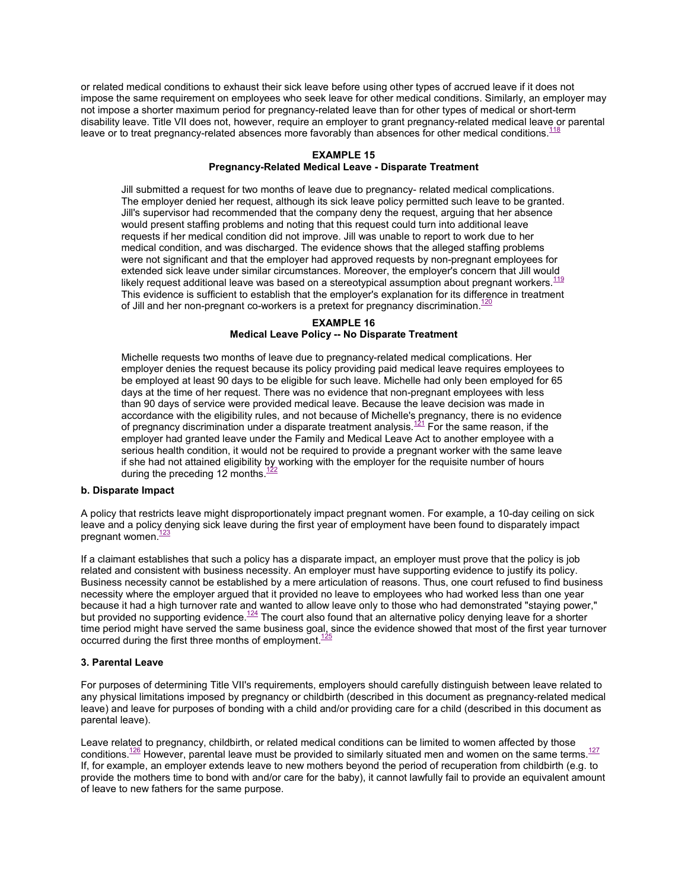or related medical conditions to exhaust their sick leave before using other types of accrued leave if it does not impose the same requirement on employees who seek leave for other medical conditions. Similarly, an employer may not impose a shorter maximum period for pregnancy-related leave than for other types of medical or short-term disability leave. Title VII does not, however, require an employer to grant pregnancy-related medical leave or parental leave or to treat pregnancy-related absences more favorably than absences for other medical conditions.[118]

**EXAMPLE 15**
**Pregnancy-Related Medical Leave - Disparate Treatment**

> Jill submitted a request for two months of leave due to pregnancy- related medical complications. The employer denied her request, although its sick leave policy permitted such leave to be granted. Jill's supervisor had recommended that the company deny the request, arguing that her absence would present staffing problems and noting that this request could turn into additional leave requests if her medical condition did not improve. Jill was unable to report to work due to her medical condition, and was discharged. The evidence shows that the alleged staffing problems were not significant and that the employer had approved requests by non-pregnant employees for extended sick leave under similar circumstances. Moreover, the employer's concern that Jill would likely request additional leave was based on a stereotypical assumption about pregnant workers.[119] This evidence is sufficient to establish that the employer's explanation for its difference in treatment of Jill and her non-pregnant co-workers is a pretext for pregnancy discrimination.[120]

**EXAMPLE 16**
**Medical Leave Policy -- No Disparate Treatment**

> Michelle requests two months of leave due to pregnancy-related medical complications. Her employer denies the request because its policy providing paid medical leave requires employees to be employed at least 90 days to be eligible for such leave. Michelle had only been employed for 65 days at the time of her request. There was no evidence that non-pregnant employees with less than 90 days of service were provided medical leave. Because the leave decision was made in accordance with the eligibility rules, and not because of Michelle's pregnancy, there is no evidence of pregnancy discrimination under a disparate treatment analysis.[121] For the same reason, if the employer had granted leave under the Family and Medical Leave Act to another employee with a serious health condition, it would not be required to provide a pregnant worker with the same leave if she had not attained eligibility by working with the employer for the requisite number of hours during the preceding 12 months.[122]

**b. Disparate Impact**

A policy that restricts leave might disproportionately impact pregnant women. For example, a 10-day ceiling on sick leave and a policy denying sick leave during the first year of employment have been found to disparately impact pregnant women.[123]

If a claimant establishes that such a policy has a disparate impact, an employer must prove that the policy is job related and consistent with business necessity. An employer must have supporting evidence to justify its policy. Business necessity cannot be established by a mere articulation of reasons. Thus, one court refused to find business necessity where the employer argued that it provided no leave to employees who had worked less than one year because it had a high turnover rate and wanted to allow leave only to those who had demonstrated "staying power," but provided no supporting evidence.[124] The court also found that an alternative policy denying leave for a shorter time period might have served the same business goal, since the evidence showed that most of the first year turnover occurred during the first three months of employment.[125]

**3. Parental Leave**

For purposes of determining Title VII's requirements, employers should carefully distinguish between leave related to any physical limitations imposed by pregnancy or childbirth (described in this document as pregnancy-related medical leave) and leave for purposes of bonding with a child and/or providing care for a child (described in this document as parental leave).

Leave related to pregnancy, childbirth, or related medical conditions can be limited to women affected by those conditions.[126] However, parental leave must be provided to similarly situated men and women on the same terms.[127] If, for example, an employer extends leave to new mothers beyond the period of recuperation from childbirth (e.g. to provide the mothers time to bond with and/or care for the baby), it cannot lawfully fail to provide an equivalent amount of leave to new fathers for the same purpose.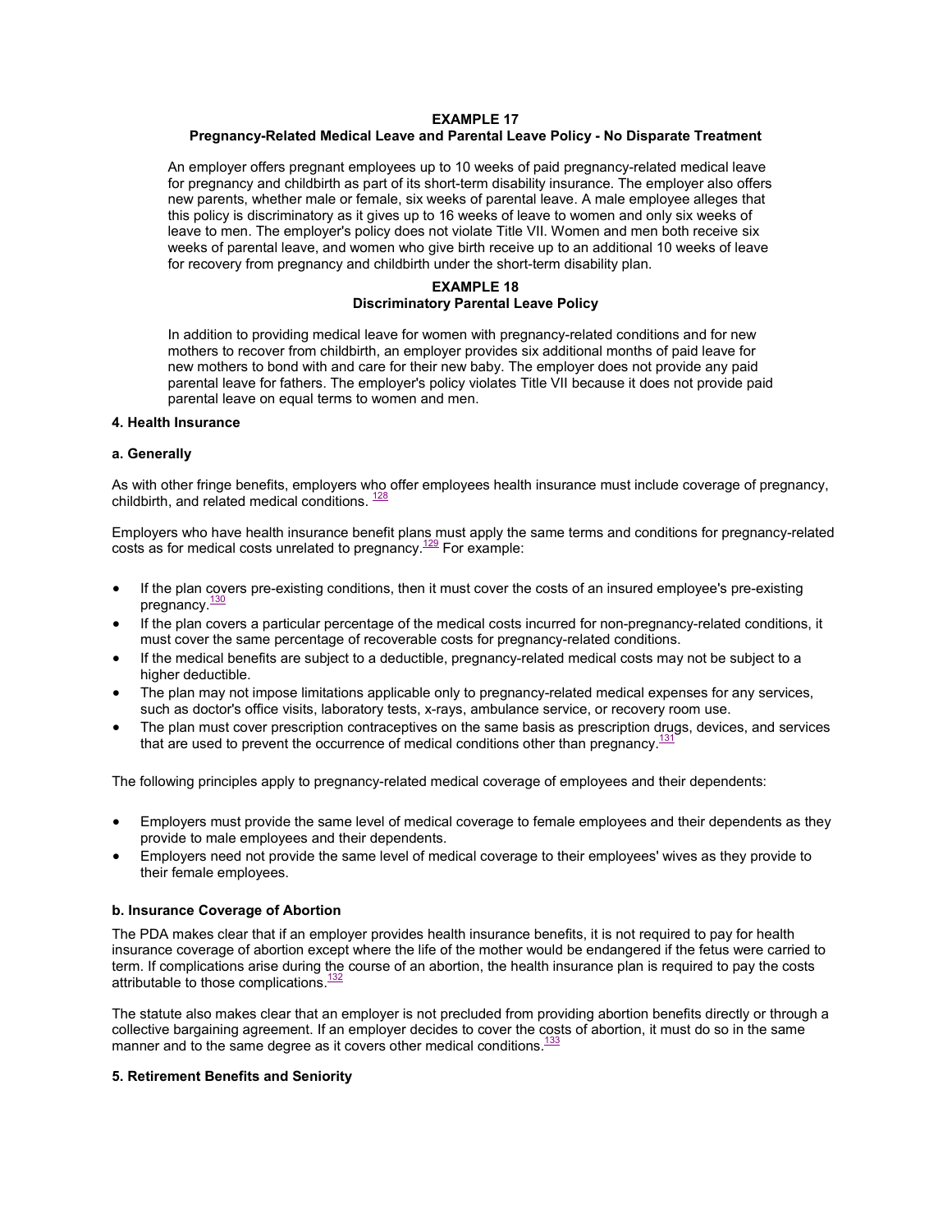**EXAMPLE 17**
**Pregnancy-Related Medical Leave and Parental Leave Policy - No Disparate Treatment**

> An employer offers pregnant employees up to 10 weeks of paid pregnancy-related medical leave for pregnancy and childbirth as part of its short-term disability insurance. The employer also offers new parents, whether male or female, six weeks of parental leave. A male employee alleges that this policy is discriminatory as it gives up to 16 weeks of leave to women and only six weeks of leave to men. The employer's policy does not violate Title VII. Women and men both receive six weeks of parental leave, and women who give birth receive up to an additional 10 weeks of leave for recovery from pregnancy and childbirth under the short-term disability plan.

**EXAMPLE 18**
**Discriminatory Parental Leave Policy**

> In addition to providing medical leave for women with pregnancy-related conditions and for new mothers to recover from childbirth, an employer provides six additional months of paid leave for new mothers to bond with and care for their new baby. The employer does not provide any paid parental leave for fathers. The employer's policy violates Title VII because it does not provide paid parental leave on equal terms to women and men.

#### 4. Health Insurance

#### a. Generally

As with other fringe benefits, employers who offer employees health insurance must include coverage of pregnancy, childbirth, and related medical conditions. [128]

Employers who have health insurance benefit plans must apply the same terms and conditions for pregnancy-related costs as for medical costs unrelated to pregnancy.[129] For example:

- If the plan covers pre-existing conditions, then it must cover the costs of an insured employee's pre-existing pregnancy.[130]
- If the plan covers a particular percentage of the medical costs incurred for non-pregnancy-related conditions, it must cover the same percentage of recoverable costs for pregnancy-related conditions.
- If the medical benefits are subject to a deductible, pregnancy-related medical costs may not be subject to a higher deductible.
- The plan may not impose limitations applicable only to pregnancy-related medical expenses for any services, such as doctor's office visits, laboratory tests, x-rays, ambulance service, or recovery room use.
- The plan must cover prescription contraceptives on the same basis as prescription drugs, devices, and services that are used to prevent the occurrence of medical conditions other than pregnancy.[131]

The following principles apply to pregnancy-related medical coverage of employees and their dependents:

- Employers must provide the same level of medical coverage to female employees and their dependents as they provide to male employees and their dependents.
- Employers need not provide the same level of medical coverage to their employees' wives as they provide to their female employees.

#### b. Insurance Coverage of Abortion

The PDA makes clear that if an employer provides health insurance benefits, it is not required to pay for health insurance coverage of abortion except where the life of the mother would be endangered if the fetus were carried to term. If complications arise during the course of an abortion, the health insurance plan is required to pay the costs attributable to those complications.[132]

The statute also makes clear that an employer is not precluded from providing abortion benefits directly or through a collective bargaining agreement. If an employer decides to cover the costs of abortion, it must do so in the same manner and to the same degree as it covers other medical conditions.[133]

#### 5. Retirement Benefits and Seniority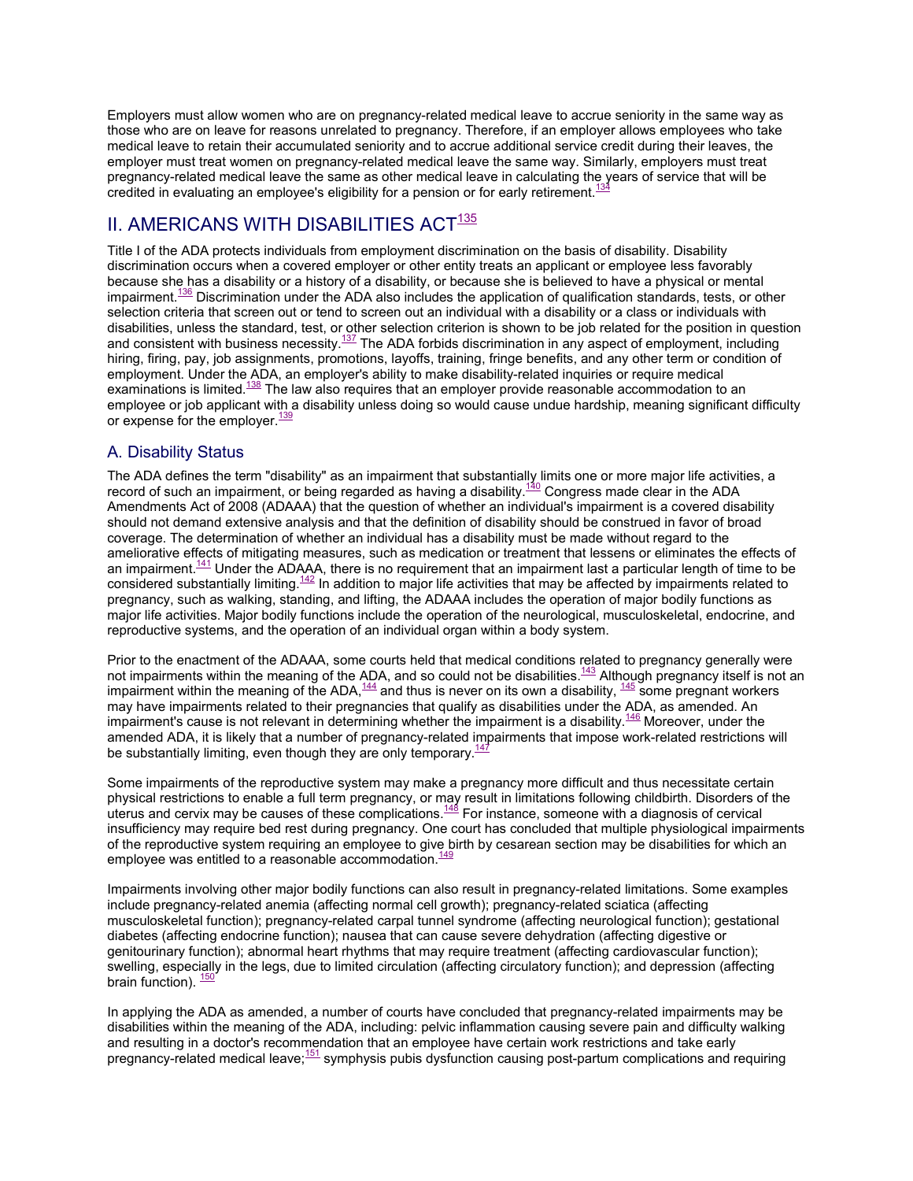Employers must allow women who are on pregnancy-related medical leave to accrue seniority in the same way as those who are on leave for reasons unrelated to pregnancy. Therefore, if an employer allows employees who take medical leave to retain their accumulated seniority and to accrue additional service credit during their leaves, the employer must treat women on pregnancy-related medical leave the same way. Similarly, employers must treat pregnancy-related medical leave the same as other medical leave in calculating the years of service that will be credited in evaluating an employee's eligibility for a pension or for early retirement.[134]

## II. AMERICANS WITH DISABILITIES ACT[135]

Title I of the ADA protects individuals from employment discrimination on the basis of disability. Disability discrimination occurs when a covered employer or other entity treats an applicant or employee less favorably because she has a disability or a history of a disability, or because she is believed to have a physical or mental impairment.[136] Discrimination under the ADA also includes the application of qualification standards, tests, or other selection criteria that screen out or tend to screen out an individual with a disability or a class or individuals with disabilities, unless the standard, test, or other selection criterion is shown to be job related for the position in question and consistent with business necessity.[137] The ADA forbids discrimination in any aspect of employment, including hiring, firing, pay, job assignments, promotions, layoffs, training, fringe benefits, and any other term or condition of employment. Under the ADA, an employer's ability to make disability-related inquiries or require medical examinations is limited.[138] The law also requires that an employer provide reasonable accommodation to an employee or job applicant with a disability unless doing so would cause undue hardship, meaning significant difficulty or expense for the employer.[139]

### A. Disability Status

The ADA defines the term "disability" as an impairment that substantially limits one or more major life activities, a record of such an impairment, or being regarded as having a disability.[140] Congress made clear in the ADA Amendments Act of 2008 (ADAAA) that the question of whether an individual's impairment is a covered disability should not demand extensive analysis and that the definition of disability should be construed in favor of broad coverage. The determination of whether an individual has a disability must be made without regard to the ameliorative effects of mitigating measures, such as medication or treatment that lessens or eliminates the effects of an impairment.[141] Under the ADAAA, there is no requirement that an impairment last a particular length of time to be considered substantially limiting.[142] In addition to major life activities that may be affected by impairments related to pregnancy, such as walking, standing, and lifting, the ADAAA includes the operation of major bodily functions as major life activities. Major bodily functions include the operation of the neurological, musculoskeletal, endocrine, and reproductive systems, and the operation of an individual organ within a body system.

Prior to the enactment of the ADAAA, some courts held that medical conditions related to pregnancy generally were not impairments within the meaning of the ADA, and so could not be disabilities.[143] Although pregnancy itself is not an impairment within the meaning of the ADA,[144] and thus is never on its own a disability, [145] some pregnant workers may have impairments related to their pregnancies that qualify as disabilities under the ADA, as amended. An impairment's cause is not relevant in determining whether the impairment is a disability.[146] Moreover, under the amended ADA, it is likely that a number of pregnancy-related impairments that impose work-related restrictions will be substantially limiting, even though they are only temporary.[147]

Some impairments of the reproductive system may make a pregnancy more difficult and thus necessitate certain physical restrictions to enable a full term pregnancy, or may result in limitations following childbirth. Disorders of the uterus and cervix may be causes of these complications.[148] For instance, someone with a diagnosis of cervical insufficiency may require bed rest during pregnancy. One court has concluded that multiple physiological impairments of the reproductive system requiring an employee to give birth by cesarean section may be disabilities for which an employee was entitled to a reasonable accommodation.[149]

Impairments involving other major bodily functions can also result in pregnancy-related limitations. Some examples include pregnancy-related anemia (affecting normal cell growth); pregnancy-related sciatica (affecting musculoskeletal function); pregnancy-related carpal tunnel syndrome (affecting neurological function); gestational diabetes (affecting endocrine function); nausea that can cause severe dehydration (affecting digestive or genitourinary function); abnormal heart rhythms that may require treatment (affecting cardiovascular function); swelling, especially in the legs, due to limited circulation (affecting circulatory function); and depression (affecting brain function). [150]

In applying the ADA as amended, a number of courts have concluded that pregnancy-related impairments may be disabilities within the meaning of the ADA, including: pelvic inflammation causing severe pain and difficulty walking and resulting in a doctor's recommendation that an employee have certain work restrictions and take early pregnancy-related medical leave;[151] symphysis pubis dysfunction causing post-partum complications and requiring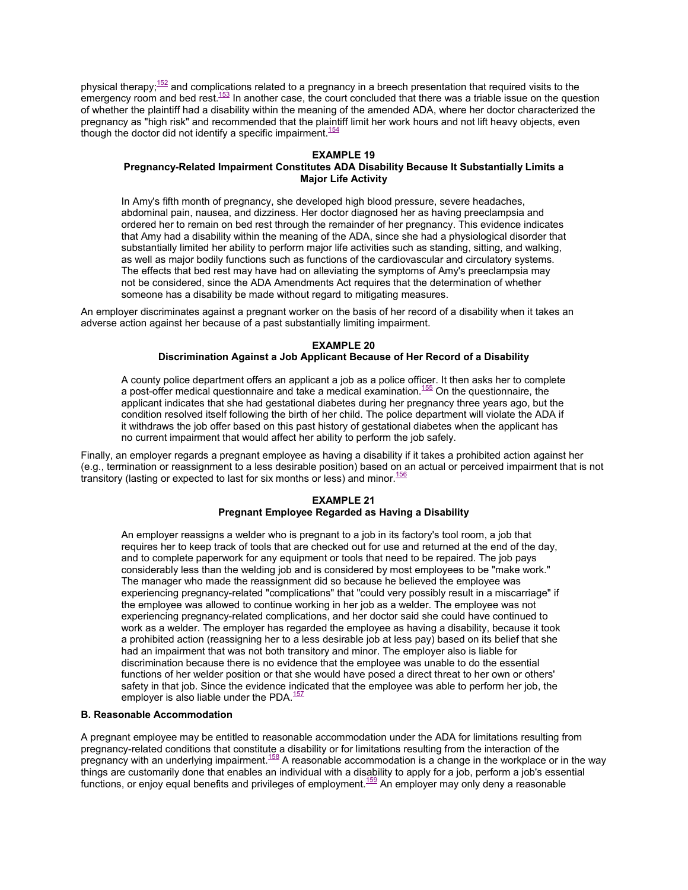physical therapy;[152] and complications related to a pregnancy in a breech presentation that required visits to the emergency room and bed rest.[153] In another case, the court concluded that there was a triable issue on the question of whether the plaintiff had a disability within the meaning of the amended ADA, where her doctor characterized the pregnancy as "high risk" and recommended that the plaintiff limit her work hours and not lift heavy objects, even though the doctor did not identify a specific impairment.[154]

**EXAMPLE 19**
**Pregnancy-Related Impairment Constitutes ADA Disability Because It Substantially Limits a Major Life Activity**

> In Amy's fifth month of pregnancy, she developed high blood pressure, severe headaches, abdominal pain, nausea, and dizziness. Her doctor diagnosed her as having preeclampsia and ordered her to remain on bed rest through the remainder of her pregnancy. This evidence indicates that Amy had a disability within the meaning of the ADA, since she had a physiological disorder that substantially limited her ability to perform major life activities such as standing, sitting, and walking, as well as major bodily functions such as functions of the cardiovascular and circulatory systems. The effects that bed rest may have had on alleviating the symptoms of Amy's preeclampsia may not be considered, since the ADA Amendments Act requires that the determination of whether someone has a disability be made without regard to mitigating measures.

An employer discriminates against a pregnant worker on the basis of her record of a disability when it takes an adverse action against her because of a past substantially limiting impairment.

**EXAMPLE 20**
**Discrimination Against a Job Applicant Because of Her Record of a Disability**

> A county police department offers an applicant a job as a police officer. It then asks her to complete a post-offer medical questionnaire and take a medical examination.[155] On the questionnaire, the applicant indicates that she had gestational diabetes during her pregnancy three years ago, but the condition resolved itself following the birth of her child. The police department will violate the ADA if it withdraws the job offer based on this past history of gestational diabetes when the applicant has no current impairment that would affect her ability to perform the job safely.

Finally, an employer regards a pregnant employee as having a disability if it takes a prohibited action against her (e.g., termination or reassignment to a less desirable position) based on an actual or perceived impairment that is not transitory (lasting or expected to last for six months or less) and minor.[156]

**EXAMPLE 21**
**Pregnant Employee Regarded as Having a Disability**

> An employer reassigns a welder who is pregnant to a job in its factory's tool room, a job that requires her to keep track of tools that are checked out for use and returned at the end of the day, and to complete paperwork for any equipment or tools that need to be repaired. The job pays considerably less than the welding job and is considered by most employees to be "make work." The manager who made the reassignment did so because he believed the employee was experiencing pregnancy-related "complications" that "could very possibly result in a miscarriage" if the employee was allowed to continue working in her job as a welder. The employee was not experiencing pregnancy-related complications, and her doctor said she could have continued to work as a welder. The employer has regarded the employee as having a disability, because it took a prohibited action (reassigning her to a less desirable job at less pay) based on its belief that she had an impairment that was not both transitory and minor. The employer also is liable for discrimination because there is no evidence that the employee was unable to do the essential functions of her welder position or that she would have posed a direct threat to her own or others' safety in that job. Since the evidence indicated that the employee was able to perform her job, the employer is also liable under the PDA.[157]

### B. Reasonable Accommodation

A pregnant employee may be entitled to reasonable accommodation under the ADA for limitations resulting from pregnancy-related conditions that constitute a disability or for limitations resulting from the interaction of the pregnancy with an underlying impairment.[158] A reasonable accommodation is a change in the workplace or in the way things are customarily done that enables an individual with a disability to apply for a job, perform a job's essential functions, or enjoy equal benefits and privileges of employment.[159] An employer may only deny a reasonable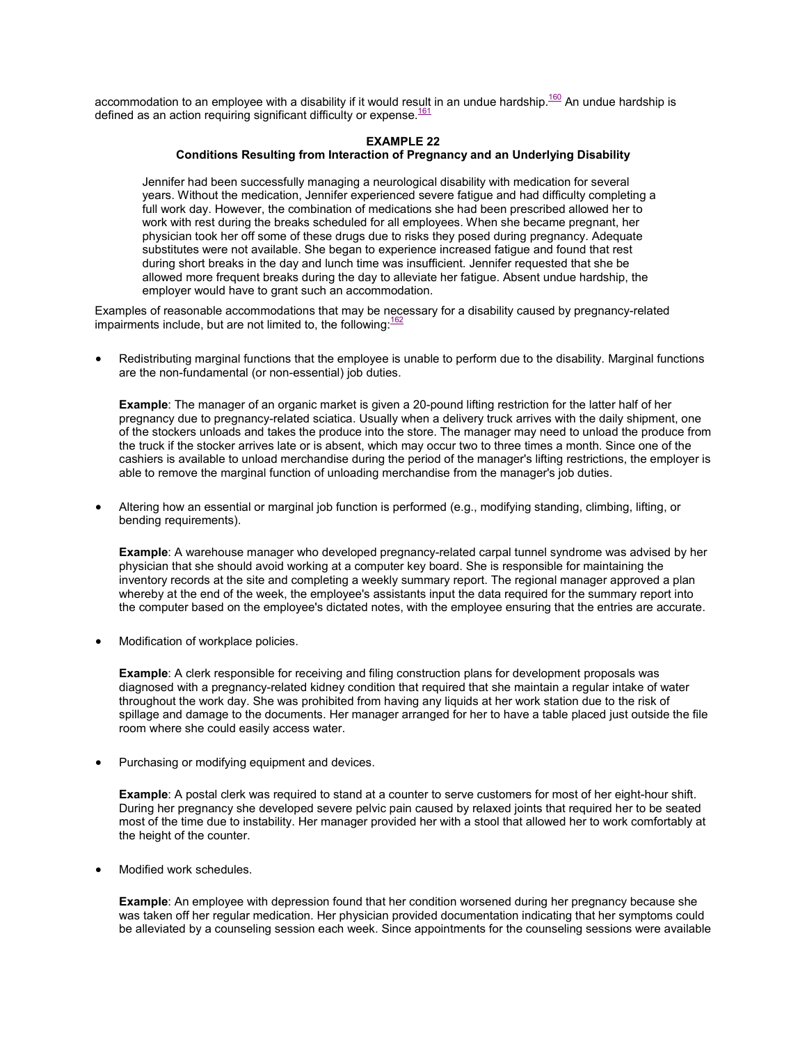accommodation to an employee with a disability if it would result in an undue hardship.[160] An undue hardship is defined as an action requiring significant difficulty or expense.[161]

**EXAMPLE 22**
**Conditions Resulting from Interaction of Pregnancy and an Underlying Disability**

> Jennifer had been successfully managing a neurological disability with medication for several years. Without the medication, Jennifer experienced severe fatigue and had difficulty completing a full work day. However, the combination of medications she had been prescribed allowed her to work with rest during the breaks scheduled for all employees. When she became pregnant, her physician took her off some of these drugs due to risks they posed during pregnancy. Adequate substitutes were not available. She began to experience increased fatigue and found that rest during short breaks in the day and lunch time was insufficient. Jennifer requested that she be allowed more frequent breaks during the day to alleviate her fatigue. Absent undue hardship, the employer would have to grant such an accommodation.

Examples of reasonable accommodations that may be necessary for a disability caused by pregnancy-related impairments include, but are not limited to, the following:[162]

- Redistributing marginal functions that the employee is unable to perform due to the disability. Marginal functions are the non-fundamental (or non-essential) job duties.

  **Example**: The manager of an organic market is given a 20-pound lifting restriction for the latter half of her pregnancy due to pregnancy-related sciatica. Usually when a delivery truck arrives with the daily shipment, one of the stockers unloads and takes the produce into the store. The manager may need to unload the produce from the truck if the stocker arrives late or is absent, which may occur two to three times a month. Since one of the cashiers is available to unload merchandise during the period of the manager's lifting restrictions, the employer is able to remove the marginal function of unloading merchandise from the manager's job duties.

- Altering how an essential or marginal job function is performed (e.g., modifying standing, climbing, lifting, or bending requirements).

  **Example**: A warehouse manager who developed pregnancy-related carpal tunnel syndrome was advised by her physician that she should avoid working at a computer key board. She is responsible for maintaining the inventory records at the site and completing a weekly summary report. The regional manager approved a plan whereby at the end of the week, the employee's assistants input the data required for the summary report into the computer based on the employee's dictated notes, with the employee ensuring that the entries are accurate.

- Modification of workplace policies.

  **Example**: A clerk responsible for receiving and filing construction plans for development proposals was diagnosed with a pregnancy-related kidney condition that required that she maintain a regular intake of water throughout the work day. She was prohibited from having any liquids at her work station due to the risk of spillage and damage to the documents. Her manager arranged for her to have a table placed just outside the file room where she could easily access water.

- Purchasing or modifying equipment and devices.

  **Example**: A postal clerk was required to stand at a counter to serve customers for most of her eight-hour shift. During her pregnancy she developed severe pelvic pain caused by relaxed joints that required her to be seated most of the time due to instability. Her manager provided her with a stool that allowed her to work comfortably at the height of the counter.

- Modified work schedules.

  **Example**: An employee with depression found that her condition worsened during her pregnancy because she was taken off her regular medication. Her physician provided documentation indicating that her symptoms could be alleviated by a counseling session each week. Since appointments for the counseling sessions were available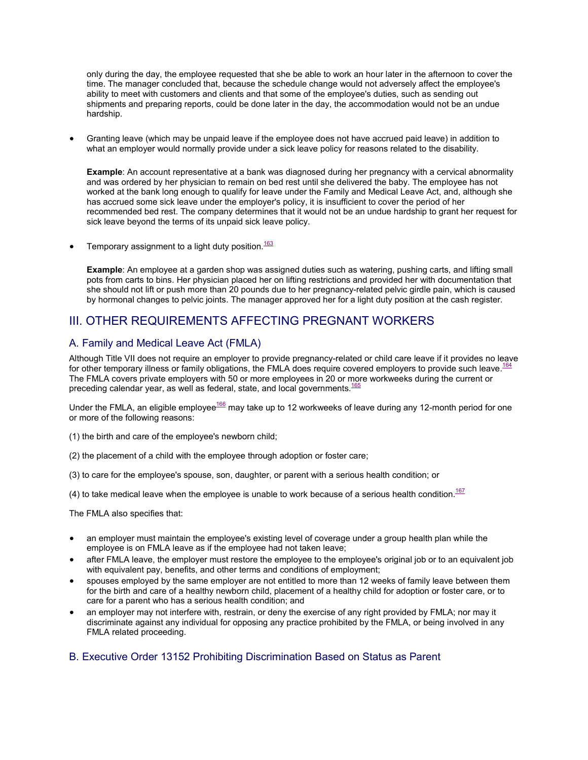only during the day, the employee requested that she be able to work an hour later in the afternoon to cover the time. The manager concluded that, because the schedule change would not adversely affect the employee's ability to meet with customers and clients and that some of the employee's duties, such as sending out shipments and preparing reports, could be done later in the day, the accommodation would not be an undue hardship.

- Granting leave (which may be unpaid leave if the employee does not have accrued paid leave) in addition to what an employer would normally provide under a sick leave policy for reasons related to the disability.

  **Example**: An account representative at a bank was diagnosed during her pregnancy with a cervical abnormality and was ordered by her physician to remain on bed rest until she delivered the baby. The employee has not worked at the bank long enough to qualify for leave under the Family and Medical Leave Act, and, although she has accrued some sick leave under the employer's policy, it is insufficient to cover the period of her recommended bed rest. The company determines that it would not be an undue hardship to grant her request for sick leave beyond the terms of its unpaid sick leave policy.

- Temporary assignment to a light duty position.[163]

  **Example**: An employee at a garden shop was assigned duties such as watering, pushing carts, and lifting small pots from carts to bins. Her physician placed her on lifting restrictions and provided her with documentation that she should not lift or push more than 20 pounds due to her pregnancy-related pelvic girdle pain, which is caused by hormonal changes to pelvic joints. The manager approved her for a light duty position at the cash register.

## III. OTHER REQUIREMENTS AFFECTING PREGNANT WORKERS

### A. Family and Medical Leave Act (FMLA)

Although Title VII does not require an employer to provide pregnancy-related or child care leave if it provides no leave for other temporary illness or family obligations, the FMLA does require covered employers to provide such leave.[164] The FMLA covers private employers with 50 or more employees in 20 or more workweeks during the current or preceding calendar year, as well as federal, state, and local governments.[165]

Under the FMLA, an eligible employee[166] may take up to 12 workweeks of leave during any 12-month period for one or more of the following reasons:

(1) the birth and care of the employee's newborn child;

(2) the placement of a child with the employee through adoption or foster care;

(3) to care for the employee's spouse, son, daughter, or parent with a serious health condition; or

(4) to take medical leave when the employee is unable to work because of a serious health condition.[167]

The FMLA also specifies that:

- an employer must maintain the employee's existing level of coverage under a group health plan while the employee is on FMLA leave as if the employee had not taken leave;
- after FMLA leave, the employer must restore the employee to the employee's original job or to an equivalent job with equivalent pay, benefits, and other terms and conditions of employment;
- spouses employed by the same employer are not entitled to more than 12 weeks of family leave between them for the birth and care of a healthy newborn child, placement of a healthy child for adoption or foster care, or to care for a parent who has a serious health condition; and
- an employer may not interfere with, restrain, or deny the exercise of any right provided by FMLA; nor may it discriminate against any individual for opposing any practice prohibited by the FMLA, or being involved in any FMLA related proceeding.

### B. Executive Order 13152 Prohibiting Discrimination Based on Status as Parent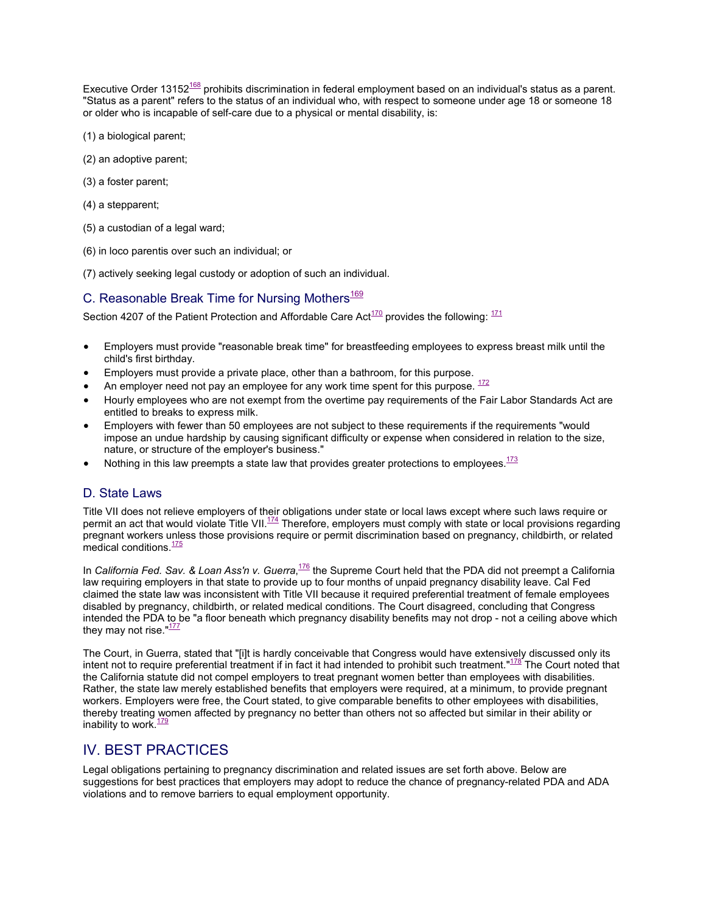Executive Order 13152[168] prohibits discrimination in federal employment based on an individual's status as a parent. "Status as a parent" refers to the status of an individual who, with respect to someone under age 18 or someone 18 or older who is incapable of self-care due to a physical or mental disability, is:

(1) a biological parent;

(2) an adoptive parent;

(3) a foster parent;

(4) a stepparent;

(5) a custodian of a legal ward;

(6) in loco parentis over such an individual; or

(7) actively seeking legal custody or adoption of such an individual.

### C. Reasonable Break Time for Nursing Mothers[169]

Section 4207 of the Patient Protection and Affordable Care Act[170] provides the following: [171]

- Employers must provide "reasonable break time" for breastfeeding employees to express breast milk until the child's first birthday.
- Employers must provide a private place, other than a bathroom, for this purpose.
- An employer need not pay an employee for any work time spent for this purpose. [172]
- Hourly employees who are not exempt from the overtime pay requirements of the Fair Labor Standards Act are entitled to breaks to express milk.
- Employers with fewer than 50 employees are not subject to these requirements if the requirements "would impose an undue hardship by causing significant difficulty or expense when considered in relation to the size, nature, or structure of the employer's business."
- Nothing in this law preempts a state law that provides greater protections to employees.[173]

### D. State Laws

Title VII does not relieve employers of their obligations under state or local laws except where such laws require or permit an act that would violate Title VII.[174] Therefore, employers must comply with state or local provisions regarding pregnant workers unless those provisions require or permit discrimination based on pregnancy, childbirth, or related medical conditions.[175]

In *California Fed. Sav. & Loan Ass'n v. Guerra*,[176] the Supreme Court held that the PDA did not preempt a California law requiring employers in that state to provide up to four months of unpaid pregnancy disability leave. Cal Fed claimed the state law was inconsistent with Title VII because it required preferential treatment of female employees disabled by pregnancy, childbirth, or related medical conditions. The Court disagreed, concluding that Congress intended the PDA to be "a floor beneath which pregnancy disability benefits may not drop - not a ceiling above which they may not rise."[177]

The Court, in Guerra, stated that "[i]t is hardly conceivable that Congress would have extensively discussed only its intent not to require preferential treatment if in fact it had intended to prohibit such treatment."[178] The Court noted that the California statute did not compel employers to treat pregnant women better than employees with disabilities. Rather, the state law merely established benefits that employers were required, at a minimum, to provide pregnant workers. Employers were free, the Court stated, to give comparable benefits to other employees with disabilities, thereby treating women affected by pregnancy no better than others not so affected but similar in their ability or inability to work.[179]

## IV. BEST PRACTICES

Legal obligations pertaining to pregnancy discrimination and related issues are set forth above. Below are suggestions for best practices that employers may adopt to reduce the chance of pregnancy-related PDA and ADA violations and to remove barriers to equal employment opportunity.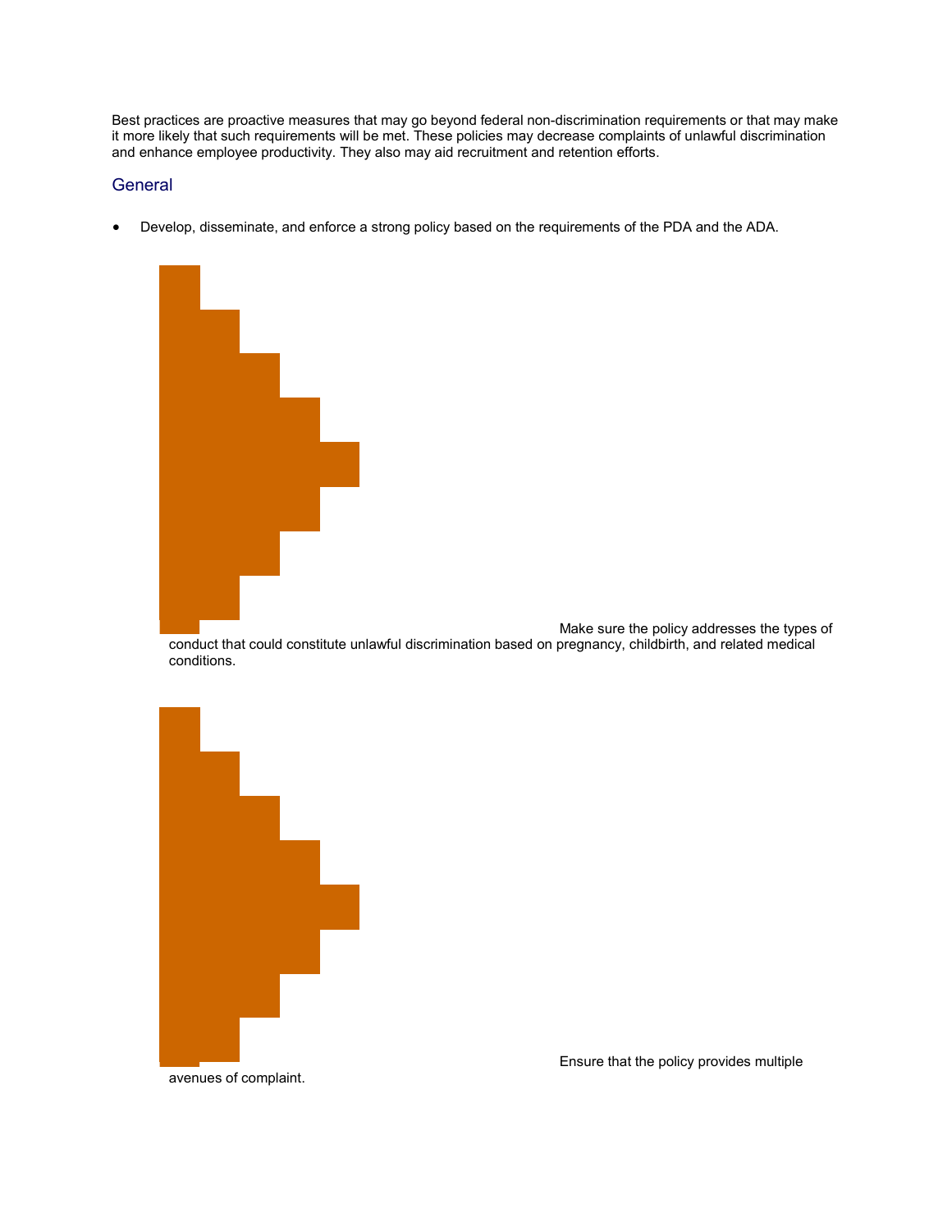Best practices are proactive measures that may go beyond federal non-discrimination requirements or that may make it more likely that such requirements will be met. These policies may decrease complaints of unlawful discrimination and enhance employee productivity. They also may aid recruitment and retention efforts.

## General

- Develop, disseminate, and enforce a strong policy based on the requirements of the PDA and the ADA.
  - Make sure the policy addresses the types of conduct that could constitute unlawful discrimination based on pregnancy, childbirth, and related medical conditions.
  - Ensure that the policy provides multiple avenues of complaint.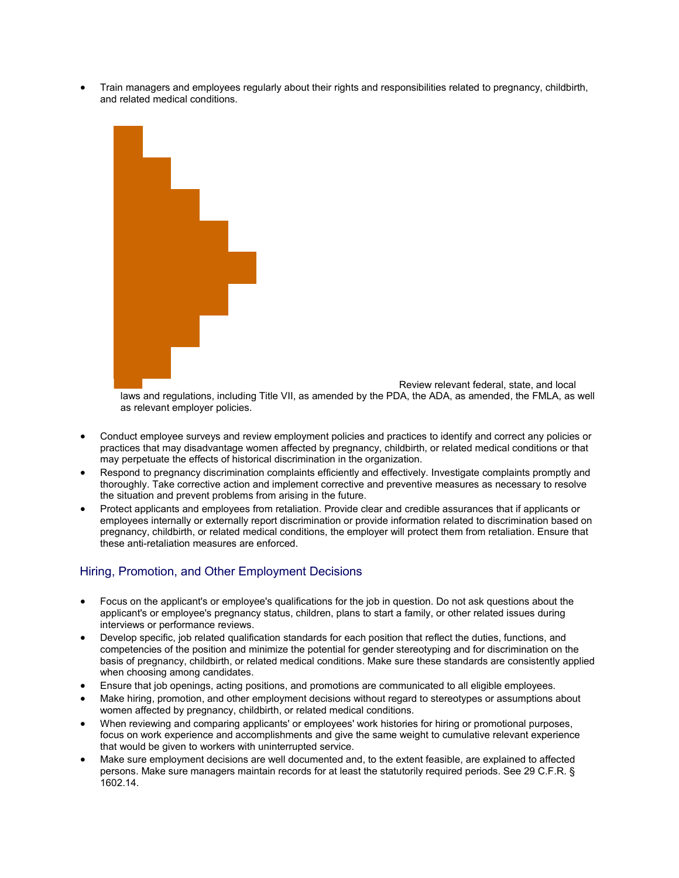- Train managers and employees regularly about their rights and responsibilities related to pregnancy, childbirth, and related medical conditions.
- Review relevant federal, state, and local laws and regulations, including Title VII, as amended by the PDA, the ADA, as amended, the FMLA, as well as relevant employer policies.
- Conduct employee surveys and review employment policies and practices to identify and correct any policies or practices that may disadvantage women affected by pregnancy, childbirth, or related medical conditions or that may perpetuate the effects of historical discrimination in the organization.
- Respond to pregnancy discrimination complaints efficiently and effectively. Investigate complaints promptly and thoroughly. Take corrective action and implement corrective and preventive measures as necessary to resolve the situation and prevent problems from arising in the future.
- Protect applicants and employees from retaliation. Provide clear and credible assurances that if applicants or employees internally or externally report discrimination or provide information related to discrimination based on pregnancy, childbirth, or related medical conditions, the employer will protect them from retaliation. Ensure that these anti-retaliation measures are enforced.

## Hiring, Promotion, and Other Employment Decisions

- Focus on the applicant's or employee's qualifications for the job in question. Do not ask questions about the applicant's or employee's pregnancy status, children, plans to start a family, or other related issues during interviews or performance reviews.
- Develop specific, job related qualification standards for each position that reflect the duties, functions, and competencies of the position and minimize the potential for gender stereotyping and for discrimination on the basis of pregnancy, childbirth, or related medical conditions. Make sure these standards are consistently applied when choosing among candidates.
- Ensure that job openings, acting positions, and promotions are communicated to all eligible employees.
- Make hiring, promotion, and other employment decisions without regard to stereotypes or assumptions about women affected by pregnancy, childbirth, or related medical conditions.
- When reviewing and comparing applicants' or employees' work histories for hiring or promotional purposes, focus on work experience and accomplishments and give the same weight to cumulative relevant experience that would be given to workers with uninterrupted service.
- Make sure employment decisions are well documented and, to the extent feasible, are explained to affected persons. Make sure managers maintain records for at least the statutorily required periods. See 29 C.F.R. § 1602.14.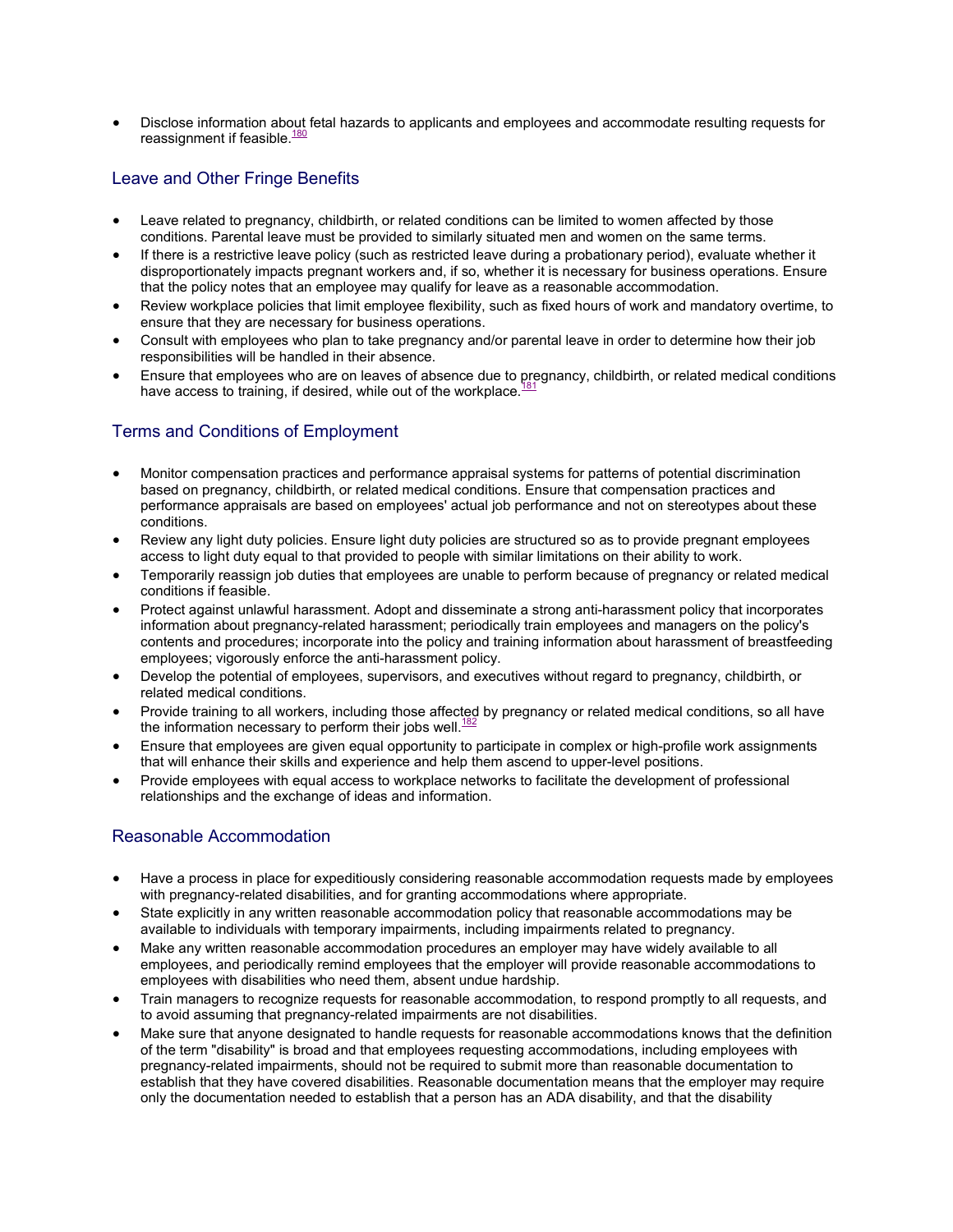- Disclose information about fetal hazards to applicants and employees and accommodate resulting requests for reassignment if feasible.[180]

## Leave and Other Fringe Benefits

- Leave related to pregnancy, childbirth, or related conditions can be limited to women affected by those conditions. Parental leave must be provided to similarly situated men and women on the same terms.
- If there is a restrictive leave policy (such as restricted leave during a probationary period), evaluate whether it disproportionately impacts pregnant workers and, if so, whether it is necessary for business operations. Ensure that the policy notes that an employee may qualify for leave as a reasonable accommodation.
- Review workplace policies that limit employee flexibility, such as fixed hours of work and mandatory overtime, to ensure that they are necessary for business operations.
- Consult with employees who plan to take pregnancy and/or parental leave in order to determine how their job responsibilities will be handled in their absence.
- Ensure that employees who are on leaves of absence due to pregnancy, childbirth, or related medical conditions have access to training, if desired, while out of the workplace.[181]

## Terms and Conditions of Employment

- Monitor compensation practices and performance appraisal systems for patterns of potential discrimination based on pregnancy, childbirth, or related medical conditions. Ensure that compensation practices and performance appraisals are based on employees' actual job performance and not on stereotypes about these conditions.
- Review any light duty policies. Ensure light duty policies are structured so as to provide pregnant employees access to light duty equal to that provided to people with similar limitations on their ability to work.
- Temporarily reassign job duties that employees are unable to perform because of pregnancy or related medical conditions if feasible.
- Protect against unlawful harassment. Adopt and disseminate a strong anti-harassment policy that incorporates information about pregnancy-related harassment; periodically train employees and managers on the policy's contents and procedures; incorporate into the policy and training information about harassment of breastfeeding employees; vigorously enforce the anti-harassment policy.
- Develop the potential of employees, supervisors, and executives without regard to pregnancy, childbirth, or related medical conditions.
- Provide training to all workers, including those affected by pregnancy or related medical conditions, so all have the information necessary to perform their jobs well.[182]
- Ensure that employees are given equal opportunity to participate in complex or high-profile work assignments that will enhance their skills and experience and help them ascend to upper-level positions.
- Provide employees with equal access to workplace networks to facilitate the development of professional relationships and the exchange of ideas and information.

## Reasonable Accommodation

- Have a process in place for expeditiously considering reasonable accommodation requests made by employees with pregnancy-related disabilities, and for granting accommodations where appropriate.
- State explicitly in any written reasonable accommodation policy that reasonable accommodations may be available to individuals with temporary impairments, including impairments related to pregnancy.
- Make any written reasonable accommodation procedures an employer may have widely available to all employees, and periodically remind employees that the employer will provide reasonable accommodations to employees with disabilities who need them, absent undue hardship.
- Train managers to recognize requests for reasonable accommodation, to respond promptly to all requests, and to avoid assuming that pregnancy-related impairments are not disabilities.
- Make sure that anyone designated to handle requests for reasonable accommodations knows that the definition of the term "disability" is broad and that employees requesting accommodations, including employees with pregnancy-related impairments, should not be required to submit more than reasonable documentation to establish that they have covered disabilities. Reasonable documentation means that the employer may require only the documentation needed to establish that a person has an ADA disability, and that the disability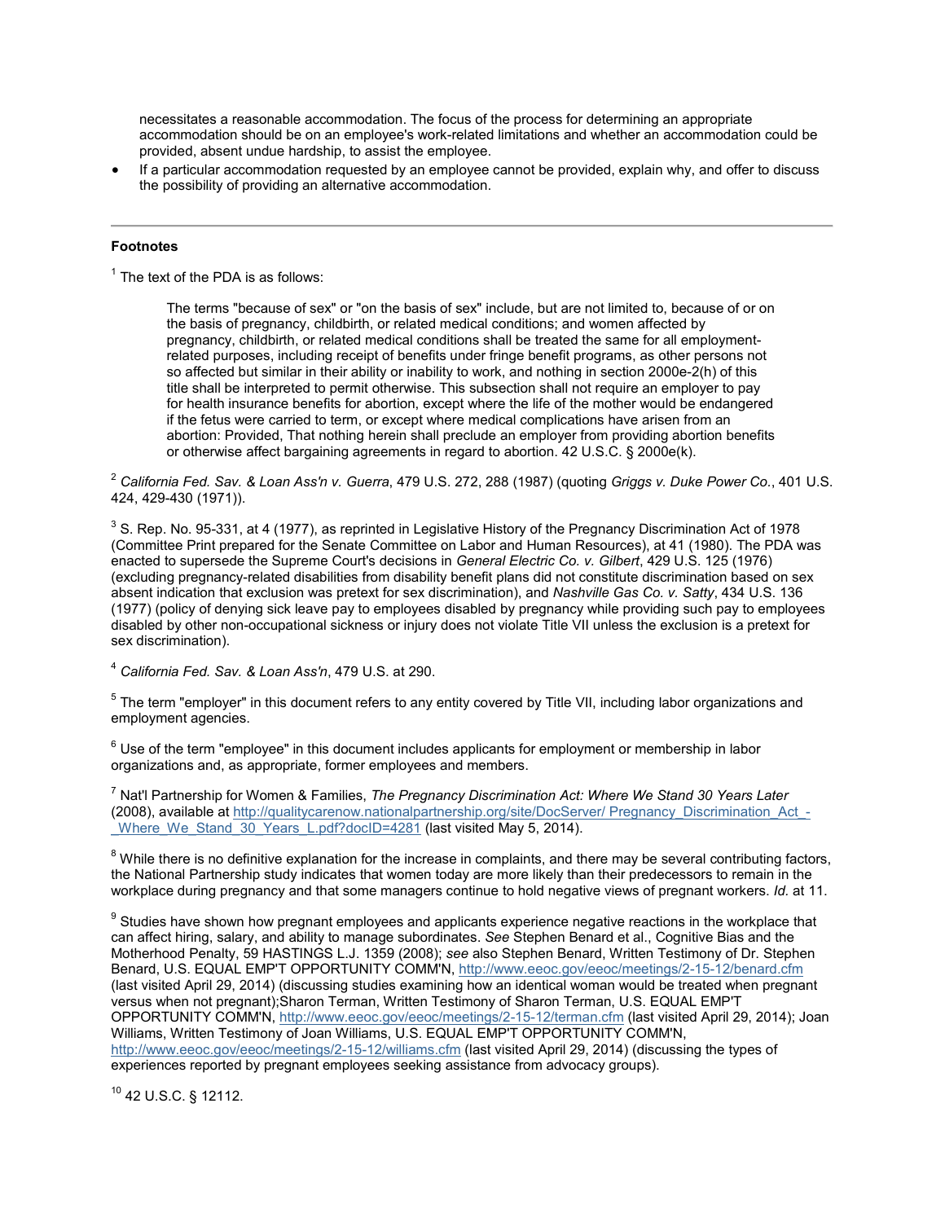necessitates a reasonable accommodation. The focus of the process for determining an appropriate accommodation should be on an employee's work-related limitations and whether an accommodation could be provided, absent undue hardship, to assist the employee.

- If a particular accommodation requested by an employee cannot be provided, explain why, and offer to discuss the possibility of providing an alternative accommodation.

---

**Footnotes**

[1] The text of the PDA is as follows:

> The terms "because of sex" or "on the basis of sex" include, but are not limited to, because of or on the basis of pregnancy, childbirth, or related medical conditions; and women affected by pregnancy, childbirth, or related medical conditions shall be treated the same for all employment-related purposes, including receipt of benefits under fringe benefit programs, as other persons not so affected but similar in their ability or inability to work, and nothing in section 2000e-2(h) of this title shall be interpreted to permit otherwise. This subsection shall not require an employer to pay for health insurance benefits for abortion, except where the life of the mother would be endangered if the fetus were carried to term, or except where medical complications have arisen from an abortion: Provided, That nothing herein shall preclude an employer from providing abortion benefits or otherwise affect bargaining agreements in regard to abortion. 42 U.S.C. § 2000e(k).

[2] *California Fed. Sav. & Loan Ass'n v. Guerra*, 479 U.S. 272, 288 (1987) (quoting *Griggs v. Duke Power Co.*, 401 U.S. 424, 429-430 (1971)).

[3] S. Rep. No. 95-331, at 4 (1977), as reprinted in Legislative History of the Pregnancy Discrimination Act of 1978 (Committee Print prepared for the Senate Committee on Labor and Human Resources), at 41 (1980). The PDA was enacted to supersede the Supreme Court's decisions in *General Electric Co. v. Gilbert*, 429 U.S. 125 (1976) (excluding pregnancy-related disabilities from disability benefit plans did not constitute discrimination based on sex absent indication that exclusion was pretext for sex discrimination), and *Nashville Gas Co. v. Satty*, 434 U.S. 136 (1977) (policy of denying sick leave pay to employees disabled by pregnancy while providing such pay to employees disabled by other non-occupational sickness or injury does not violate Title VII unless the exclusion is a pretext for sex discrimination).

[4] *California Fed. Sav. & Loan Ass'n*, 479 U.S. at 290.

[5] The term "employer" in this document refers to any entity covered by Title VII, including labor organizations and employment agencies.

[6] Use of the term "employee" in this document includes applicants for employment or membership in labor organizations and, as appropriate, former employees and members.

[7] Nat'l Partnership for Women & Families, *The Pregnancy Discrimination Act: Where We Stand 30 Years Later* (2008), available at http://qualitycarenow.nationalpartnership.org/site/DocServer/ Pregnancy_Discrimination_Act_-_Where_We_Stand_30_Years_L.pdf?docID=4281 (last visited May 5, 2014).

[8] While there is no definitive explanation for the increase in complaints, and there may be several contributing factors, the National Partnership study indicates that women today are more likely than their predecessors to remain in the workplace during pregnancy and that some managers continue to hold negative views of pregnant workers. *Id.* at 11.

[9] Studies have shown how pregnant employees and applicants experience negative reactions in the workplace that can affect hiring, salary, and ability to manage subordinates. *See* Stephen Benard et al., Cognitive Bias and the Motherhood Penalty, 59 HASTINGS L.J. 1359 (2008); *see* also Stephen Benard, Written Testimony of Dr. Stephen Benard, U.S. EQUAL EMP'T OPPORTUNITY COMM'N, http://www.eeoc.gov/eeoc/meetings/2-15-12/benard.cfm (last visited April 29, 2014) (discussing studies examining how an identical woman would be treated when pregnant versus when not pregnant);Sharon Terman, Written Testimony of Sharon Terman, U.S. EQUAL EMP'T OPPORTUNITY COMM'N, http://www.eeoc.gov/eeoc/meetings/2-15-12/terman.cfm (last visited April 29, 2014); Joan Williams, Written Testimony of Joan Williams, U.S. EQUAL EMP'T OPPORTUNITY COMM'N, http://www.eeoc.gov/eeoc/meetings/2-15-12/williams.cfm (last visited April 29, 2014) (discussing the types of experiences reported by pregnant employees seeking assistance from advocacy groups).

[10] 42 U.S.C. § 12112.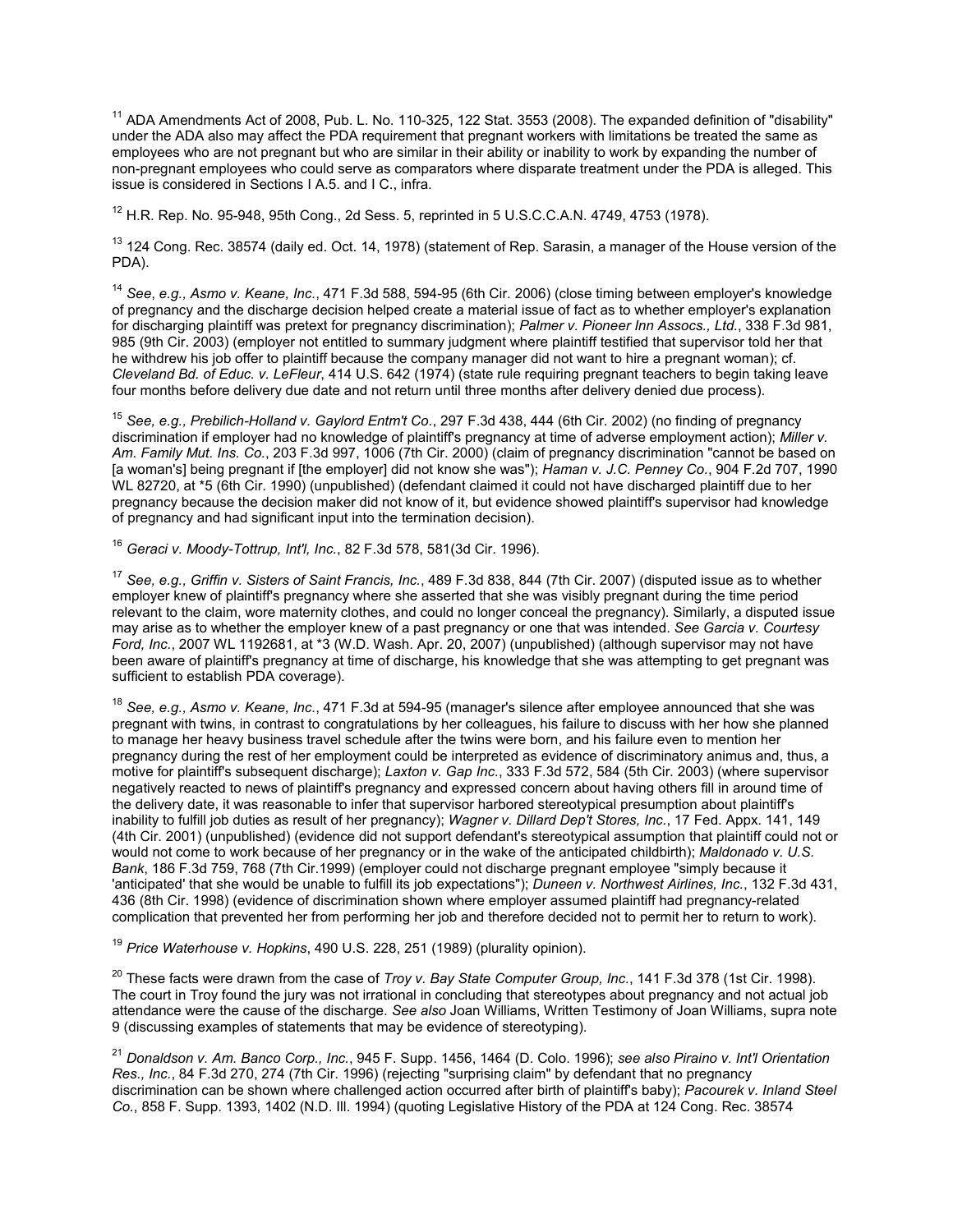[11] ADA Amendments Act of 2008, Pub. L. No. 110-325, 122 Stat. 3553 (2008). The expanded definition of "disability" under the ADA also may affect the PDA requirement that pregnant workers with limitations be treated the same as employees who are not pregnant but who are similar in their ability or inability to work by expanding the number of non-pregnant employees who could serve as comparators where disparate treatment under the PDA is alleged. This issue is considered in Sections I A.5. and I C., infra.

[12] H.R. Rep. No. 95-948, 95th Cong., 2d Sess. 5, reprinted in 5 U.S.C.C.A.N. 4749, 4753 (1978).

[13] 124 Cong. Rec. 38574 (daily ed. Oct. 14, 1978) (statement of Rep. Sarasin, a manager of the House version of the PDA).

[14] *See*, *e.g., Asmo v. Keane, Inc.*, 471 F.3d 588, 594-95 (6th Cir. 2006) (close timing between employer's knowledge of pregnancy and the discharge decision helped create a material issue of fact as to whether employer's explanation for discharging plaintiff was pretext for pregnancy discrimination); *Palmer v. Pioneer Inn Assocs., Ltd.*, 338 F.3d 981, 985 (9th Cir. 2003) (employer not entitled to summary judgment where plaintiff testified that supervisor told her that he withdrew his job offer to plaintiff because the company manager did not want to hire a pregnant woman); cf. *Cleveland Bd. of Educ. v. LeFleur*, 414 U.S. 642 (1974) (state rule requiring pregnant teachers to begin taking leave four months before delivery due date and not return until three months after delivery denied due process).

[15] *See, e.g., Prebilich-Holland v. Gaylord Entm't Co.*, 297 F.3d 438, 444 (6th Cir. 2002) (no finding of pregnancy discrimination if employer had no knowledge of plaintiff's pregnancy at time of adverse employment action); *Miller v. Am. Family Mut. Ins. Co.*, 203 F.3d 997, 1006 (7th Cir. 2000) (claim of pregnancy discrimination "cannot be based on [a woman's] being pregnant if [the employer] did not know she was"); *Haman v. J.C. Penney Co.*, 904 F.2d 707, 1990 WL 82720, at *5 (6th Cir. 1990) (unpublished) (defendant claimed it could not have discharged plaintiff due to her pregnancy because the decision maker did not know of it, but evidence showed plaintiff's supervisor had knowledge of pregnancy and had significant input into the termination decision).

[16] *Geraci v. Moody-Tottrup, Int'l, Inc.*, 82 F.3d 578, 581(3d Cir. 1996).

[17] *See, e.g., Griffin v. Sisters of Saint Francis, Inc.*, 489 F.3d 838, 844 (7th Cir. 2007) (disputed issue as to whether employer knew of plaintiff's pregnancy where she asserted that she was visibly pregnant during the time period relevant to the claim, wore maternity clothes, and could no longer conceal the pregnancy). Similarly, a disputed issue may arise as to whether the employer knew of a past pregnancy or one that was intended. *See Garcia v. Courtesy Ford, Inc.*, 2007 WL 1192681, at *3 (W.D. Wash. Apr. 20, 2007) (unpublished) (although supervisor may not have been aware of plaintiff's pregnancy at time of discharge, his knowledge that she was attempting to get pregnant was sufficient to establish PDA coverage).

[18] *See, e.g., Asmo v. Keane, Inc.*, 471 F.3d at 594-95 (manager's silence after employee announced that she was pregnant with twins, in contrast to congratulations by her colleagues, his failure to discuss with her how she planned to manage her heavy business travel schedule after the twins were born, and his failure even to mention her pregnancy during the rest of her employment could be interpreted as evidence of discriminatory animus and, thus, a motive for plaintiff's subsequent discharge); *Laxton v. Gap Inc.*, 333 F.3d 572, 584 (5th Cir. 2003) (where supervisor negatively reacted to news of plaintiff's pregnancy and expressed concern about having others fill in around time of the delivery date, it was reasonable to infer that supervisor harbored stereotypical presumption about plaintiff's inability to fulfill job duties as result of her pregnancy); *Wagner v. Dillard Dep't Stores, Inc.*, 17 Fed. Appx. 141, 149 (4th Cir. 2001) (unpublished) (evidence did not support defendant's stereotypical assumption that plaintiff could not or would not come to work because of her pregnancy or in the wake of the anticipated childbirth); *Maldonado v. U.S. Bank*, 186 F.3d 759, 768 (7th Cir.1999) (employer could not discharge pregnant employee "simply because it 'anticipated' that she would be unable to fulfill its job expectations"); *Duneen v. Northwest Airlines, Inc.*, 132 F.3d 431, 436 (8th Cir. 1998) (evidence of discrimination shown where employer assumed plaintiff had pregnancy-related complication that prevented her from performing her job and therefore decided not to permit her to return to work).

[19] *Price Waterhouse v. Hopkins*, 490 U.S. 228, 251 (1989) (plurality opinion).

[20] These facts were drawn from the case of *Troy v. Bay State Computer Group, Inc.*, 141 F.3d 378 (1st Cir. 1998). The court in Troy found the jury was not irrational in concluding that stereotypes about pregnancy and not actual job attendance were the cause of the discharge. *See also* Joan Williams, Written Testimony of Joan Williams, supra note 9 (discussing examples of statements that may be evidence of stereotyping).

[21] *Donaldson v. Am. Banco Corp., Inc.*, 945 F. Supp. 1456, 1464 (D. Colo. 1996); *see also Piraino v. Int'l Orientation Res., Inc.*, 84 F.3d 270, 274 (7th Cir. 1996) (rejecting "surprising claim" by defendant that no pregnancy discrimination can be shown where challenged action occurred after birth of plaintiff's baby); *Pacourek v. Inland Steel Co.*, 858 F. Supp. 1393, 1402 (N.D. Ill. 1994) (quoting Legislative History of the PDA at 124 Cong. Rec. 38574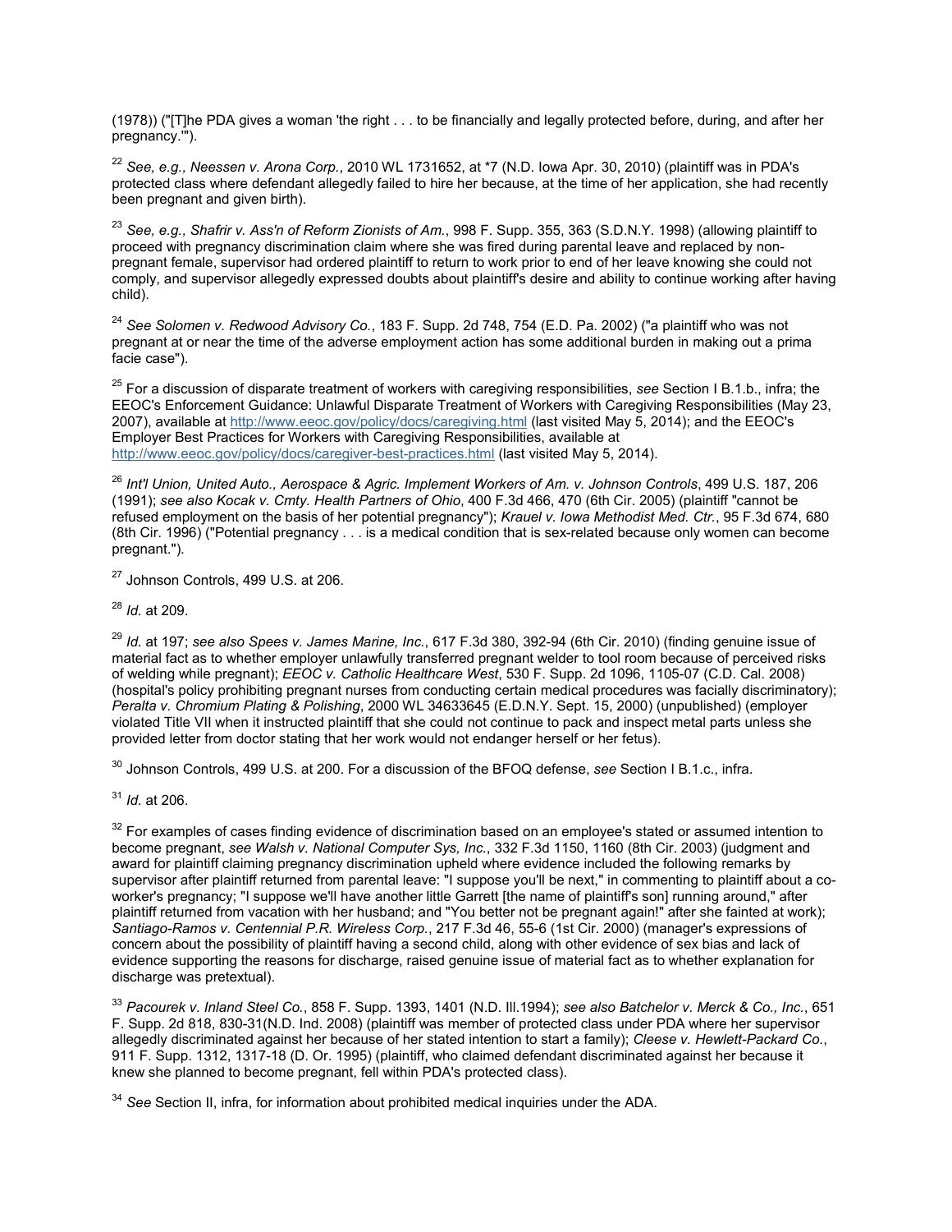(1978)) ("[T]he PDA gives a woman 'the right . . . to be financially and legally protected before, during, and after her pregnancy.'").

[22] *See, e.g., Neessen v. Arona Corp.*, 2010 WL 1731652, at *7 (N.D. Iowa Apr. 30, 2010) (plaintiff was in PDA's protected class where defendant allegedly failed to hire her because, at the time of her application, she had recently been pregnant and given birth).

[23] *See, e.g., Shafrir v. Ass'n of Reform Zionists of Am.*, 998 F. Supp. 355, 363 (S.D.N.Y. 1998) (allowing plaintiff to proceed with pregnancy discrimination claim where she was fired during parental leave and replaced by non-pregnant female, supervisor had ordered plaintiff to return to work prior to end of her leave knowing she could not comply, and supervisor allegedly expressed doubts about plaintiff's desire and ability to continue working after having child).

[24] *See Solomen v. Redwood Advisory Co.*, 183 F. Supp. 2d 748, 754 (E.D. Pa. 2002) ("a plaintiff who was not pregnant at or near the time of the adverse employment action has some additional burden in making out a prima facie case").

[25] For a discussion of disparate treatment of workers with caregiving responsibilities, *see* Section I B.1.b., infra; the EEOC's Enforcement Guidance: Unlawful Disparate Treatment of Workers with Caregiving Responsibilities (May 23, 2007), available at http://www.eeoc.gov/policy/docs/caregiving.html (last visited May 5, 2014); and the EEOC's Employer Best Practices for Workers with Caregiving Responsibilities, available at http://www.eeoc.gov/policy/docs/caregiver-best-practices.html (last visited May 5, 2014).

[26] *Int'l Union, United Auto., Aerospace & Agric. Implement Workers of Am. v. Johnson Controls*, 499 U.S. 187, 206 (1991); *see also Kocak v. Cmty. Health Partners of Ohio*, 400 F.3d 466, 470 (6th Cir. 2005) (plaintiff "cannot be refused employment on the basis of her potential pregnancy"); *Krauel v. Iowa Methodist Med. Ctr.*, 95 F.3d 674, 680 (8th Cir. 1996) ("Potential pregnancy . . . is a medical condition that is sex-related because only women can become pregnant.").

[27] Johnson Controls, 499 U.S. at 206.

[28] *Id.* at 209.

[29] *Id.* at 197; *see also Spees v. James Marine, Inc.*, 617 F.3d 380, 392-94 (6th Cir. 2010) (finding genuine issue of material fact as to whether employer unlawfully transferred pregnant welder to tool room because of perceived risks of welding while pregnant); *EEOC v. Catholic Healthcare West*, 530 F. Supp. 2d 1096, 1105-07 (C.D. Cal. 2008) (hospital's policy prohibiting pregnant nurses from conducting certain medical procedures was facially discriminatory); *Peralta v. Chromium Plating & Polishing*, 2000 WL 34633645 (E.D.N.Y. Sept. 15, 2000) (unpublished) (employer violated Title VII when it instructed plaintiff that she could not continue to pack and inspect metal parts unless she provided letter from doctor stating that her work would not endanger herself or her fetus).

[30] Johnson Controls, 499 U.S. at 200. For a discussion of the BFOQ defense, *see* Section I B.1.c., infra.

[31] *Id.* at 206.

[32] For examples of cases finding evidence of discrimination based on an employee's stated or assumed intention to become pregnant, *see Walsh v. National Computer Sys, Inc.*, 332 F.3d 1150, 1160 (8th Cir. 2003) (judgment and award for plaintiff claiming pregnancy discrimination upheld where evidence included the following remarks by supervisor after plaintiff returned from parental leave: "I suppose you'll be next," in commenting to plaintiff about a co-worker's pregnancy; "I suppose we'll have another little Garrett [the name of plaintiff's son] running around," after plaintiff returned from vacation with her husband; and "You better not be pregnant again!" after she fainted at work); *Santiago-Ramos v. Centennial P.R. Wireless Corp.*, 217 F.3d 46, 55-6 (1st Cir. 2000) (manager's expressions of concern about the possibility of plaintiff having a second child, along with other evidence of sex bias and lack of evidence supporting the reasons for discharge, raised genuine issue of material fact as to whether explanation for discharge was pretextual).

[33] *Pacourek v. Inland Steel Co.*, 858 F. Supp. 1393, 1401 (N.D. Ill.1994); *see also Batchelor v. Merck & Co., Inc.*, 651 F. Supp. 2d 818, 830-31(N.D. Ind. 2008) (plaintiff was member of protected class under PDA where her supervisor allegedly discriminated against her because of her stated intention to start a family); *Cleese v. Hewlett-Packard Co.*, 911 F. Supp. 1312, 1317-18 (D. Or. 1995) (plaintiff, who claimed defendant discriminated against her because it knew she planned to become pregnant, fell within PDA's protected class).

[34] *See* Section II, infra, for information about prohibited medical inquiries under the ADA.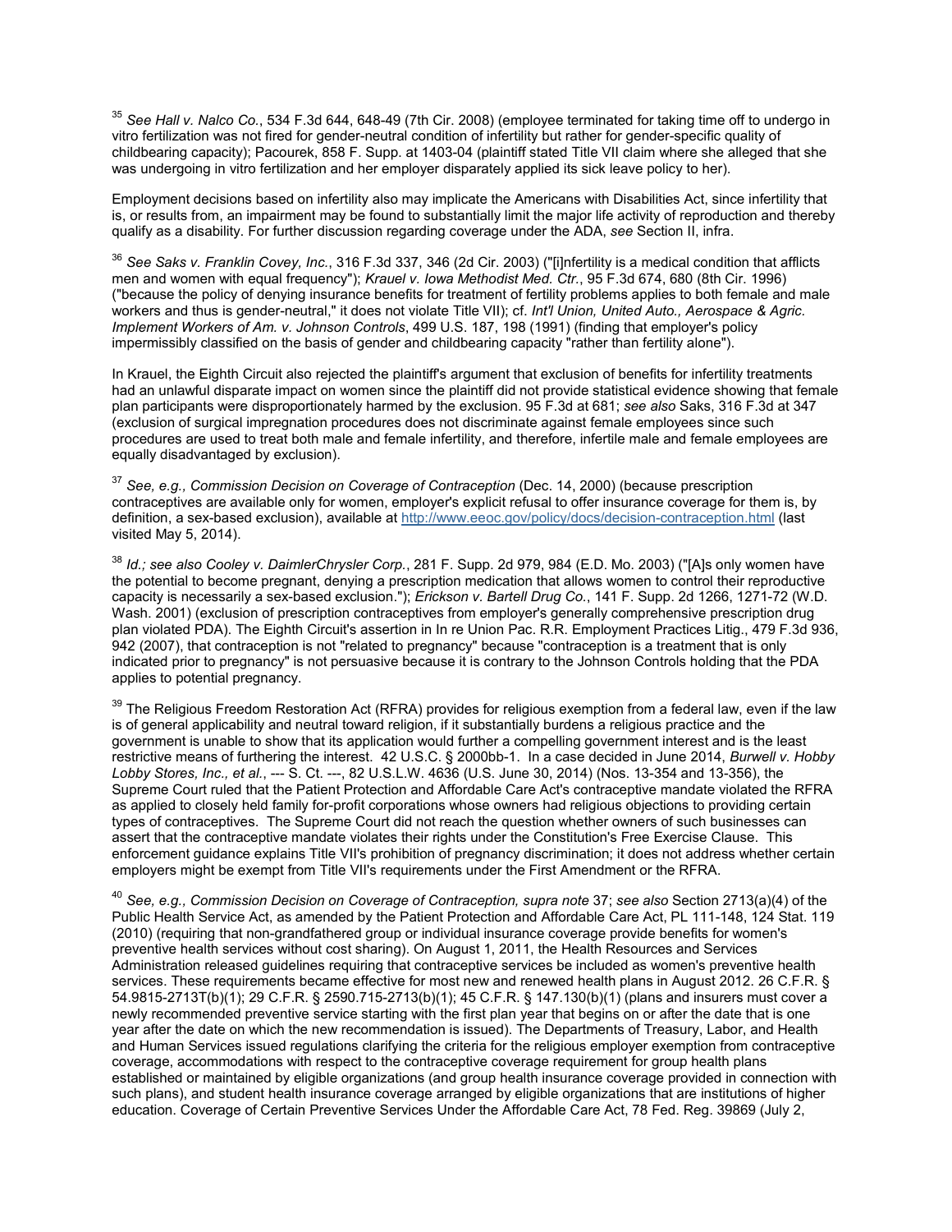[35] *See Hall v. Nalco Co.*, 534 F.3d 644, 648-49 (7th Cir. 2008) (employee terminated for taking time off to undergo in vitro fertilization was not fired for gender-neutral condition of infertility but rather for gender-specific quality of childbearing capacity); Pacourek, 858 F. Supp. at 1403-04 (plaintiff stated Title VII claim where she alleged that she was undergoing in vitro fertilization and her employer disparately applied its sick leave policy to her).

Employment decisions based on infertility also may implicate the Americans with Disabilities Act, since infertility that is, or results from, an impairment may be found to substantially limit the major life activity of reproduction and thereby qualify as a disability. For further discussion regarding coverage under the ADA, *see* Section II, infra.

[36] *See Saks v. Franklin Covey, Inc.*, 316 F.3d 337, 346 (2d Cir. 2003) ("[i]nfertility is a medical condition that afflicts men and women with equal frequency"); *Krauel v. Iowa Methodist Med. Ctr.*, 95 F.3d 674, 680 (8th Cir. 1996) ("because the policy of denying insurance benefits for treatment of fertility problems applies to both female and male workers and thus is gender-neutral," it does not violate Title VII); cf. *Int'l Union, United Auto., Aerospace & Agric. Implement Workers of Am. v. Johnson Controls*, 499 U.S. 187, 198 (1991) (finding that employer's policy impermissibly classified on the basis of gender and childbearing capacity "rather than fertility alone").

In Krauel, the Eighth Circuit also rejected the plaintiff's argument that exclusion of benefits for infertility treatments had an unlawful disparate impact on women since the plaintiff did not provide statistical evidence showing that female plan participants were disproportionately harmed by the exclusion. 95 F.3d at 681; *see also* Saks, 316 F.3d at 347 (exclusion of surgical impregnation procedures does not discriminate against female employees since such procedures are used to treat both male and female infertility, and therefore, infertile male and female employees are equally disadvantaged by exclusion).

[37] *See, e.g., Commission Decision on Coverage of Contraception* (Dec. 14, 2000) (because prescription contraceptives are available only for women, employer's explicit refusal to offer insurance coverage for them is, by definition, a sex-based exclusion), available at http://www.eeoc.gov/policy/docs/decision-contraception.html (last visited May 5, 2014).

[38] *Id.; see also Cooley v. DaimlerChrysler Corp.*, 281 F. Supp. 2d 979, 984 (E.D. Mo. 2003) ("[A]s only women have the potential to become pregnant, denying a prescription medication that allows women to control their reproductive capacity is necessarily a sex-based exclusion."); *Erickson v. Bartell Drug Co.*, 141 F. Supp. 2d 1266, 1271-72 (W.D. Wash. 2001) (exclusion of prescription contraceptives from employer's generally comprehensive prescription drug plan violated PDA). The Eighth Circuit's assertion in In re Union Pac. R.R. Employment Practices Litig., 479 F.3d 936, 942 (2007), that contraception is not "related to pregnancy" because "contraception is a treatment that is only indicated prior to pregnancy" is not persuasive because it is contrary to the Johnson Controls holding that the PDA applies to potential pregnancy.

[39] The Religious Freedom Restoration Act (RFRA) provides for religious exemption from a federal law, even if the law is of general applicability and neutral toward religion, if it substantially burdens a religious practice and the government is unable to show that its application would further a compelling government interest and is the least restrictive means of furthering the interest. 42 U.S.C. § 2000bb-1. In a case decided in June 2014, *Burwell v. Hobby Lobby Stores, Inc., et al.*, --- S. Ct. ---, 82 U.S.L.W. 4636 (U.S. June 30, 2014) (Nos. 13-354 and 13-356), the Supreme Court ruled that the Patient Protection and Affordable Care Act's contraceptive mandate violated the RFRA as applied to closely held family for-profit corporations whose owners had religious objections to providing certain types of contraceptives. The Supreme Court did not reach the question whether owners of such businesses can assert that the contraceptive mandate violates their rights under the Constitution's Free Exercise Clause. This enforcement guidance explains Title VII's prohibition of pregnancy discrimination; it does not address whether certain employers might be exempt from Title VII's requirements under the First Amendment or the RFRA.

[40] *See, e.g., Commission Decision on Coverage of Contraception, supra note* 37; *see also* Section 2713(a)(4) of the Public Health Service Act, as amended by the Patient Protection and Affordable Care Act, PL 111-148, 124 Stat. 119 (2010) (requiring that non-grandfathered group or individual insurance coverage provide benefits for women's preventive health services without cost sharing). On August 1, 2011, the Health Resources and Services Administration released guidelines requiring that contraceptive services be included as women's preventive health services. These requirements became effective for most new and renewed health plans in August 2012. 26 C.F.R. § 54.9815-2713T(b)(1); 29 C.F.R. § 2590.715-2713(b)(1); 45 C.F.R. § 147.130(b)(1) (plans and insurers must cover a newly recommended preventive service starting with the first plan year that begins on or after the date that is one year after the date on which the new recommendation is issued). The Departments of Treasury, Labor, and Health and Human Services issued regulations clarifying the criteria for the religious employer exemption from contraceptive coverage, accommodations with respect to the contraceptive coverage requirement for group health plans established or maintained by eligible organizations (and group health insurance coverage provided in connection with such plans), and student health insurance coverage arranged by eligible organizations that are institutions of higher education. Coverage of Certain Preventive Services Under the Affordable Care Act, 78 Fed. Reg. 39869 (July 2,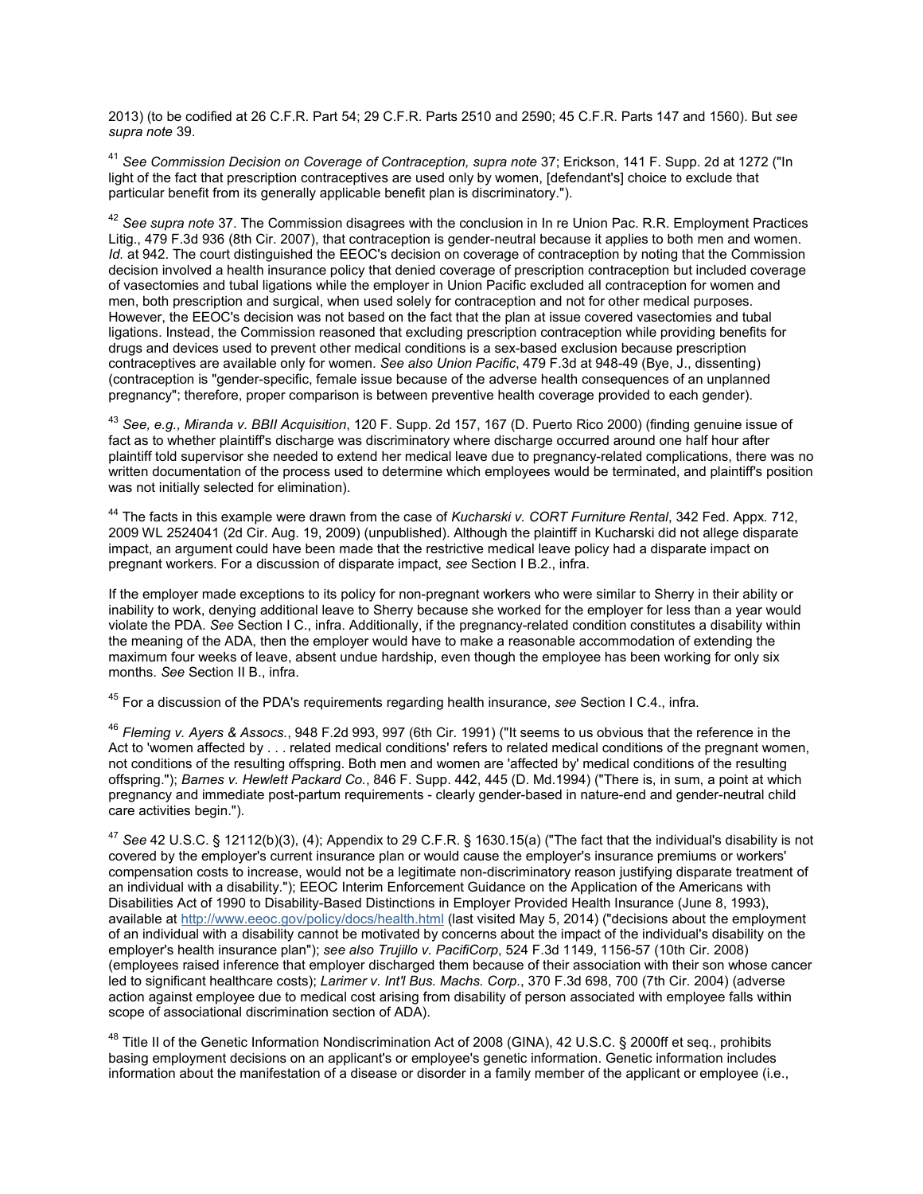2013) (to be codified at 26 C.F.R. Part 54; 29 C.F.R. Parts 2510 and 2590; 45 C.F.R. Parts 147 and 1560). But *see supra note* 39.

[41] *See Commission Decision on Coverage of Contraception, supra note* 37; Erickson, 141 F. Supp. 2d at 1272 ("In light of the fact that prescription contraceptives are used only by women, [defendant's] choice to exclude that particular benefit from its generally applicable benefit plan is discriminatory.").

[42] *See supra note* 37. The Commission disagrees with the conclusion in In re Union Pac. R.R. Employment Practices Litig., 479 F.3d 936 (8th Cir. 2007), that contraception is gender-neutral because it applies to both men and women. *Id.* at 942. The court distinguished the EEOC's decision on coverage of contraception by noting that the Commission decision involved a health insurance policy that denied coverage of prescription contraception but included coverage of vasectomies and tubal ligations while the employer in Union Pacific excluded all contraception for women and men, both prescription and surgical, when used solely for contraception and not for other medical purposes. However, the EEOC's decision was not based on the fact that the plan at issue covered vasectomies and tubal ligations. Instead, the Commission reasoned that excluding prescription contraception while providing benefits for drugs and devices used to prevent other medical conditions is a sex-based exclusion because prescription contraceptives are available only for women. *See also Union Pacific*, 479 F.3d at 948-49 (Bye, J., dissenting) (contraception is "gender-specific, female issue because of the adverse health consequences of an unplanned pregnancy"; therefore, proper comparison is between preventive health coverage provided to each gender).

[43] *See, e.g., Miranda v. BBII Acquisition*, 120 F. Supp. 2d 157, 167 (D. Puerto Rico 2000) (finding genuine issue of fact as to whether plaintiff's discharge was discriminatory where discharge occurred around one half hour after plaintiff told supervisor she needed to extend her medical leave due to pregnancy-related complications, there was no written documentation of the process used to determine which employees would be terminated, and plaintiff's position was not initially selected for elimination).

[44] The facts in this example were drawn from the case of *Kucharski v. CORT Furniture Rental*, 342 Fed. Appx. 712, 2009 WL 2524041 (2d Cir. Aug. 19, 2009) (unpublished). Although the plaintiff in Kucharski did not allege disparate impact, an argument could have been made that the restrictive medical leave policy had a disparate impact on pregnant workers. For a discussion of disparate impact, *see* Section I B.2., infra.

If the employer made exceptions to its policy for non-pregnant workers who were similar to Sherry in their ability or inability to work, denying additional leave to Sherry because she worked for the employer for less than a year would violate the PDA. *See* Section I C., infra. Additionally, if the pregnancy-related condition constitutes a disability within the meaning of the ADA, then the employer would have to make a reasonable accommodation of extending the maximum four weeks of leave, absent undue hardship, even though the employee has been working for only six months. *See* Section II B., infra.

[45] For a discussion of the PDA's requirements regarding health insurance, *see* Section I C.4., infra.

[46] *Fleming v. Ayers & Assocs.*, 948 F.2d 993, 997 (6th Cir. 1991) ("It seems to us obvious that the reference in the Act to 'women affected by . . . related medical conditions' refers to related medical conditions of the pregnant women, not conditions of the resulting offspring. Both men and women are 'affected by' medical conditions of the resulting offspring."); *Barnes v. Hewlett Packard Co.*, 846 F. Supp. 442, 445 (D. Md.1994) ("There is, in sum, a point at which pregnancy and immediate post-partum requirements - clearly gender-based in nature-end and gender-neutral child care activities begin.").

[47] *See* 42 U.S.C. § 12112(b)(3), (4); Appendix to 29 C.F.R. § 1630.15(a) ("The fact that the individual's disability is not covered by the employer's current insurance plan or would cause the employer's insurance premiums or workers' compensation costs to increase, would not be a legitimate non-discriminatory reason justifying disparate treatment of an individual with a disability."); EEOC Interim Enforcement Guidance on the Application of the Americans with Disabilities Act of 1990 to Disability-Based Distinctions in Employer Provided Health Insurance (June 8, 1993), available at http://www.eeoc.gov/policy/docs/health.html (last visited May 5, 2014) ("decisions about the employment of an individual with a disability cannot be motivated by concerns about the impact of the individual's disability on the employer's health insurance plan"); *see also Trujillo v. PacifiCorp*, 524 F.3d 1149, 1156-57 (10th Cir. 2008) (employees raised inference that employer discharged them because of their association with their son whose cancer led to significant healthcare costs); *Larimer v. Int'l Bus. Machs. Corp.*, 370 F.3d 698, 700 (7th Cir. 2004) (adverse action against employee due to medical cost arising from disability of person associated with employee falls within scope of associational discrimination section of ADA).

[48] Title II of the Genetic Information Nondiscrimination Act of 2008 (GINA), 42 U.S.C. § 2000ff et seq., prohibits basing employment decisions on an applicant's or employee's genetic information. Genetic information includes information about the manifestation of a disease or disorder in a family member of the applicant or employee (i.e.,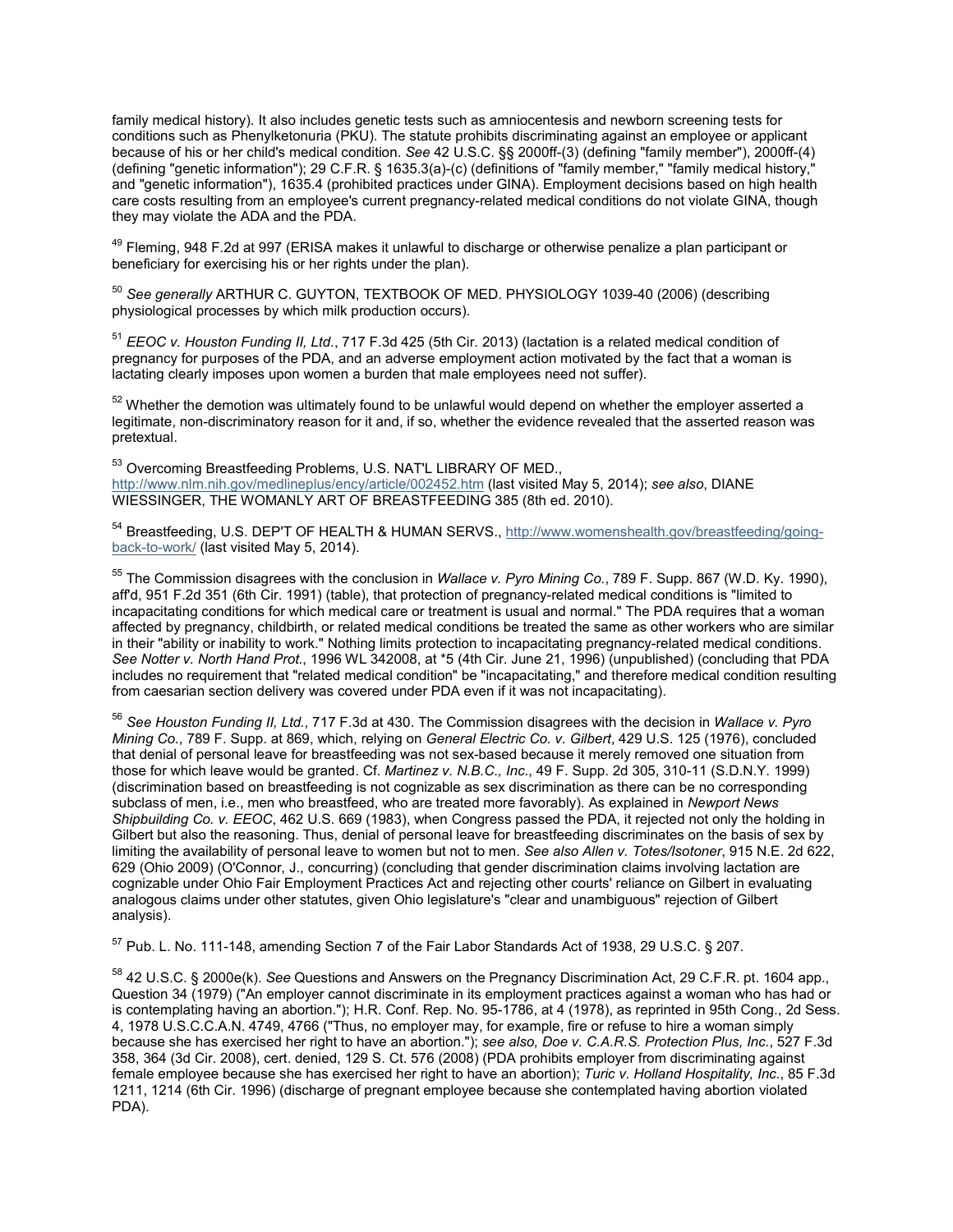family medical history). It also includes genetic tests such as amniocentesis and newborn screening tests for conditions such as Phenylketonuria (PKU). The statute prohibits discriminating against an employee or applicant because of his or her child's medical condition. *See* 42 U.S.C. §§ 2000ff-(3) (defining "family member"), 2000ff-(4) (defining "genetic information"); 29 C.F.R. § 1635.3(a)-(c) (definitions of "family member," "family medical history," and "genetic information"), 1635.4 (prohibited practices under GINA). Employment decisions based on high health care costs resulting from an employee's current pregnancy-related medical conditions do not violate GINA, though they may violate the ADA and the PDA.

[49] Fleming, 948 F.2d at 997 (ERISA makes it unlawful to discharge or otherwise penalize a plan participant or beneficiary for exercising his or her rights under the plan).

[50] *See generally* ARTHUR C. GUYTON, TEXTBOOK OF MED. PHYSIOLOGY 1039-40 (2006) (describing physiological processes by which milk production occurs).

[51] *EEOC v. Houston Funding II, Ltd.*, 717 F.3d 425 (5th Cir. 2013) (lactation is a related medical condition of pregnancy for purposes of the PDA, and an adverse employment action motivated by the fact that a woman is lactating clearly imposes upon women a burden that male employees need not suffer).

[52] Whether the demotion was ultimately found to be unlawful would depend on whether the employer asserted a legitimate, non-discriminatory reason for it and, if so, whether the evidence revealed that the asserted reason was pretextual.

[53] Overcoming Breastfeeding Problems, U.S. NAT'L LIBRARY OF MED., http://www.nlm.nih.gov/medlineplus/ency/article/002452.htm (last visited May 5, 2014); *see also*, DIANE WIESSINGER, THE WOMANLY ART OF BREASTFEEDING 385 (8th ed. 2010).

[54] Breastfeeding, U.S. DEP'T OF HEALTH & HUMAN SERVS., http://www.womenshealth.gov/breastfeeding/going-back-to-work/ (last visited May 5, 2014).

[55] The Commission disagrees with the conclusion in *Wallace v. Pyro Mining Co.*, 789 F. Supp. 867 (W.D. Ky. 1990), aff'd, 951 F.2d 351 (6th Cir. 1991) (table), that protection of pregnancy-related medical conditions is "limited to incapacitating conditions for which medical care or treatment is usual and normal." The PDA requires that a woman affected by pregnancy, childbirth, or related medical conditions be treated the same as other workers who are similar in their "ability or inability to work." Nothing limits protection to incapacitating pregnancy-related medical conditions. *See Notter v. North Hand Prot.*, 1996 WL 342008, at *5 (4th Cir. June 21, 1996) (unpublished) (concluding that PDA includes no requirement that "related medical condition" be "incapacitating," and therefore medical condition resulting from caesarian section delivery was covered under PDA even if it was not incapacitating).

[56] *See Houston Funding II, Ltd.*, 717 F.3d at 430. The Commission disagrees with the decision in *Wallace v. Pyro Mining Co.*, 789 F. Supp. at 869, which, relying on *General Electric Co. v. Gilbert*, 429 U.S. 125 (1976), concluded that denial of personal leave for breastfeeding was not sex-based because it merely removed one situation from those for which leave would be granted. Cf. *Martinez v. N.B.C., Inc.*, 49 F. Supp. 2d 305, 310-11 (S.D.N.Y. 1999) (discrimination based on breastfeeding is not cognizable as sex discrimination as there can be no corresponding subclass of men, i.e., men who breastfeed, who are treated more favorably). As explained in *Newport News Shipbuilding Co. v. EEOC*, 462 U.S. 669 (1983), when Congress passed the PDA, it rejected not only the holding in Gilbert but also the reasoning. Thus, denial of personal leave for breastfeeding discriminates on the basis of sex by limiting the availability of personal leave to women but not to men. *See also Allen v. Totes/Isotoner*, 915 N.E. 2d 622, 629 (Ohio 2009) (O'Connor, J., concurring) (concluding that gender discrimination claims involving lactation are cognizable under Ohio Fair Employment Practices Act and rejecting other courts' reliance on Gilbert in evaluating analogous claims under other statutes, given Ohio legislature's "clear and unambiguous" rejection of Gilbert analysis).

[57] Pub. L. No. 111-148, amending Section 7 of the Fair Labor Standards Act of 1938, 29 U.S.C. § 207.

[58] 42 U.S.C. § 2000e(k). *See* Questions and Answers on the Pregnancy Discrimination Act, 29 C.F.R. pt. 1604 app., Question 34 (1979) ("An employer cannot discriminate in its employment practices against a woman who has had or is contemplating having an abortion."); H.R. Conf. Rep. No. 95-1786, at 4 (1978), as reprinted in 95th Cong., 2d Sess. 4, 1978 U.S.C.C.A.N. 4749, 4766 ("Thus, no employer may, for example, fire or refuse to hire a woman simply because she has exercised her right to have an abortion."); *see also, Doe v. C.A.R.S. Protection Plus, Inc.*, 527 F.3d 358, 364 (3d Cir. 2008), cert. denied, 129 S. Ct. 576 (2008) (PDA prohibits employer from discriminating against female employee because she has exercised her right to have an abortion); *Turic v. Holland Hospitality, Inc.*, 85 F.3d 1211, 1214 (6th Cir. 1996) (discharge of pregnant employee because she contemplated having abortion violated PDA).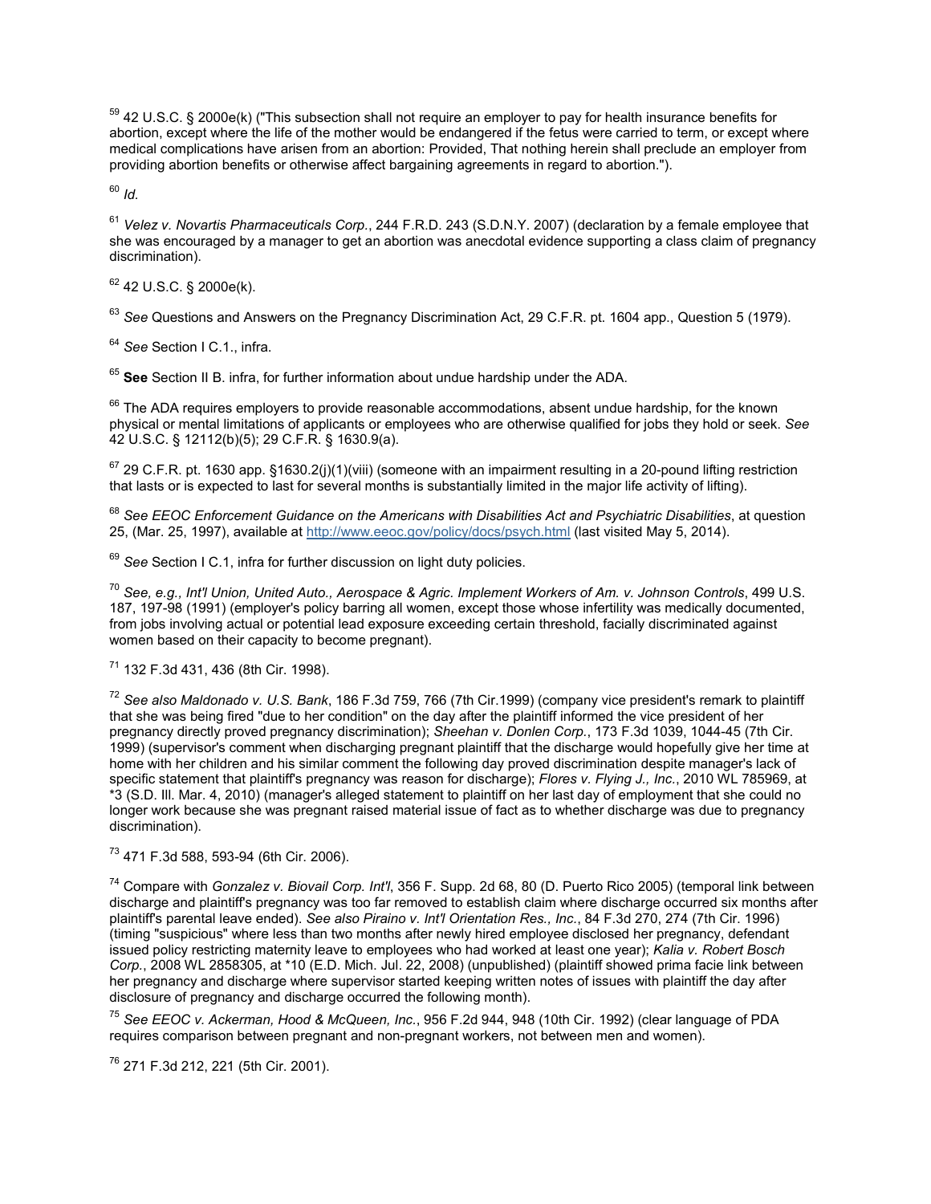[59] 42 U.S.C. § 2000e(k) ("This subsection shall not require an employer to pay for health insurance benefits for abortion, except where the life of the mother would be endangered if the fetus were carried to term, or except where medical complications have arisen from an abortion: Provided, That nothing herein shall preclude an employer from providing abortion benefits or otherwise affect bargaining agreements in regard to abortion.").

[60] *Id.*

[61] *Velez v. Novartis Pharmaceuticals Corp.*, 244 F.R.D. 243 (S.D.N.Y. 2007) (declaration by a female employee that she was encouraged by a manager to get an abortion was anecdotal evidence supporting a class claim of pregnancy discrimination).

[62] 42 U.S.C. § 2000e(k).

[63] *See* Questions and Answers on the Pregnancy Discrimination Act, 29 C.F.R. pt. 1604 app., Question 5 (1979).

[64] *See* Section I C.1., infra.

[65] **See** Section II B. infra, for further information about undue hardship under the ADA.

[66] The ADA requires employers to provide reasonable accommodations, absent undue hardship, for the known physical or mental limitations of applicants or employees who are otherwise qualified for jobs they hold or seek. *See* 42 U.S.C. § 12112(b)(5); 29 C.F.R. § 1630.9(a).

[67] 29 C.F.R. pt. 1630 app. §1630.2(j)(1)(viii) (someone with an impairment resulting in a 20-pound lifting restriction that lasts or is expected to last for several months is substantially limited in the major life activity of lifting).

[68] *See EEOC Enforcement Guidance on the Americans with Disabilities Act and Psychiatric Disabilities*, at question 25, (Mar. 25, 1997), available at http://www.eeoc.gov/policy/docs/psych.html (last visited May 5, 2014).

[69] *See* Section I C.1, infra for further discussion on light duty policies.

[70] *See, e.g., Int'l Union, United Auto., Aerospace & Agric. Implement Workers of Am. v. Johnson Controls*, 499 U.S. 187, 197-98 (1991) (employer's policy barring all women, except those whose infertility was medically documented, from jobs involving actual or potential lead exposure exceeding certain threshold, facially discriminated against women based on their capacity to become pregnant).

[71] 132 F.3d 431, 436 (8th Cir. 1998).

[72] *See also Maldonado v. U.S. Bank*, 186 F.3d 759, 766 (7th Cir.1999) (company vice president's remark to plaintiff that she was being fired "due to her condition" on the day after the plaintiff informed the vice president of her pregnancy directly proved pregnancy discrimination); *Sheehan v. Donlen Corp.*, 173 F.3d 1039, 1044-45 (7th Cir. 1999) (supervisor's comment when discharging pregnant plaintiff that the discharge would hopefully give her time at home with her children and his similar comment the following day proved discrimination despite manager's lack of specific statement that plaintiff's pregnancy was reason for discharge); *Flores v. Flying J., Inc.*, 2010 WL 785969, at *3 (S.D. Ill. Mar. 4, 2010) (manager's alleged statement to plaintiff on her last day of employment that she could no longer work because she was pregnant raised material issue of fact as to whether discharge was due to pregnancy discrimination).

[73] 471 F.3d 588, 593-94 (6th Cir. 2006).

[74] Compare with *Gonzalez v. Biovail Corp. Int'l*, 356 F. Supp. 2d 68, 80 (D. Puerto Rico 2005) (temporal link between discharge and plaintiff's pregnancy was too far removed to establish claim where discharge occurred six months after plaintiff's parental leave ended). *See also Piraino v. Int'l Orientation Res., Inc.*, 84 F.3d 270, 274 (7th Cir. 1996) (timing "suspicious" where less than two months after newly hired employee disclosed her pregnancy, defendant issued policy restricting maternity leave to employees who had worked at least one year); *Kalia v. Robert Bosch Corp.*, 2008 WL 2858305, at *10 (E.D. Mich. Jul. 22, 2008) (unpublished) (plaintiff showed prima facie link between her pregnancy and discharge where supervisor started keeping written notes of issues with plaintiff the day after disclosure of pregnancy and discharge occurred the following month).

[75] *See EEOC v. Ackerman, Hood & McQueen, Inc.*, 956 F.2d 944, 948 (10th Cir. 1992) (clear language of PDA requires comparison between pregnant and non-pregnant workers, not between men and women).

[76] 271 F.3d 212, 221 (5th Cir. 2001).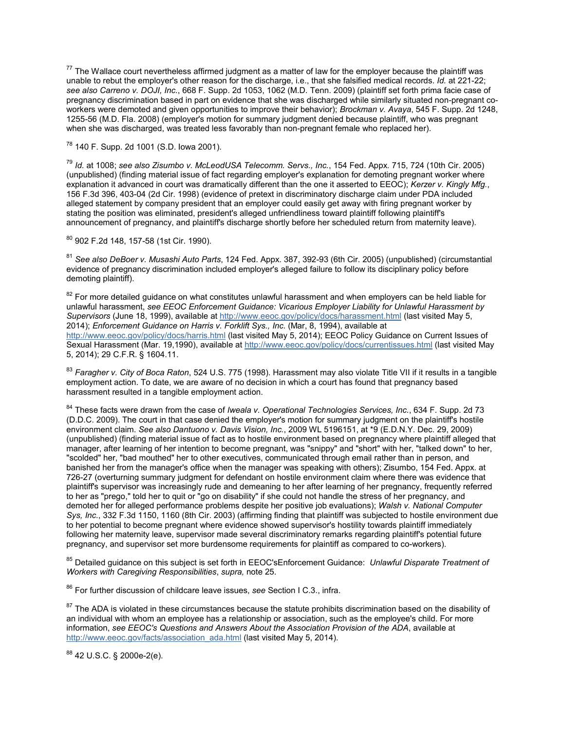[77] The Wallace court nevertheless affirmed judgment as a matter of law for the employer because the plaintiff was unable to rebut the employer's other reason for the discharge, i.e., that she falsified medical records. *Id.* at 221-22; *see also Carreno v. DOJI, Inc.*, 668 F. Supp. 2d 1053, 1062 (M.D. Tenn. 2009) (plaintiff set forth prima facie case of pregnancy discrimination based in part on evidence that she was discharged while similarly situated non-pregnant co-workers were demoted and given opportunities to improve their behavior); *Brockman v. Avaya*, 545 F. Supp. 2d 1248, 1255-56 (M.D. Fla. 2008) (employer's motion for summary judgment denied because plaintiff, who was pregnant when she was discharged, was treated less favorably than non-pregnant female who replaced her).

[78] 140 F. Supp. 2d 1001 (S.D. Iowa 2001).

[79] *Id.* at 1008; *see also Zisumbo v. McLeodUSA Telecomm. Servs., Inc.*, 154 Fed. Appx. 715, 724 (10th Cir. 2005) (unpublished) (finding material issue of fact regarding employer's explanation for demoting pregnant worker where explanation it advanced in court was dramatically different than the one it asserted to EEOC); *Kerzer v. Kingly Mfg.*, 156 F.3d 396, 403-04 (2d Cir. 1998) (evidence of pretext in discriminatory discharge claim under PDA included alleged statement by company president that an employer could easily get away with firing pregnant worker by stating the position was eliminated, president's alleged unfriendliness toward plaintiff following plaintiff's announcement of pregnancy, and plaintiff's discharge shortly before her scheduled return from maternity leave).

[80] 902 F.2d 148, 157-58 (1st Cir. 1990).

[81] *See also DeBoer v. Musashi Auto Parts*, 124 Fed. Appx. 387, 392-93 (6th Cir. 2005) (unpublished) (circumstantial evidence of pregnancy discrimination included employer's alleged failure to follow its disciplinary policy before demoting plaintiff).

[82] For more detailed guidance on what constitutes unlawful harassment and when employers can be held liable for unlawful harassment, *see EEOC Enforcement Guidance: Vicarious Employer Liability for Unlawful Harassment by Supervisors* (June 18, 1999), available at http://www.eeoc.gov/policy/docs/harassment.html (last visited May 5, 2014); *Enforcement Guidance on Harris v. Forklift Sys., Inc.* (Mar, 8, 1994), available at http://www.eeoc.gov/policy/docs/harris.html (last visited May 5, 2014); EEOC Policy Guidance on Current Issues of Sexual Harassment (Mar. 19,1990), available at http://www.eeoc.gov/policy/docs/currentissues.html (last visited May 5, 2014); 29 C.F.R. § 1604.11.

[83] *Faragher v. City of Boca Raton*, 524 U.S. 775 (1998). Harassment may also violate Title VII if it results in a tangible employment action. To date, we are aware of no decision in which a court has found that pregnancy based harassment resulted in a tangible employment action.

[84] These facts were drawn from the case of *Iweala v. Operational Technologies Services, Inc.*, 634 F. Supp. 2d 73 (D.D.C. 2009). The court in that case denied the employer's motion for summary judgment on the plaintiff's hostile environment claim. *See also Dantuono v. Davis Vision, Inc.*, 2009 WL 5196151, at *9 (E.D.N.Y. Dec. 29, 2009) (unpublished) (finding material issue of fact as to hostile environment based on pregnancy where plaintiff alleged that manager, after learning of her intention to become pregnant, was "snippy" and "short" with her, "talked down" to her, "scolded" her, "bad mouthed" her to other executives, communicated through email rather than in person, and banished her from the manager's office when the manager was speaking with others); Zisumbo, 154 Fed. Appx. at 726-27 (overturning summary judgment for defendant on hostile environment claim where there was evidence that plaintiff's supervisor was increasingly rude and demeaning to her after learning of her pregnancy, frequently referred to her as "prego," told her to quit or "go on disability" if she could not handle the stress of her pregnancy, and demoted her for alleged performance problems despite her positive job evaluations); *Walsh v. National Computer Sys, Inc.*, 332 F.3d 1150, 1160 (8th Cir. 2003) (affirming finding that plaintiff was subjected to hostile environment due to her potential to become pregnant where evidence showed supervisor's hostility towards plaintiff immediately following her maternity leave, supervisor made several discriminatory remarks regarding plaintiff's potential future pregnancy, and supervisor set more burdensome requirements for plaintiff as compared to co-workers).

[85] Detailed guidance on this subject is set forth in EEOC'sEnforcement Guidance: *Unlawful Disparate Treatment of Workers with Caregiving Responsibilities*, *supra,* note 25.

[86] For further discussion of childcare leave issues, *see* Section I C.3., infra.

[87] The ADA is violated in these circumstances because the statute prohibits discrimination based on the disability of an individual with whom an employee has a relationship or association, such as the employee's child. For more information, *see EEOC's Questions and Answers About the Association Provision of the ADA*, available at http://www.eeoc.gov/facts/association_ada.html (last visited May 5, 2014).

[88] 42 U.S.C. § 2000e-2(e).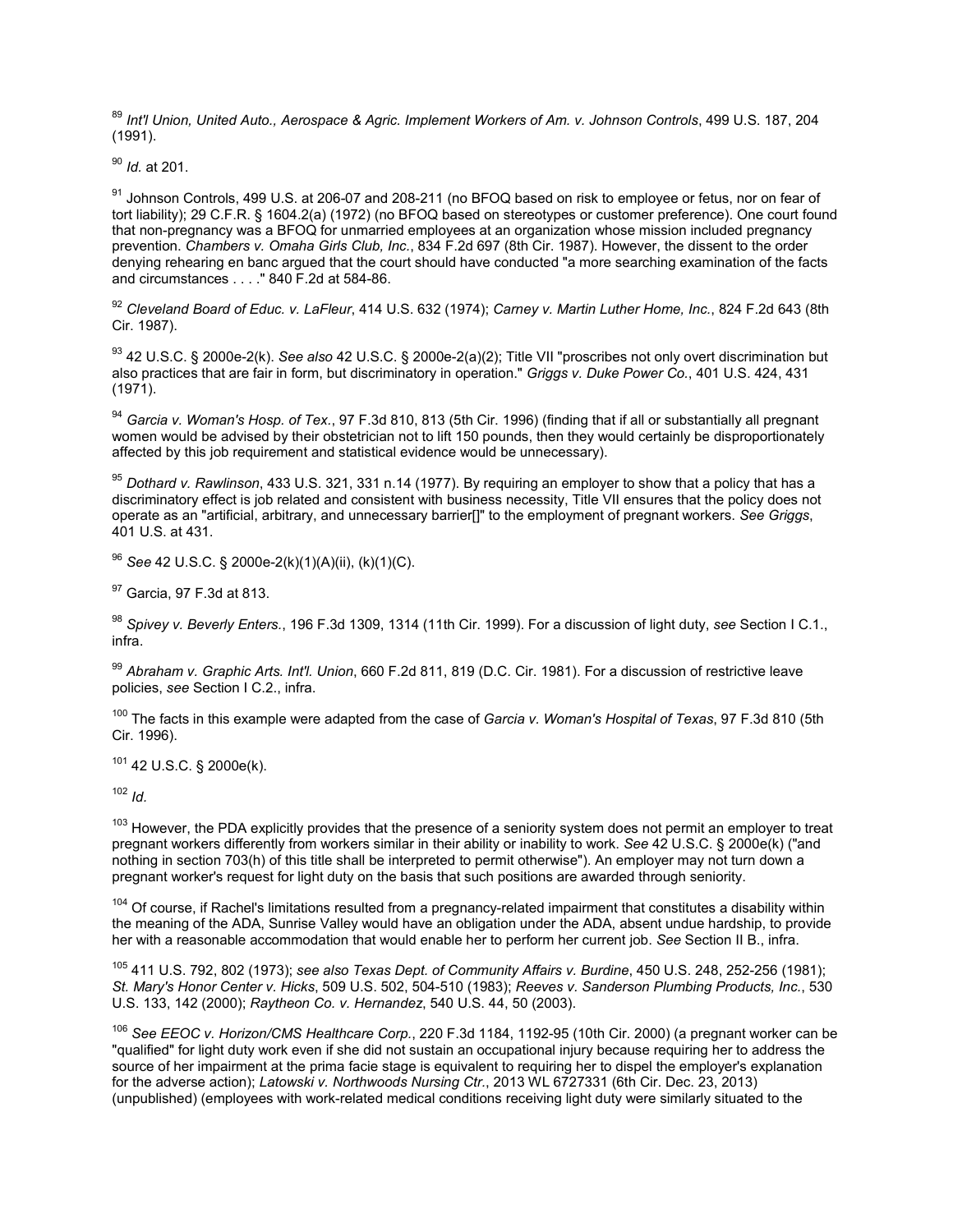[89] *Int'l Union, United Auto., Aerospace & Agric. Implement Workers of Am. v. Johnson Controls*, 499 U.S. 187, 204 (1991).

[90] *Id.* at 201.

[91] Johnson Controls, 499 U.S. at 206-07 and 208-211 (no BFOQ based on risk to employee or fetus, nor on fear of tort liability); 29 C.F.R. § 1604.2(a) (1972) (no BFOQ based on stereotypes or customer preference). One court found that non-pregnancy was a BFOQ for unmarried employees at an organization whose mission included pregnancy prevention. *Chambers v. Omaha Girls Club, Inc.*, 834 F.2d 697 (8th Cir. 1987). However, the dissent to the order denying rehearing en banc argued that the court should have conducted "a more searching examination of the facts and circumstances . . . ." 840 F.2d at 584-86.

[92] *Cleveland Board of Educ. v. LaFleur*, 414 U.S. 632 (1974); *Carney v. Martin Luther Home, Inc.*, 824 F.2d 643 (8th Cir. 1987).

[93] 42 U.S.C. § 2000e-2(k). *See also* 42 U.S.C. § 2000e-2(a)(2); Title VII "proscribes not only overt discrimination but also practices that are fair in form, but discriminatory in operation." *Griggs v. Duke Power Co.*, 401 U.S. 424, 431 (1971).

[94] *Garcia v. Woman's Hosp. of Tex.*, 97 F.3d 810, 813 (5th Cir. 1996) (finding that if all or substantially all pregnant women would be advised by their obstetrician not to lift 150 pounds, then they would certainly be disproportionately affected by this job requirement and statistical evidence would be unnecessary).

[95] *Dothard v. Rawlinson*, 433 U.S. 321, 331 n.14 (1977). By requiring an employer to show that a policy that has a discriminatory effect is job related and consistent with business necessity, Title VII ensures that the policy does not operate as an "artificial, arbitrary, and unnecessary barrier[]" to the employment of pregnant workers. *See Griggs*, 401 U.S. at 431.

[96] *See* 42 U.S.C. § 2000e-2(k)(1)(A)(ii), (k)(1)(C).

[97] Garcia, 97 F.3d at 813.

[98] *Spivey v. Beverly Enters.*, 196 F.3d 1309, 1314 (11th Cir. 1999). For a discussion of light duty, *see* Section I C.1., infra.

[99] *Abraham v. Graphic Arts. Int'l. Union*, 660 F.2d 811, 819 (D.C. Cir. 1981). For a discussion of restrictive leave policies, *see* Section I C.2., infra.

[100] The facts in this example were adapted from the case of *Garcia v. Woman's Hospital of Texas*, 97 F.3d 810 (5th Cir. 1996).

[101] 42 U.S.C. § 2000e(k).

[102] *Id.*

[103] However, the PDA explicitly provides that the presence of a seniority system does not permit an employer to treat pregnant workers differently from workers similar in their ability or inability to work. *See* 42 U.S.C. § 2000e(k) ("and nothing in section 703(h) of this title shall be interpreted to permit otherwise"). An employer may not turn down a pregnant worker's request for light duty on the basis that such positions are awarded through seniority.

[104] Of course, if Rachel's limitations resulted from a pregnancy-related impairment that constitutes a disability within the meaning of the ADA, Sunrise Valley would have an obligation under the ADA, absent undue hardship, to provide her with a reasonable accommodation that would enable her to perform her current job. *See* Section II B., infra.

[105] 411 U.S. 792, 802 (1973); *see also Texas Dept. of Community Affairs v. Burdine*, 450 U.S. 248, 252-256 (1981); *St. Mary's Honor Center v. Hicks*, 509 U.S. 502, 504-510 (1983); *Reeves v. Sanderson Plumbing Products, Inc.*, 530 U.S. 133, 142 (2000); *Raytheon Co. v. Hernandez*, 540 U.S. 44, 50 (2003).

[106] *See EEOC v. Horizon/CMS Healthcare Corp.*, 220 F.3d 1184, 1192-95 (10th Cir. 2000) (a pregnant worker can be "qualified" for light duty work even if she did not sustain an occupational injury because requiring her to address the source of her impairment at the prima facie stage is equivalent to requiring her to dispel the employer's explanation for the adverse action); *Latowski v. Northwoods Nursing Ctr.*, 2013 WL 6727331 (6th Cir. Dec. 23, 2013) (unpublished) (employees with work-related medical conditions receiving light duty were similarly situated to the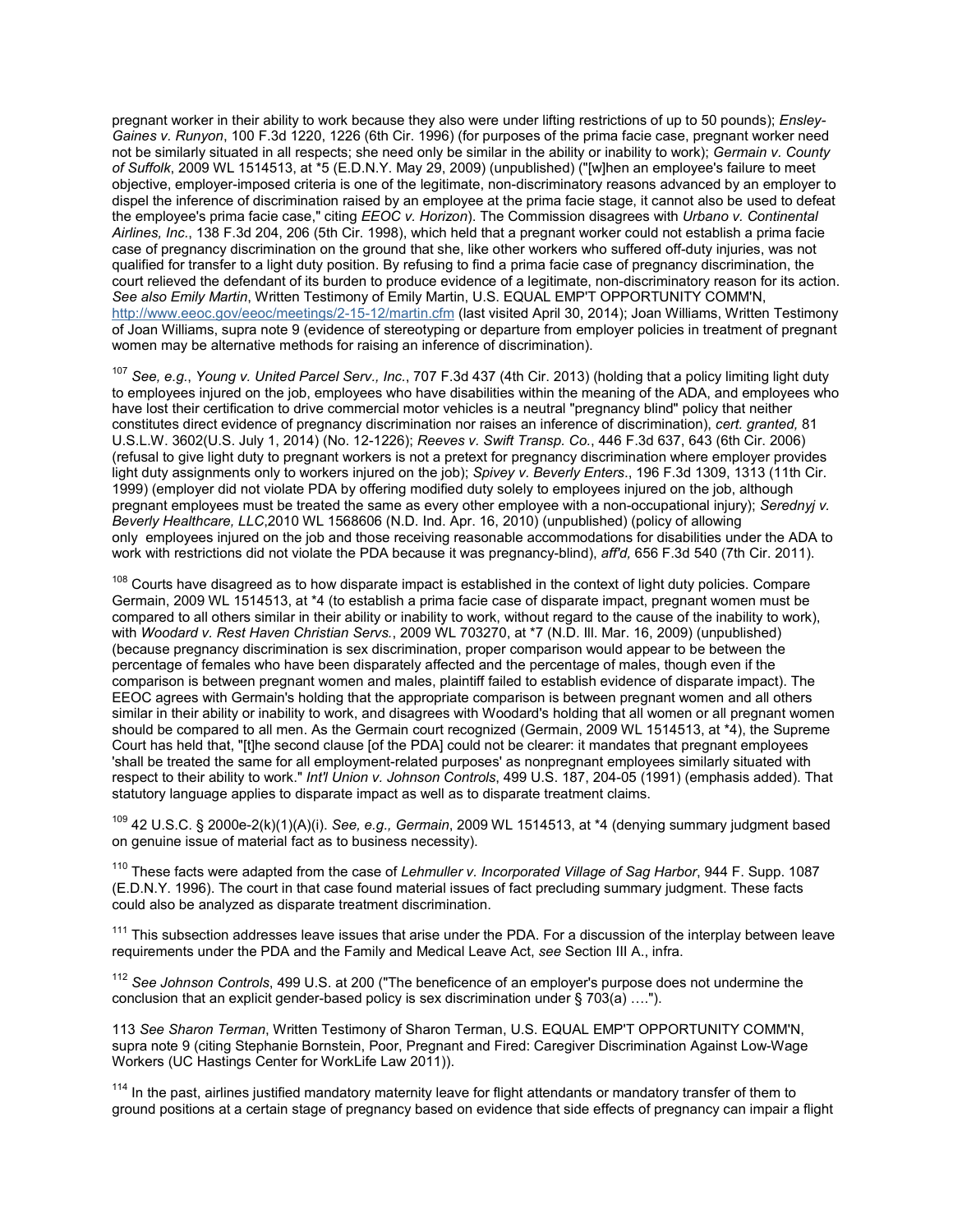pregnant worker in their ability to work because they also were under lifting restrictions of up to 50 pounds); *Ensley-Gaines v. Runyon*, 100 F.3d 1220, 1226 (6th Cir. 1996) (for purposes of the prima facie case, pregnant worker need not be similarly situated in all respects; she need only be similar in the ability or inability to work); *Germain v. County of Suffolk*, 2009 WL 1514513, at *5 (E.D.N.Y. May 29, 2009) (unpublished) ("[w]hen an employee's failure to meet objective, employer-imposed criteria is one of the legitimate, non-discriminatory reasons advanced by an employer to dispel the inference of discrimination raised by an employee at the prima facie stage, it cannot also be used to defeat the employee's prima facie case," citing *EEOC v. Horizon*). The Commission disagrees with *Urbano v. Continental Airlines, Inc.*, 138 F.3d 204, 206 (5th Cir. 1998), which held that a pregnant worker could not establish a prima facie case of pregnancy discrimination on the ground that she, like other workers who suffered off-duty injuries, was not qualified for transfer to a light duty position. By refusing to find a prima facie case of pregnancy discrimination, the court relieved the defendant of its burden to produce evidence of a legitimate, non-discriminatory reason for its action. *See also Emily Martin*, Written Testimony of Emily Martin, U.S. EQUAL EMP'T OPPORTUNITY COMM'N, http://www.eeoc.gov/eeoc/meetings/2-15-12/martin.cfm (last visited April 30, 2014); Joan Williams, Written Testimony of Joan Williams, supra note 9 (evidence of stereotyping or departure from employer policies in treatment of pregnant women may be alternative methods for raising an inference of discrimination).

[107] *See, e.g.*, *Young v. United Parcel Serv., Inc.*, 707 F.3d 437 (4th Cir. 2013) (holding that a policy limiting light duty to employees injured on the job, employees who have disabilities within the meaning of the ADA, and employees who have lost their certification to drive commercial motor vehicles is a neutral "pregnancy blind" policy that neither constitutes direct evidence of pregnancy discrimination nor raises an inference of discrimination), *cert. granted,* 81 U.S.L.W. 3602(U.S. July 1, 2014) (No. 12-1226); *Reeves v. Swift Transp. Co.*, 446 F.3d 637, 643 (6th Cir. 2006) (refusal to give light duty to pregnant workers is not a pretext for pregnancy discrimination where employer provides light duty assignments only to workers injured on the job); *Spivey v. Beverly Enters*., 196 F.3d 1309, 1313 (11th Cir. 1999) (employer did not violate PDA by offering modified duty solely to employees injured on the job, although pregnant employees must be treated the same as every other employee with a non-occupational injury); *Serednyj v. Beverly Healthcare, LLC*,2010 WL 1568606 (N.D. Ind. Apr. 16, 2010) (unpublished) (policy of allowing only employees injured on the job and those receiving reasonable accommodations for disabilities under the ADA to work with restrictions did not violate the PDA because it was pregnancy-blind), *aff'd,* 656 F.3d 540 (7th Cir. 2011).

[108] Courts have disagreed as to how disparate impact is established in the context of light duty policies. Compare Germain, 2009 WL 1514513, at *4 (to establish a prima facie case of disparate impact, pregnant women must be compared to all others similar in their ability or inability to work, without regard to the cause of the inability to work), with *Woodard v. Rest Haven Christian Servs.*, 2009 WL 703270, at *7 (N.D. Ill. Mar. 16, 2009) (unpublished) (because pregnancy discrimination is sex discrimination, proper comparison would appear to be between the percentage of females who have been disparately affected and the percentage of males, though even if the comparison is between pregnant women and males, plaintiff failed to establish evidence of disparate impact). The EEOC agrees with Germain's holding that the appropriate comparison is between pregnant women and all others similar in their ability or inability to work, and disagrees with Woodard's holding that all women or all pregnant women should be compared to all men. As the Germain court recognized (Germain, 2009 WL 1514513, at *4), the Supreme Court has held that, "[t]he second clause [of the PDA] could not be clearer: it mandates that pregnant employees 'shall be treated the same for all employment-related purposes' as nonpregnant employees similarly situated with respect to their ability to work." *Int'l Union v. Johnson Controls*, 499 U.S. 187, 204-05 (1991) (emphasis added). That statutory language applies to disparate impact as well as to disparate treatment claims.

[109] 42 U.S.C. § 2000e-2(k)(1)(A)(i). *See, e.g., Germain*, 2009 WL 1514513, at *4 (denying summary judgment based on genuine issue of material fact as to business necessity).

[110] These facts were adapted from the case of *Lehmuller v. Incorporated Village of Sag Harbor*, 944 F. Supp. 1087 (E.D.N.Y. 1996). The court in that case found material issues of fact precluding summary judgment. These facts could also be analyzed as disparate treatment discrimination.

[111] This subsection addresses leave issues that arise under the PDA. For a discussion of the interplay between leave requirements under the PDA and the Family and Medical Leave Act, *see* Section III A., infra.

[112] *See Johnson Controls*, 499 U.S. at 200 ("The beneficence of an employer's purpose does not undermine the conclusion that an explicit gender-based policy is sex discrimination under § 703(a) ….").

113 *See Sharon Terman*, Written Testimony of Sharon Terman, U.S. EQUAL EMP'T OPPORTUNITY COMM'N, supra note 9 (citing Stephanie Bornstein, Poor, Pregnant and Fired: Caregiver Discrimination Against Low-Wage Workers (UC Hastings Center for WorkLife Law 2011)).

[114] In the past, airlines justified mandatory maternity leave for flight attendants or mandatory transfer of them to ground positions at a certain stage of pregnancy based on evidence that side effects of pregnancy can impair a flight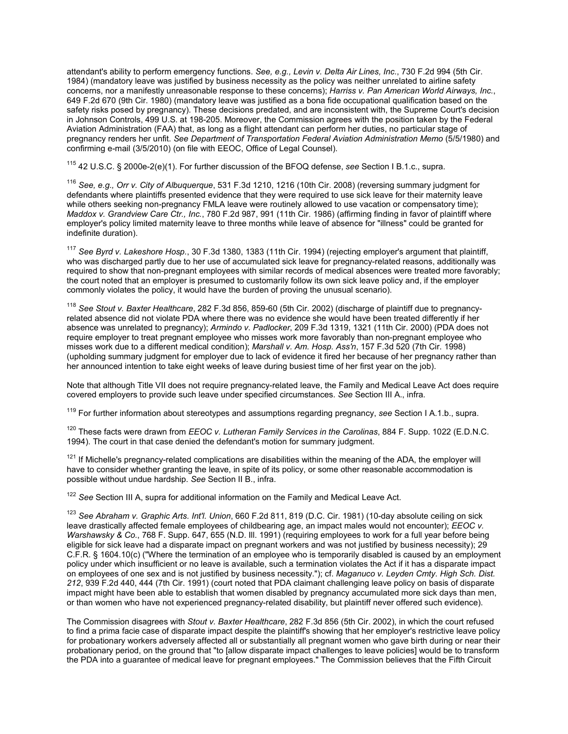attendant's ability to perform emergency functions. *See, e.g., Levin v. Delta Air Lines, Inc.*, 730 F.2d 994 (5th Cir. 1984) (mandatory leave was justified by business necessity as the policy was neither unrelated to airline safety concerns, nor a manifestly unreasonable response to these concerns); *Harriss v. Pan American World Airways, Inc.*, 649 F.2d 670 (9th Cir. 1980) (mandatory leave was justified as a bona fide occupational qualification based on the safety risks posed by pregnancy). These decisions predated, and are inconsistent with, the Supreme Court's decision in Johnson Controls, 499 U.S. at 198-205. Moreover, the Commission agrees with the position taken by the Federal Aviation Administration (FAA) that, as long as a flight attendant can perform her duties, no particular stage of pregnancy renders her unfit. *See Department of Transportation Federal Aviation Administration Memo* (5/5/1980) and confirming e-mail (3/5/2010) (on file with EEOC, Office of Legal Counsel).

[115] 42 U.S.C. § 2000e-2(e)(1). For further discussion of the BFOQ defense, *see* Section I B.1.c., supra.

[116] *See, e.g., Orr v. City of Albuquerque*, 531 F.3d 1210, 1216 (10th Cir. 2008) (reversing summary judgment for defendants where plaintiffs presented evidence that they were required to use sick leave for their maternity leave while others seeking non-pregnancy FMLA leave were routinely allowed to use vacation or compensatory time); *Maddox v. Grandview Care Ctr., Inc.*, 780 F.2d 987, 991 (11th Cir. 1986) (affirming finding in favor of plaintiff where employer's policy limited maternity leave to three months while leave of absence for "illness" could be granted for indefinite duration).

[117] *See Byrd v. Lakeshore Hosp.*, 30 F.3d 1380, 1383 (11th Cir. 1994) (rejecting employer's argument that plaintiff, who was discharged partly due to her use of accumulated sick leave for pregnancy-related reasons, additionally was required to show that non-pregnant employees with similar records of medical absences were treated more favorably; the court noted that an employer is presumed to customarily follow its own sick leave policy and, if the employer commonly violates the policy, it would have the burden of proving the unusual scenario).

[118] *See Stout v. Baxter Healthcare*, 282 F.3d 856, 859-60 (5th Cir. 2002) (discharge of plaintiff due to pregnancy-related absence did not violate PDA where there was no evidence she would have been treated differently if her absence was unrelated to pregnancy); *Armindo v. Padlocker*, 209 F.3d 1319, 1321 (11th Cir. 2000) (PDA does not require employer to treat pregnant employee who misses work more favorably than non-pregnant employee who misses work due to a different medical condition); *Marshall v. Am. Hosp. Ass'n*, 157 F.3d 520 (7th Cir. 1998) (upholding summary judgment for employer due to lack of evidence it fired her because of her pregnancy rather than her announced intention to take eight weeks of leave during busiest time of her first year on the job).

Note that although Title VII does not require pregnancy-related leave, the Family and Medical Leave Act does require covered employers to provide such leave under specified circumstances. *See* Section III A., infra.

[119] For further information about stereotypes and assumptions regarding pregnancy, *see* Section I A.1.b., supra.

[120] These facts were drawn from *EEOC v. Lutheran Family Services in the Carolinas*, 884 F. Supp. 1022 (E.D.N.C. 1994). The court in that case denied the defendant's motion for summary judgment.

[121] If Michelle's pregnancy-related complications are disabilities within the meaning of the ADA, the employer will have to consider whether granting the leave, in spite of its policy, or some other reasonable accommodation is possible without undue hardship. *See* Section II B., infra.

[122] *See* Section III A, supra for additional information on the Family and Medical Leave Act.

[123] *See Abraham v. Graphic Arts. Int'l. Union*, 660 F.2d 811, 819 (D.C. Cir. 1981) (10-day absolute ceiling on sick leave drastically affected female employees of childbearing age, an impact males would not encounter); *EEOC v. Warshawsky & Co.*, 768 F. Supp. 647, 655 (N.D. Ill. 1991) (requiring employees to work for a full year before being eligible for sick leave had a disparate impact on pregnant workers and was not justified by business necessity); 29 C.F.R. § 1604.10(c) ("Where the termination of an employee who is temporarily disabled is caused by an employment policy under which insufficient or no leave is available, such a termination violates the Act if it has a disparate impact on employees of one sex and is not justified by business necessity."); cf. *Maganuco v. Leyden Cmty. High Sch. Dist. 212*, 939 F.2d 440, 444 (7th Cir. 1991) (court noted that PDA claimant challenging leave policy on basis of disparate impact might have been able to establish that women disabled by pregnancy accumulated more sick days than men, or than women who have not experienced pregnancy-related disability, but plaintiff never offered such evidence).

The Commission disagrees with *Stout v. Baxter Healthcare*, 282 F.3d 856 (5th Cir. 2002), in which the court refused to find a prima facie case of disparate impact despite the plaintiff's showing that her employer's restrictive leave policy for probationary workers adversely affected all or substantially all pregnant women who gave birth during or near their probationary period, on the ground that "to [allow disparate impact challenges to leave policies] would be to transform the PDA into a guarantee of medical leave for pregnant employees." The Commission believes that the Fifth Circuit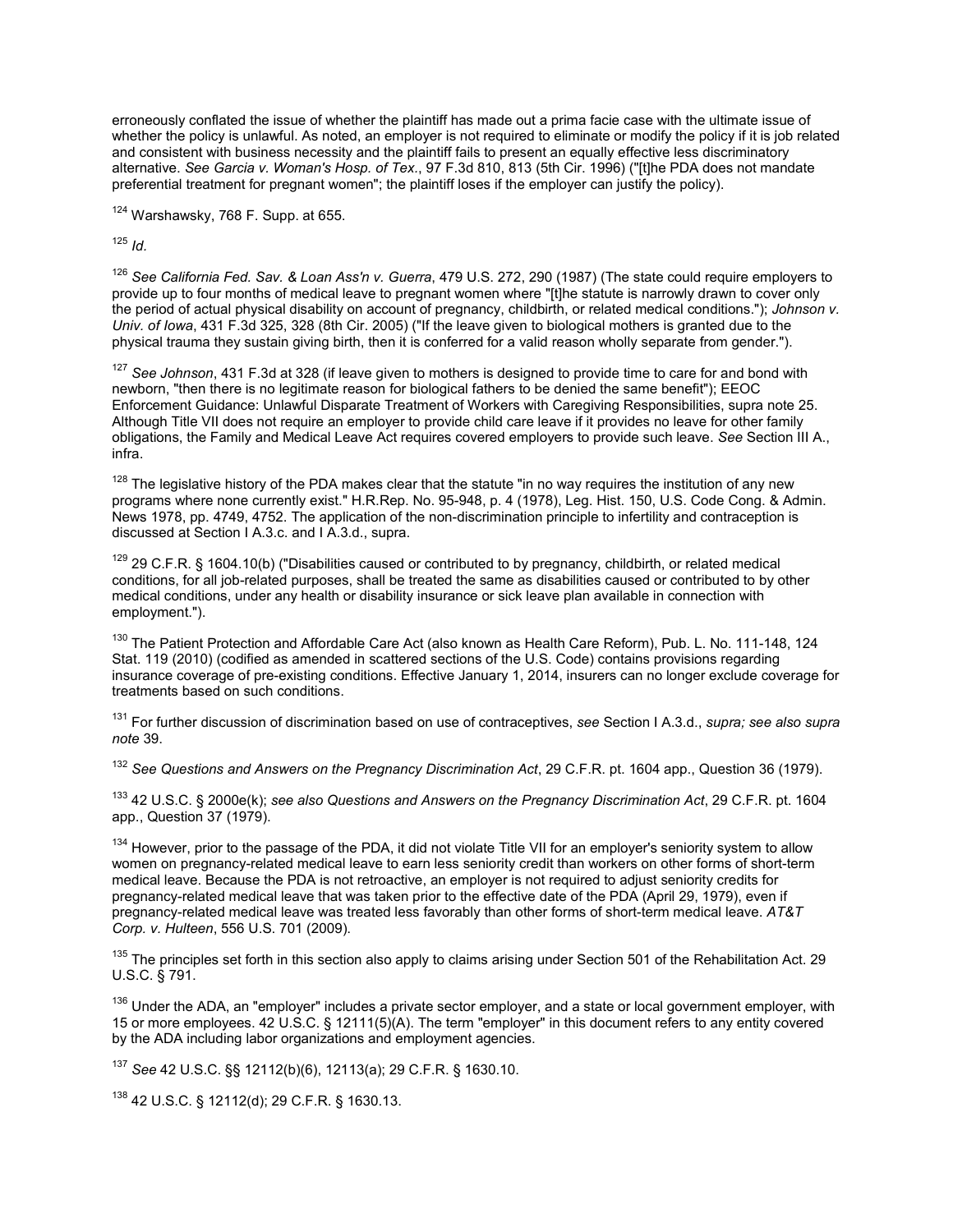erroneously conflated the issue of whether the plaintiff has made out a prima facie case with the ultimate issue of whether the policy is unlawful. As noted, an employer is not required to eliminate or modify the policy if it is job related and consistent with business necessity and the plaintiff fails to present an equally effective less discriminatory alternative. *See Garcia v. Woman's Hosp. of Tex.*, 97 F.3d 810, 813 (5th Cir. 1996) ("[t]he PDA does not mandate preferential treatment for pregnant women"; the plaintiff loses if the employer can justify the policy).

[124] Warshawsky, 768 F. Supp. at 655.

[125] *Id.*

[126] *See California Fed. Sav. & Loan Ass'n v. Guerra*, 479 U.S. 272, 290 (1987) (The state could require employers to provide up to four months of medical leave to pregnant women where "[t]he statute is narrowly drawn to cover only the period of actual physical disability on account of pregnancy, childbirth, or related medical conditions."); *Johnson v. Univ. of Iowa*, 431 F.3d 325, 328 (8th Cir. 2005) ("If the leave given to biological mothers is granted due to the physical trauma they sustain giving birth, then it is conferred for a valid reason wholly separate from gender.").

[127] *See Johnson*, 431 F.3d at 328 (if leave given to mothers is designed to provide time to care for and bond with newborn, "then there is no legitimate reason for biological fathers to be denied the same benefit"); EEOC Enforcement Guidance: Unlawful Disparate Treatment of Workers with Caregiving Responsibilities, supra note 25. Although Title VII does not require an employer to provide child care leave if it provides no leave for other family obligations, the Family and Medical Leave Act requires covered employers to provide such leave. *See* Section III A., infra.

[128] The legislative history of the PDA makes clear that the statute "in no way requires the institution of any new programs where none currently exist." H.R.Rep. No. 95-948, p. 4 (1978), Leg. Hist. 150, U.S. Code Cong. & Admin. News 1978, pp. 4749, 4752. The application of the non-discrimination principle to infertility and contraception is discussed at Section I A.3.c. and I A.3.d., supra.

[129] 29 C.F.R. § 1604.10(b) ("Disabilities caused or contributed to by pregnancy, childbirth, or related medical conditions, for all job-related purposes, shall be treated the same as disabilities caused or contributed to by other medical conditions, under any health or disability insurance or sick leave plan available in connection with employment.").

[130] The Patient Protection and Affordable Care Act (also known as Health Care Reform), Pub. L. No. 111-148, 124 Stat. 119 (2010) (codified as amended in scattered sections of the U.S. Code) contains provisions regarding insurance coverage of pre-existing conditions. Effective January 1, 2014, insurers can no longer exclude coverage for treatments based on such conditions.

[131] For further discussion of discrimination based on use of contraceptives, *see* Section I A.3.d., *supra; see also supra note* 39.

[132] *See Questions and Answers on the Pregnancy Discrimination Act*, 29 C.F.R. pt. 1604 app., Question 36 (1979).

[133] 42 U.S.C. § 2000e(k); *see also Questions and Answers on the Pregnancy Discrimination Act*, 29 C.F.R. pt. 1604 app., Question 37 (1979).

[134] However, prior to the passage of the PDA, it did not violate Title VII for an employer's seniority system to allow women on pregnancy-related medical leave to earn less seniority credit than workers on other forms of short-term medical leave. Because the PDA is not retroactive, an employer is not required to adjust seniority credits for pregnancy-related medical leave that was taken prior to the effective date of the PDA (April 29, 1979), even if pregnancy-related medical leave was treated less favorably than other forms of short-term medical leave. *AT&T Corp. v. Hulteen*, 556 U.S. 701 (2009).

[135] The principles set forth in this section also apply to claims arising under Section 501 of the Rehabilitation Act. 29 U.S.C. § 791.

[136] Under the ADA, an "employer" includes a private sector employer, and a state or local government employer, with 15 or more employees. 42 U.S.C. § 12111(5)(A). The term "employer" in this document refers to any entity covered by the ADA including labor organizations and employment agencies.

[137] *See* 42 U.S.C. §§ 12112(b)(6), 12113(a); 29 C.F.R. § 1630.10.

[138] 42 U.S.C. § 12112(d); 29 C.F.R. § 1630.13.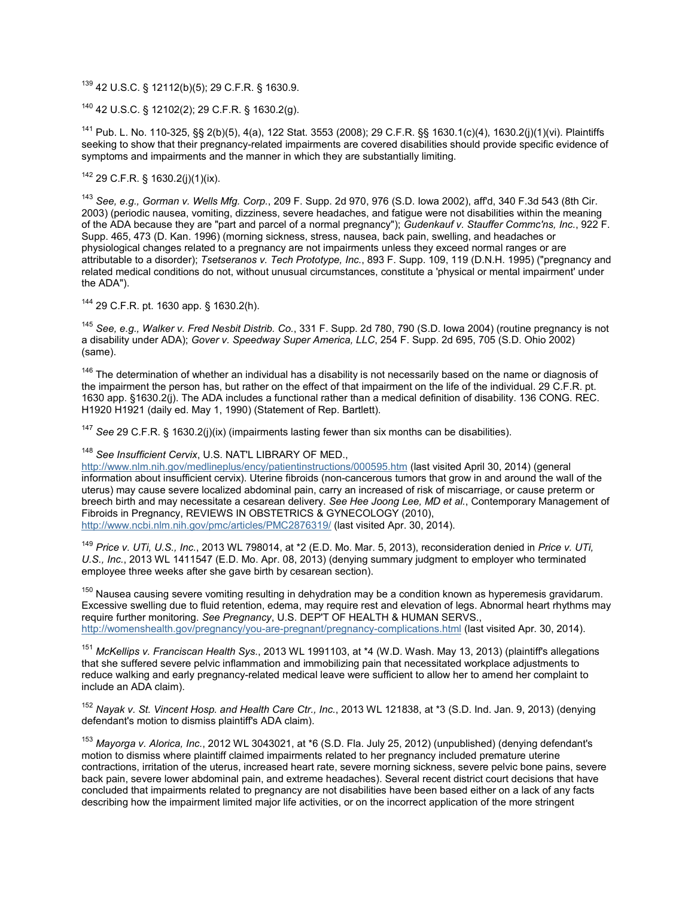[139] 42 U.S.C. § 12112(b)(5); 29 C.F.R. § 1630.9.

[140] 42 U.S.C. § 12102(2); 29 C.F.R. § 1630.2(g).

[141] Pub. L. No. 110-325, §§ 2(b)(5), 4(a), 122 Stat. 3553 (2008); 29 C.F.R. §§ 1630.1(c)(4), 1630.2(j)(1)(vi). Plaintiffs seeking to show that their pregnancy-related impairments are covered disabilities should provide specific evidence of symptoms and impairments and the manner in which they are substantially limiting.

[142] 29 C.F.R. § 1630.2(j)(1)(ix).

[143] *See, e.g., Gorman v. Wells Mfg. Corp.*, 209 F. Supp. 2d 970, 976 (S.D. Iowa 2002), aff'd, 340 F.3d 543 (8th Cir. 2003) (periodic nausea, vomiting, dizziness, severe headaches, and fatigue were not disabilities within the meaning of the ADA because they are "part and parcel of a normal pregnancy"); *Gudenkauf v. Stauffer Commc'ns, Inc.*, 922 F. Supp. 465, 473 (D. Kan. 1996) (morning sickness, stress, nausea, back pain, swelling, and headaches or physiological changes related to a pregnancy are not impairments unless they exceed normal ranges or are attributable to a disorder); *Tsetseranos v. Tech Prototype, Inc.*, 893 F. Supp. 109, 119 (D.N.H. 1995) ("pregnancy and related medical conditions do not, without unusual circumstances, constitute a 'physical or mental impairment' under the ADA").

[144] 29 C.F.R. pt. 1630 app. § 1630.2(h).

[145] *See, e.g., Walker v. Fred Nesbit Distrib. Co.*, 331 F. Supp. 2d 780, 790 (S.D. Iowa 2004) (routine pregnancy is not a disability under ADA); *Gover v. Speedway Super America, LLC*, 254 F. Supp. 2d 695, 705 (S.D. Ohio 2002) (same).

[146] The determination of whether an individual has a disability is not necessarily based on the name or diagnosis of the impairment the person has, but rather on the effect of that impairment on the life of the individual. 29 C.F.R. pt. 1630 app. §1630.2(j). The ADA includes a functional rather than a medical definition of disability. 136 CONG. REC. H1920 H1921 (daily ed. May 1, 1990) (Statement of Rep. Bartlett).

[147] *See* 29 C.F.R. § 1630.2(j)(ix) (impairments lasting fewer than six months can be disabilities).

[148] *See Insufficient Cervix*, U.S. NAT'L LIBRARY OF MED., http://www.nlm.nih.gov/medlineplus/ency/patientinstructions/000595.htm (last visited April 30, 2014) (general information about insufficient cervix). Uterine fibroids (non-cancerous tumors that grow in and around the wall of the uterus) may cause severe localized abdominal pain, carry an increased of risk of miscarriage, or cause preterm or breech birth and may necessitate a cesarean delivery. *See Hee Joong Lee, MD et al.*, Contemporary Management of Fibroids in Pregnancy, REVIEWS IN OBSTETRICS & GYNECOLOGY (2010), http://www.ncbi.nlm.nih.gov/pmc/articles/PMC2876319/ (last visited Apr. 30, 2014).

[149] *Price v. UTi, U.S., Inc.*, 2013 WL 798014, at *2 (E.D. Mo. Mar. 5, 2013), reconsideration denied in *Price v. UTi, U.S., Inc.*, 2013 WL 1411547 (E.D. Mo. Apr. 08, 2013) (denying summary judgment to employer who terminated employee three weeks after she gave birth by cesarean section).

[150] Nausea causing severe vomiting resulting in dehydration may be a condition known as hyperemesis gravidarum. Excessive swelling due to fluid retention, edema, may require rest and elevation of legs. Abnormal heart rhythms may require further monitoring. *See Pregnancy*, U.S. DEP'T OF HEALTH & HUMAN SERVS., http://womenshealth.gov/pregnancy/you-are-pregnant/pregnancy-complications.html (last visited Apr. 30, 2014).

[151] *McKellips v. Franciscan Health Sys.*, 2013 WL 1991103, at *4 (W.D. Wash. May 13, 2013) (plaintiff's allegations that she suffered severe pelvic inflammation and immobilizing pain that necessitated workplace adjustments to reduce walking and early pregnancy-related medical leave were sufficient to allow her to amend her complaint to include an ADA claim).

[152] *Nayak v. St. Vincent Hosp. and Health Care Ctr., Inc.*, 2013 WL 121838, at *3 (S.D. Ind. Jan. 9, 2013) (denying defendant's motion to dismiss plaintiff's ADA claim).

[153] *Mayorga v. Alorica, Inc.*, 2012 WL 3043021, at *6 (S.D. Fla. July 25, 2012) (unpublished) (denying defendant's motion to dismiss where plaintiff claimed impairments related to her pregnancy included premature uterine contractions, irritation of the uterus, increased heart rate, severe morning sickness, severe pelvic bone pains, severe back pain, severe lower abdominal pain, and extreme headaches). Several recent district court decisions that have concluded that impairments related to pregnancy are not disabilities have been based either on a lack of any facts describing how the impairment limited major life activities, or on the incorrect application of the more stringent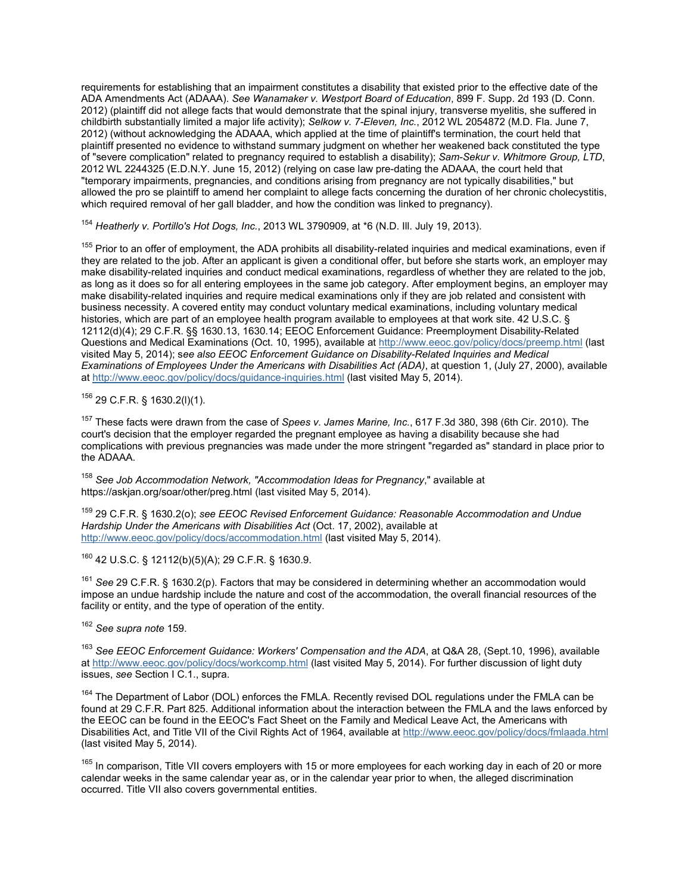requirements for establishing that an impairment constitutes a disability that existed prior to the effective date of the ADA Amendments Act (ADAAA). *See Wanamaker v. Westport Board of Education*, 899 F. Supp. 2d 193 (D. Conn. 2012) (plaintiff did not allege facts that would demonstrate that the spinal injury, transverse myelitis, she suffered in childbirth substantially limited a major life activity); *Selkow v. 7-Eleven, Inc.*, 2012 WL 2054872 (M.D. Fla. June 7, 2012) (without acknowledging the ADAAA, which applied at the time of plaintiff's termination, the court held that plaintiff presented no evidence to withstand summary judgment on whether her weakened back constituted the type of "severe complication" related to pregnancy required to establish a disability); *Sam-Sekur v. Whitmore Group, LTD*, 2012 WL 2244325 (E.D.N.Y. June 15, 2012) (relying on case law pre-dating the ADAAA, the court held that "temporary impairments, pregnancies, and conditions arising from pregnancy are not typically disabilities," but allowed the pro se plaintiff to amend her complaint to allege facts concerning the duration of her chronic cholecystitis, which required removal of her gall bladder, and how the condition was linked to pregnancy).

[154] *Heatherly v. Portillo's Hot Dogs, Inc.*, 2013 WL 3790909, at *6 (N.D. Ill. July 19, 2013).

[155] Prior to an offer of employment, the ADA prohibits all disability-related inquiries and medical examinations, even if they are related to the job. After an applicant is given a conditional offer, but before she starts work, an employer may make disability-related inquiries and conduct medical examinations, regardless of whether they are related to the job, as long as it does so for all entering employees in the same job category. After employment begins, an employer may make disability-related inquiries and require medical examinations only if they are job related and consistent with business necessity. A covered entity may conduct voluntary medical examinations, including voluntary medical histories, which are part of an employee health program available to employees at that work site. 42 U.S.C. § 12112(d)(4); 29 C.F.R. §§ 1630.13, 1630.14; EEOC Enforcement Guidance: Preemployment Disability-Related Questions and Medical Examinations (Oct. 10, 1995), available at http://www.eeoc.gov/policy/docs/preemp.html (last visited May 5, 2014); s*ee also EEOC Enforcement Guidance on Disability-Related Inquiries and Medical Examinations of Employees Under the Americans with Disabilities Act (ADA)*, at question 1, (July 27, 2000), available at http://www.eeoc.gov/policy/docs/guidance-inquiries.html (last visited May 5, 2014).

[156] 29 C.F.R. § 1630.2(l)(1).

[157] These facts were drawn from the case of *Spees v. James Marine, Inc.*, 617 F.3d 380, 398 (6th Cir. 2010). The court's decision that the employer regarded the pregnant employee as having a disability because she had complications with previous pregnancies was made under the more stringent "regarded as" standard in place prior to the ADAAA.

[158] *See Job Accommodation Network, "Accommodation Ideas for Pregnancy*," available at https://askjan.org/soar/other/preg.html (last visited May 5, 2014).

[159] 29 C.F.R. § 1630.2(o); *see EEOC Revised Enforcement Guidance: Reasonable Accommodation and Undue Hardship Under the Americans with Disabilities Act* (Oct. 17, 2002), available at http://www.eeoc.gov/policy/docs/accommodation.html (last visited May 5, 2014).

[160] 42 U.S.C. § 12112(b)(5)(A); 29 C.F.R. § 1630.9.

[161] *See* 29 C.F.R. § 1630.2(p). Factors that may be considered in determining whether an accommodation would impose an undue hardship include the nature and cost of the accommodation, the overall financial resources of the facility or entity, and the type of operation of the entity.

[162] *See supra note* 159.

[163] *See EEOC Enforcement Guidance: Workers' Compensation and the ADA*, at Q&A 28, (Sept.10, 1996), available at http://www.eeoc.gov/policy/docs/workcomp.html (last visited May 5, 2014). For further discussion of light duty issues, *see* Section I C.1., supra.

[164] The Department of Labor (DOL) enforces the FMLA. Recently revised DOL regulations under the FMLA can be found at 29 C.F.R. Part 825. Additional information about the interaction between the FMLA and the laws enforced by the EEOC can be found in the EEOC's Fact Sheet on the Family and Medical Leave Act, the Americans with Disabilities Act, and Title VII of the Civil Rights Act of 1964, available at http://www.eeoc.gov/policy/docs/fmlaada.html (last visited May 5, 2014).

[165] In comparison, Title VII covers employers with 15 or more employees for each working day in each of 20 or more calendar weeks in the same calendar year as, or in the calendar year prior to when, the alleged discrimination occurred. Title VII also covers governmental entities.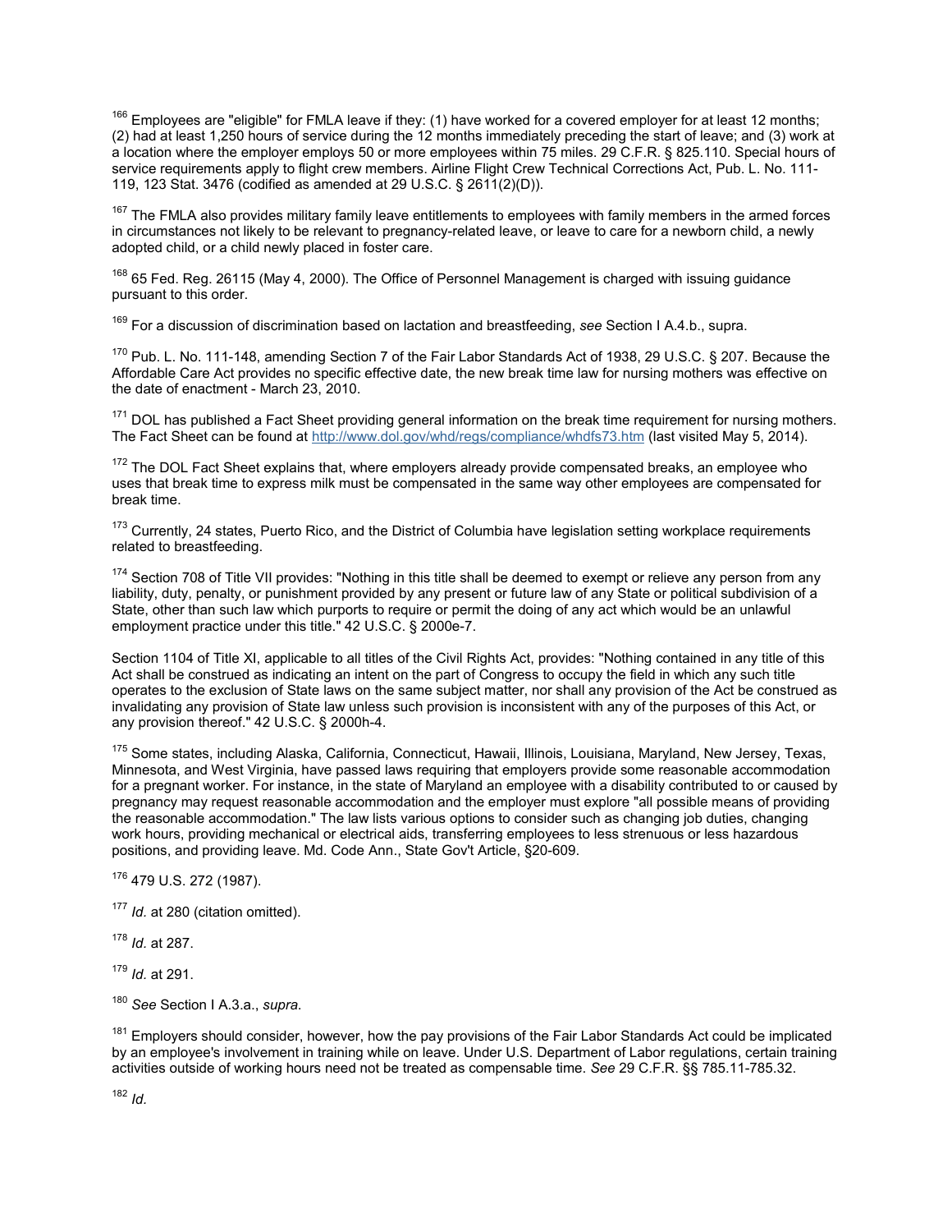[166] Employees are "eligible" for FMLA leave if they: (1) have worked for a covered employer for at least 12 months; (2) had at least 1,250 hours of service during the 12 months immediately preceding the start of leave; and (3) work at a location where the employer employs 50 or more employees within 75 miles. 29 C.F.R. § 825.110. Special hours of service requirements apply to flight crew members. Airline Flight Crew Technical Corrections Act, Pub. L. No. 111-119, 123 Stat. 3476 (codified as amended at 29 U.S.C. § 2611(2)(D)).

[167] The FMLA also provides military family leave entitlements to employees with family members in the armed forces in circumstances not likely to be relevant to pregnancy-related leave, or leave to care for a newborn child, a newly adopted child, or a child newly placed in foster care.

[168] 65 Fed. Reg. 26115 (May 4, 2000). The Office of Personnel Management is charged with issuing guidance pursuant to this order.

[169] For a discussion of discrimination based on lactation and breastfeeding, *see* Section I A.4.b., supra.

[170] Pub. L. No. 111-148, amending Section 7 of the Fair Labor Standards Act of 1938, 29 U.S.C. § 207. Because the Affordable Care Act provides no specific effective date, the new break time law for nursing mothers was effective on the date of enactment - March 23, 2010.

[171] DOL has published a Fact Sheet providing general information on the break time requirement for nursing mothers. The Fact Sheet can be found at http://www.dol.gov/whd/regs/compliance/whdfs73.htm (last visited May 5, 2014).

[172] The DOL Fact Sheet explains that, where employers already provide compensated breaks, an employee who uses that break time to express milk must be compensated in the same way other employees are compensated for break time.

[173] Currently, 24 states, Puerto Rico, and the District of Columbia have legislation setting workplace requirements related to breastfeeding.

[174] Section 708 of Title VII provides: "Nothing in this title shall be deemed to exempt or relieve any person from any liability, duty, penalty, or punishment provided by any present or future law of any State or political subdivision of a State, other than such law which purports to require or permit the doing of any act which would be an unlawful employment practice under this title." 42 U.S.C. § 2000e-7.

Section 1104 of Title XI, applicable to all titles of the Civil Rights Act, provides: "Nothing contained in any title of this Act shall be construed as indicating an intent on the part of Congress to occupy the field in which any such title operates to the exclusion of State laws on the same subject matter, nor shall any provision of the Act be construed as invalidating any provision of State law unless such provision is inconsistent with any of the purposes of this Act, or any provision thereof." 42 U.S.C. § 2000h-4.

[175] Some states, including Alaska, California, Connecticut, Hawaii, Illinois, Louisiana, Maryland, New Jersey, Texas, Minnesota, and West Virginia, have passed laws requiring that employers provide some reasonable accommodation for a pregnant worker. For instance, in the state of Maryland an employee with a disability contributed to or caused by pregnancy may request reasonable accommodation and the employer must explore "all possible means of providing the reasonable accommodation." The law lists various options to consider such as changing job duties, changing work hours, providing mechanical or electrical aids, transferring employees to less strenuous or less hazardous positions, and providing leave. Md. Code Ann., State Gov't Article, §20-609.

[176] 479 U.S. 272 (1987).

[177] *Id.* at 280 (citation omitted).

[178] *Id.* at 287.

[179] *Id.* at 291.

[180] *See* Section I A.3.a., *supra.*

[181] Employers should consider, however, how the pay provisions of the Fair Labor Standards Act could be implicated by an employee's involvement in training while on leave. Under U.S. Department of Labor regulations, certain training activities outside of working hours need not be treated as compensable time. *See* 29 C.F.R. §§ 785.11-785.32.

[182] *Id.*